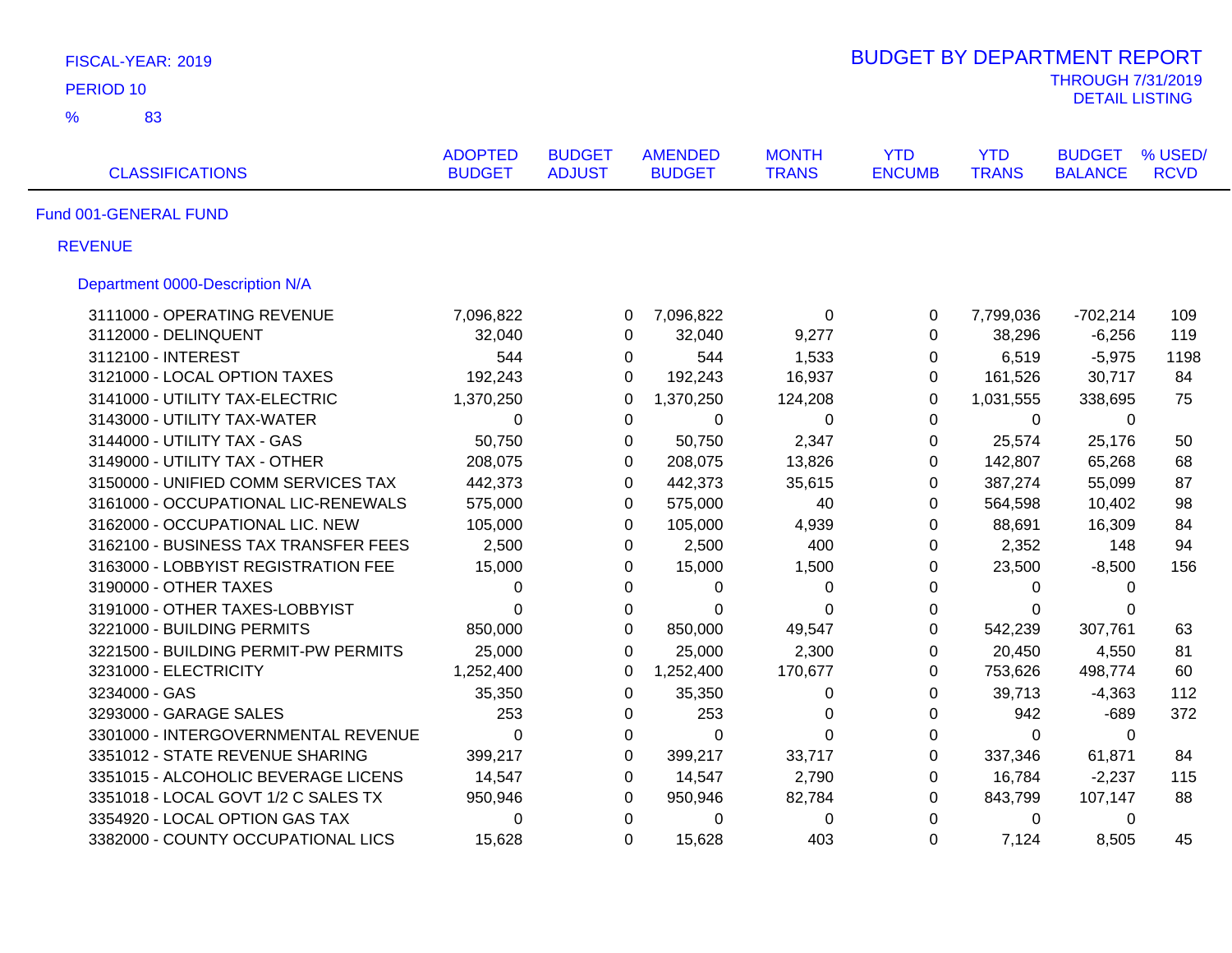FISCAL-YEAR: 2019

PERIOD 10

% 83

# BUDGET BY DEPARTMENT REPORT

THROUGH 7/31/2019

DETAIL LISTING

| CLASSIFICATIONS | ADOPTED BUDGET | BUDGET ADJUST | AMENDED BUDGET | MONTH TRANS | YTD ENCUMB | YTD TRANS | BUDGET BALANCE | % USED/ RCVD |
|---|---|---|---|---|---|---|---|---|
| **Fund 001-GENERAL FUND** | | | | | | | | |
| **REVENUE** | | | | | | | | |
| **Department 0000-Description N/A** | | | | | | | | |
| 3111000 - OPERATING REVENUE | 7,096,822 | 0 | 7,096,822 | 0 | 0 | 7,799,036 | -702,214 | 109 |
| 3112000 - DELINQUENT | 32,040 | 0 | 32,040 | 9,277 | 0 | 38,296 | -6,256 | 119 |
| 3112100 - INTEREST | 544 | 0 | 544 | 1,533 | 0 | 6,519 | -5,975 | 1198 |
| 3121000 - LOCAL OPTION TAXES | 192,243 | 0 | 192,243 | 16,937 | 0 | 161,526 | 30,717 | 84 |
| 3141000 - UTILITY TAX-ELECTRIC | 1,370,250 | 0 | 1,370,250 | 124,208 | 0 | 1,031,555 | 338,695 | 75 |
| 3143000 - UTILITY TAX-WATER | 0 | 0 | 0 | 0 | 0 | 0 | 0 | |
| 3144000 - UTILITY TAX - GAS | 50,750 | 0 | 50,750 | 2,347 | 0 | 25,574 | 25,176 | 50 |
| 3149000 - UTILITY TAX - OTHER | 208,075 | 0 | 208,075 | 13,826 | 0 | 142,807 | 65,268 | 68 |
| 3150000 - UNIFIED COMM SERVICES TAX | 442,373 | 0 | 442,373 | 35,615 | 0 | 387,274 | 55,099 | 87 |
| 3161000 - OCCUPATIONAL LIC-RENEWALS | 575,000 | 0 | 575,000 | 40 | 0 | 564,598 | 10,402 | 98 |
| 3162000 - OCCUPATIONAL LIC. NEW | 105,000 | 0 | 105,000 | 4,939 | 0 | 88,691 | 16,309 | 84 |
| 3162100 - BUSINESS TAX TRANSFER FEES | 2,500 | 0 | 2,500 | 400 | 0 | 2,352 | 148 | 94 |
| 3163000 - LOBBYIST REGISTRATION FEE | 15,000 | 0 | 15,000 | 1,500 | 0 | 23,500 | -8,500 | 156 |
| 3190000 - OTHER TAXES | 0 | 0 | 0 | 0 | 0 | 0 | 0 | |
| 3191000 - OTHER TAXES-LOBBYIST | 0 | 0 | 0 | 0 | 0 | 0 | 0 | |
| 3221000 - BUILDING PERMITS | 850,000 | 0 | 850,000 | 49,547 | 0 | 542,239 | 307,761 | 63 |
| 3221500 - BUILDING PERMIT-PW PERMITS | 25,000 | 0 | 25,000 | 2,300 | 0 | 20,450 | 4,550 | 81 |
| 3231000 - ELECTRICITY | 1,252,400 | 0 | 1,252,400 | 170,677 | 0 | 753,626 | 498,774 | 60 |
| 3234000 - GAS | 35,350 | 0 | 35,350 | 0 | 0 | 39,713 | -4,363 | 112 |
| 3293000 - GARAGE SALES | 253 | 0 | 253 | 0 | 0 | 942 | -689 | 372 |
| 3301000 - INTERGOVERNMENTAL REVENUE | 0 | 0 | 0 | 0 | 0 | 0 | 0 | |
| 3351012 - STATE REVENUE SHARING | 399,217 | 0 | 399,217 | 33,717 | 0 | 337,346 | 61,871 | 84 |
| 3351015 - ALCOHOLIC BEVERAGE LICENS | 14,547 | 0 | 14,547 | 2,790 | 0 | 16,784 | -2,237 | 115 |
| 3351018 - LOCAL GOVT 1/2 C SALES TX | 950,946 | 0 | 950,946 | 82,784 | 0 | 843,799 | 107,147 | 88 |
| 3354920 - LOCAL OPTION GAS TAX | 0 | 0 | 0 | 0 | 0 | 0 | 0 | |
| 3382000 - COUNTY OCCUPATIONAL LICS | 15,628 | 0 | 15,628 | 403 | 0 | 7,124 | 8,505 | 45 |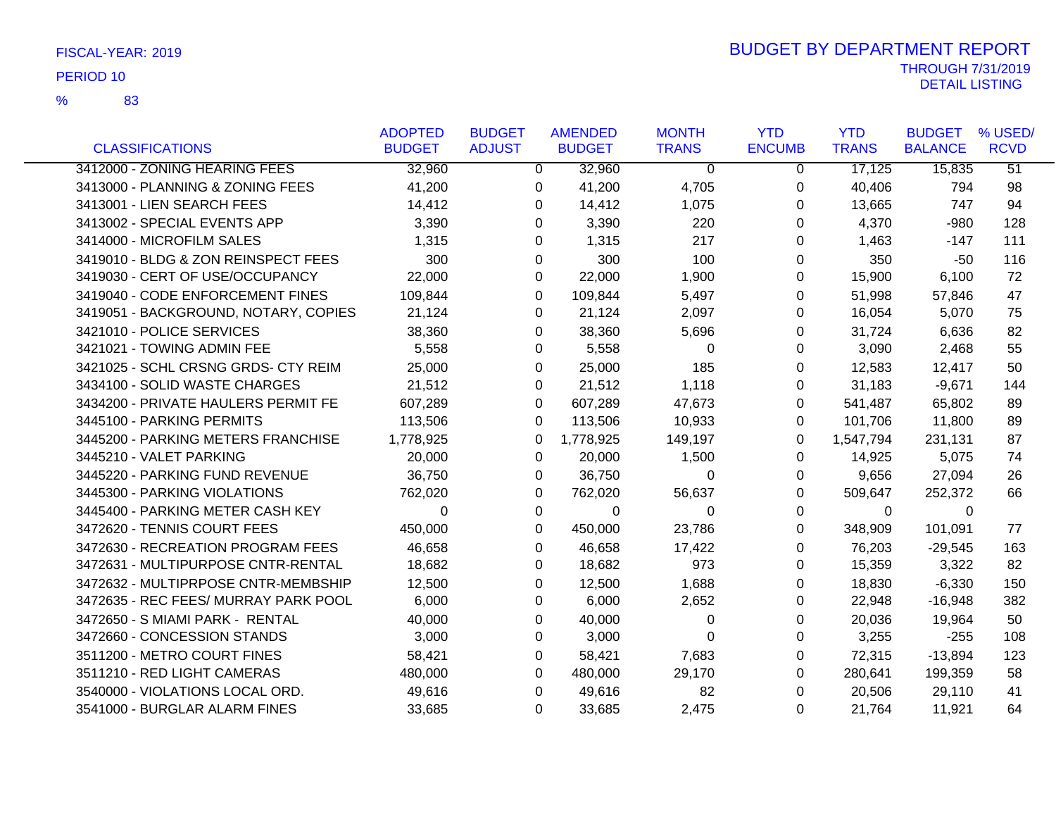FISCAL-YEAR: 2019

PERIOD 10

% 83

# BUDGET BY DEPARTMENT REPORT

THROUGH 7/31/2019
DETAIL LISTING

| CLASSIFICATIONS | ADOPTED BUDGET | BUDGET ADJUST | AMENDED BUDGET | MONTH TRANS | YTD ENCUMB | YTD TRANS | BUDGET BALANCE | % USED/ RCVD |
|---|---|---|---|---|---|---|---|---|
| 3412000 - ZONING HEARING FEES | 32,960 | 0 | 32,960 | 0 | 0 | 17,125 | 15,835 | 51 |
| 3413000 - PLANNING & ZONING FEES | 41,200 | 0 | 41,200 | 4,705 | 0 | 40,406 | 794 | 98 |
| 3413001 - LIEN SEARCH FEES | 14,412 | 0 | 14,412 | 1,075 | 0 | 13,665 | 747 | 94 |
| 3413002 - SPECIAL EVENTS APP | 3,390 | 0 | 3,390 | 220 | 0 | 4,370 | -980 | 128 |
| 3414000 - MICROFILM SALES | 1,315 | 0 | 1,315 | 217 | 0 | 1,463 | -147 | 111 |
| 3419010 - BLDG & ZON REINSPECT FEES | 300 | 0 | 300 | 100 | 0 | 350 | -50 | 116 |
| 3419030 - CERT OF USE/OCCUPANCY | 22,000 | 0 | 22,000 | 1,900 | 0 | 15,900 | 6,100 | 72 |
| 3419040 - CODE ENFORCEMENT FINES | 109,844 | 0 | 109,844 | 5,497 | 0 | 51,998 | 57,846 | 47 |
| 3419051 - BACKGROUND, NOTARY, COPIES | 21,124 | 0 | 21,124 | 2,097 | 0 | 16,054 | 5,070 | 75 |
| 3421010 - POLICE SERVICES | 38,360 | 0 | 38,360 | 5,696 | 0 | 31,724 | 6,636 | 82 |
| 3421021 - TOWING ADMIN FEE | 5,558 | 0 | 5,558 | 0 | 0 | 3,090 | 2,468 | 55 |
| 3421025 - SCHL CRSNG GRDS- CTY REIM | 25,000 | 0 | 25,000 | 185 | 0 | 12,583 | 12,417 | 50 |
| 3434100 - SOLID WASTE CHARGES | 21,512 | 0 | 21,512 | 1,118 | 0 | 31,183 | -9,671 | 144 |
| 3434200 - PRIVATE HAULERS PERMIT FE | 607,289 | 0 | 607,289 | 47,673 | 0 | 541,487 | 65,802 | 89 |
| 3445100 - PARKING PERMITS | 113,506 | 0 | 113,506 | 10,933 | 0 | 101,706 | 11,800 | 89 |
| 3445200 - PARKING METERS FRANCHISE | 1,778,925 | 0 | 1,778,925 | 149,197 | 0 | 1,547,794 | 231,131 | 87 |
| 3445210 - VALET PARKING | 20,000 | 0 | 20,000 | 1,500 | 0 | 14,925 | 5,075 | 74 |
| 3445220 - PARKING FUND REVENUE | 36,750 | 0 | 36,750 | 0 | 0 | 9,656 | 27,094 | 26 |
| 3445300 - PARKING VIOLATIONS | 762,020 | 0 | 762,020 | 56,637 | 0 | 509,647 | 252,372 | 66 |
| 3445400 - PARKING METER CASH KEY | 0 | 0 | 0 | 0 | 0 | 0 | 0 | |
| 3472620 - TENNIS COURT FEES | 450,000 | 0 | 450,000 | 23,786 | 0 | 348,909 | 101,091 | 77 |
| 3472630 - RECREATION PROGRAM FEES | 46,658 | 0 | 46,658 | 17,422 | 0 | 76,203 | -29,545 | 163 |
| 3472631 - MULTIPURPOSE CNTR-RENTAL | 18,682 | 0 | 18,682 | 973 | 0 | 15,359 | 3,322 | 82 |
| 3472632 - MULTIPRPOSE CNTR-MEMBSHIP | 12,500 | 0 | 12,500 | 1,688 | 0 | 18,830 | -6,330 | 150 |
| 3472635 - REC FEES/ MURRAY PARK POOL | 6,000 | 0 | 6,000 | 2,652 | 0 | 22,948 | -16,948 | 382 |
| 3472650 - S MIAMI PARK - RENTAL | 40,000 | 0 | 40,000 | 0 | 0 | 20,036 | 19,964 | 50 |
| 3472660 - CONCESSION STANDS | 3,000 | 0 | 3,000 | 0 | 0 | 3,255 | -255 | 108 |
| 3511200 - METRO COURT FINES | 58,421 | 0 | 58,421 | 7,683 | 0 | 72,315 | -13,894 | 123 |
| 3511210 - RED LIGHT CAMERAS | 480,000 | 0 | 480,000 | 29,170 | 0 | 280,641 | 199,359 | 58 |
| 3540000 - VIOLATIONS LOCAL ORD. | 49,616 | 0 | 49,616 | 82 | 0 | 20,506 | 29,110 | 41 |
| 3541000 - BURGLAR ALARM FINES | 33,685 | 0 | 33,685 | 2,475 | 0 | 21,764 | 11,921 | 64 |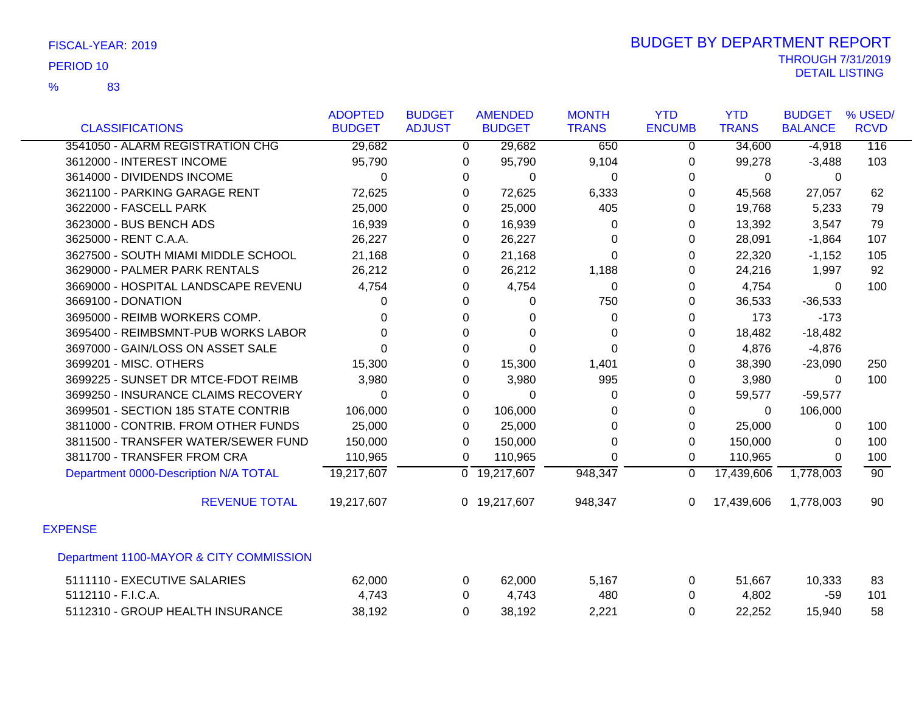FISCAL-YEAR: 2019

PERIOD 10

% 83

# BUDGET BY DEPARTMENT REPORT

THROUGH 7/31/2019

DETAIL LISTING

| CLASSIFICATIONS | ADOPTED BUDGET | BUDGET ADJUST | AMENDED BUDGET | MONTH TRANS | YTD ENCUMB | YTD TRANS | BUDGET BALANCE | % USED/ RCVD |
|---|---|---|---|---|---|---|---|---|
| 3541050 - ALARM REGISTRATION CHG | 29,682 | 0 | 29,682 | 650 | 0 | 34,600 | -4,918 | 116 |
| 3612000 - INTEREST INCOME | 95,790 | 0 | 95,790 | 9,104 | 0 | 99,278 | -3,488 | 103 |
| 3614000 - DIVIDENDS INCOME | 0 | 0 | 0 | 0 | 0 | 0 | 0 | |
| 3621100 - PARKING GARAGE RENT | 72,625 | 0 | 72,625 | 6,333 | 0 | 45,568 | 27,057 | 62 |
| 3622000 - FASCELL PARK | 25,000 | 0 | 25,000 | 405 | 0 | 19,768 | 5,233 | 79 |
| 3623000 - BUS BENCH ADS | 16,939 | 0 | 16,939 | 0 | 0 | 13,392 | 3,547 | 79 |
| 3625000 - RENT C.A.A. | 26,227 | 0 | 26,227 | 0 | 0 | 28,091 | -1,864 | 107 |
| 3627500 - SOUTH MIAMI MIDDLE SCHOOL | 21,168 | 0 | 21,168 | 0 | 0 | 22,320 | -1,152 | 105 |
| 3629000 - PALMER PARK RENTALS | 26,212 | 0 | 26,212 | 1,188 | 0 | 24,216 | 1,997 | 92 |
| 3669000 - HOSPITAL LANDSCAPE REVENU | 4,754 | 0 | 4,754 | 0 | 0 | 4,754 | 0 | 100 |
| 3669100 - DONATION | 0 | 0 | 0 | 750 | 0 | 36,533 | -36,533 | |
| 3695000 - REIMB WORKERS COMP. | 0 | 0 | 0 | 0 | 0 | 173 | -173 | |
| 3695400 - REIMBSMNT-PUB WORKS LABOR | 0 | 0 | 0 | 0 | 0 | 18,482 | -18,482 | |
| 3697000 - GAIN/LOSS ON ASSET SALE | 0 | 0 | 0 | 0 | 0 | 4,876 | -4,876 | |
| 3699201 - MISC. OTHERS | 15,300 | 0 | 15,300 | 1,401 | 0 | 38,390 | -23,090 | 250 |
| 3699225 - SUNSET DR MTCE-FDOT REIMB | 3,980 | 0 | 3,980 | 995 | 0 | 3,980 | 0 | 100 |
| 3699250 - INSURANCE CLAIMS RECOVERY | 0 | 0 | 0 | 0 | 0 | 59,577 | -59,577 | |
| 3699501 - SECTION 185 STATE CONTRIB | 106,000 | 0 | 106,000 | 0 | 0 | 0 | 106,000 | |
| 3811000 - CONTRIB. FROM OTHER FUNDS | 25,000 | 0 | 25,000 | 0 | 0 | 25,000 | 0 | 100 |
| 3811500 - TRANSFER WATER/SEWER FUND | 150,000 | 0 | 150,000 | 0 | 0 | 150,000 | 0 | 100 |
| 3811700 - TRANSFER FROM CRA | 110,965 | 0 | 110,965 | 0 | 0 | 110,965 | 0 | 100 |
| Department 0000-Description N/A TOTAL | 19,217,607 | 0 | 19,217,607 | 948,347 | 0 | 17,439,606 | 1,778,003 | 90 |
| REVENUE TOTAL | 19,217,607 | 0 | 19,217,607 | 948,347 | 0 | 17,439,606 | 1,778,003 | 90 |

EXPENSE

Department 1100-MAYOR & CITY COMMISSION

| CLASSIFICATIONS | ADOPTED BUDGET | BUDGET ADJUST | AMENDED BUDGET | MONTH TRANS | YTD ENCUMB | YTD TRANS | BUDGET BALANCE | % USED/ RCVD |
|---|---|---|---|---|---|---|---|---|
| 5111110 - EXECUTIVE SALARIES | 62,000 | 0 | 62,000 | 5,167 | 0 | 51,667 | 10,333 | 83 |
| 5112110 - F.I.C.A. | 4,743 | 0 | 4,743 | 480 | 0 | 4,802 | -59 | 101 |
| 5112310 - GROUP HEALTH INSURANCE | 38,192 | 0 | 38,192 | 2,221 | 0 | 22,252 | 15,940 | 58 |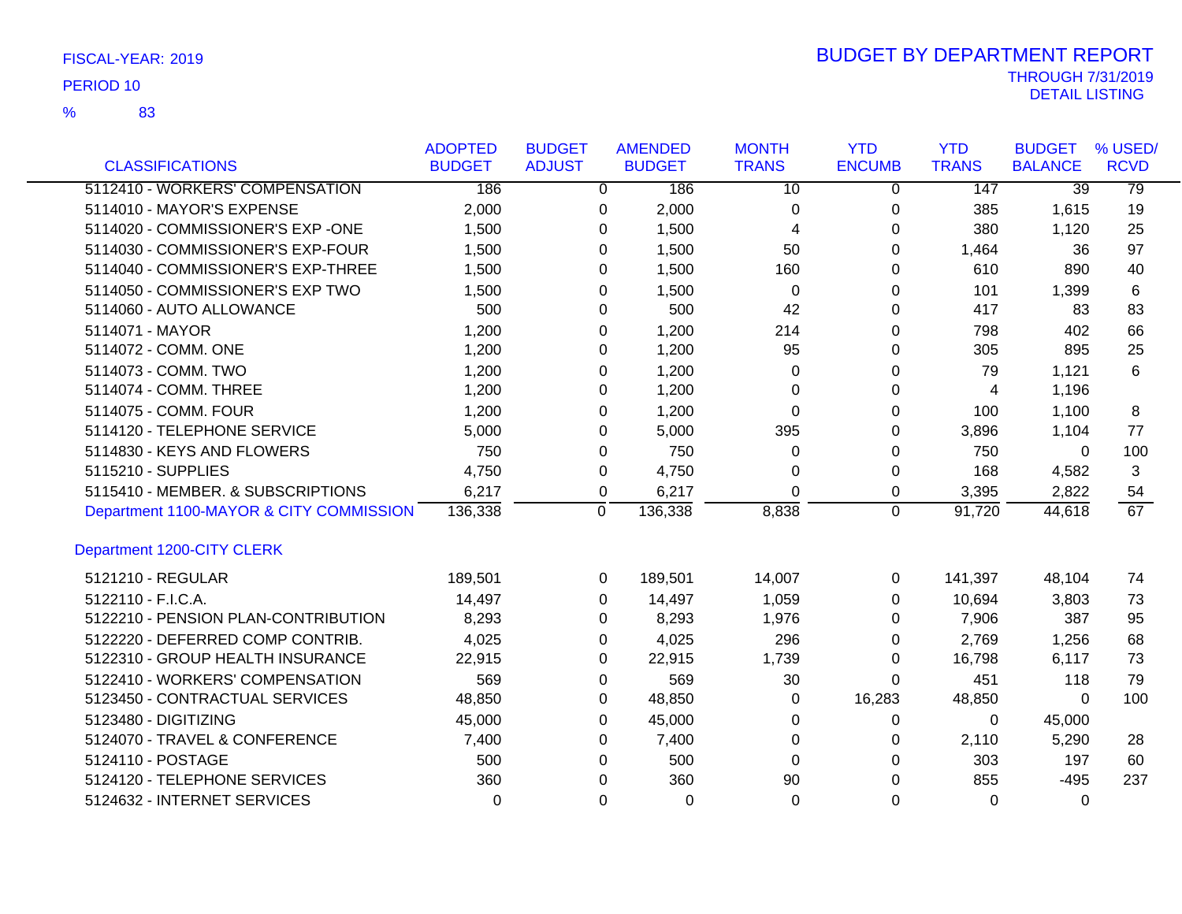FISCAL-YEAR: 2019

PERIOD 10

% 83

# BUDGET BY DEPARTMENT REPORT

THROUGH 7/31/2019

DETAIL LISTING

| CLASSIFICATIONS | ADOPTED BUDGET | BUDGET ADJUST | AMENDED BUDGET | MONTH TRANS | YTD ENCUMB | YTD TRANS | BUDGET BALANCE | % USED/ RCVD |
|---|---|---|---|---|---|---|---|---|
| 5112410 - WORKERS' COMPENSATION | 186 | 0 | 186 | 10 | 0 | 147 | 39 | 79 |
| 5114010 - MAYOR'S EXPENSE | 2,000 | 0 | 2,000 | 0 | 0 | 385 | 1,615 | 19 |
| 5114020 - COMMISSIONER'S EXP -ONE | 1,500 | 0 | 1,500 | 4 | 0 | 380 | 1,120 | 25 |
| 5114030 - COMMISSIONER'S EXP-FOUR | 1,500 | 0 | 1,500 | 50 | 0 | 1,464 | 36 | 97 |
| 5114040 - COMMISSIONER'S EXP-THREE | 1,500 | 0 | 1,500 | 160 | 0 | 610 | 890 | 40 |
| 5114050 - COMMISSIONER'S EXP TWO | 1,500 | 0 | 1,500 | 0 | 0 | 101 | 1,399 | 6 |
| 5114060 - AUTO ALLOWANCE | 500 | 0 | 500 | 42 | 0 | 417 | 83 | 83 |
| 5114071 - MAYOR | 1,200 | 0 | 1,200 | 214 | 0 | 798 | 402 | 66 |
| 5114072 - COMM. ONE | 1,200 | 0 | 1,200 | 95 | 0 | 305 | 895 | 25 |
| 5114073 - COMM. TWO | 1,200 | 0 | 1,200 | 0 | 0 | 79 | 1,121 | 6 |
| 5114074 - COMM. THREE | 1,200 | 0 | 1,200 | 0 | 0 | 4 | 1,196 | |
| 5114075 - COMM. FOUR | 1,200 | 0 | 1,200 | 0 | 0 | 100 | 1,100 | 8 |
| 5114120 - TELEPHONE SERVICE | 5,000 | 0 | 5,000 | 395 | 0 | 3,896 | 1,104 | 77 |
| 5114830 - KEYS AND FLOWERS | 750 | 0 | 750 | 0 | 0 | 750 | 0 | 100 |
| 5115210 - SUPPLIES | 4,750 | 0 | 4,750 | 0 | 0 | 168 | 4,582 | 3 |
| 5115410 - MEMBER. & SUBSCRIPTIONS | 6,217 | 0 | 6,217 | 0 | 0 | 3,395 | 2,822 | 54 |
| Department 1100-MAYOR & CITY COMMISSION | 136,338 | 0 | 136,338 | 8,838 | 0 | 91,720 | 44,618 | 67 |
| **Department 1200-CITY CLERK** | | | | | | | | |
| 5121210 - REGULAR | 189,501 | 0 | 189,501 | 14,007 | 0 | 141,397 | 48,104 | 74 |
| 5122110 - F.I.C.A. | 14,497 | 0 | 14,497 | 1,059 | 0 | 10,694 | 3,803 | 73 |
| 5122210 - PENSION PLAN-CONTRIBUTION | 8,293 | 0 | 8,293 | 1,976 | 0 | 7,906 | 387 | 95 |
| 5122220 - DEFERRED COMP CONTRIB. | 4,025 | 0 | 4,025 | 296 | 0 | 2,769 | 1,256 | 68 |
| 5122310 - GROUP HEALTH INSURANCE | 22,915 | 0 | 22,915 | 1,739 | 0 | 16,798 | 6,117 | 73 |
| 5122410 - WORKERS' COMPENSATION | 569 | 0 | 569 | 30 | 0 | 451 | 118 | 79 |
| 5123450 - CONTRACTUAL SERVICES | 48,850 | 0 | 48,850 | 0 | 16,283 | 48,850 | 0 | 100 |
| 5123480 - DIGITIZING | 45,000 | 0 | 45,000 | 0 | 0 | 0 | 45,000 | |
| 5124070 - TRAVEL & CONFERENCE | 7,400 | 0 | 7,400 | 0 | 0 | 2,110 | 5,290 | 28 |
| 5124110 - POSTAGE | 500 | 0 | 500 | 0 | 0 | 303 | 197 | 60 |
| 5124120 - TELEPHONE SERVICES | 360 | 0 | 360 | 90 | 0 | 855 | -495 | 237 |
| 5124632 - INTERNET SERVICES | 0 | 0 | 0 | 0 | 0 | 0 | 0 | |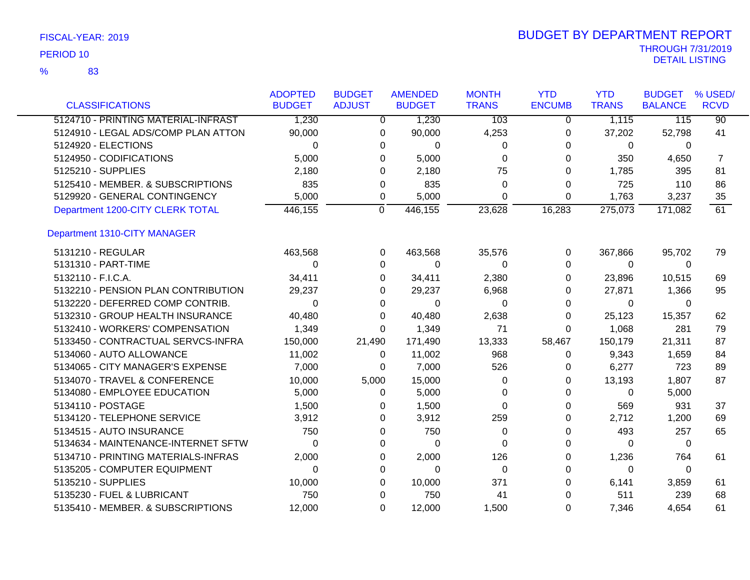FISCAL-YEAR: 2019

PERIOD 10

% 83

# BUDGET BY DEPARTMENT REPORT

THROUGH 7/31/2019

DETAIL LISTING

| CLASSIFICATIONS | ADOPTED BUDGET | BUDGET ADJUST | AMENDED BUDGET | MONTH TRANS | YTD ENCUMB | YTD TRANS | BUDGET BALANCE | % USED/ RCVD |
|---|---|---|---|---|---|---|---|---|
| 5124710 - PRINTING MATERIAL-INFRAST | 1,230 | 0 | 1,230 | 103 | 0 | 1,115 | 115 | 90 |
| 5124910 - LEGAL ADS/COMP PLAN ATTON | 90,000 | 0 | 90,000 | 4,253 | 0 | 37,202 | 52,798 | 41 |
| 5124920 - ELECTIONS | 0 | 0 | 0 | 0 | 0 | 0 | 0 | |
| 5124950 - CODIFICATIONS | 5,000 | 0 | 5,000 | 0 | 0 | 350 | 4,650 | 7 |
| 5125210 - SUPPLIES | 2,180 | 0 | 2,180 | 75 | 0 | 1,785 | 395 | 81 |
| 5125410 - MEMBER. & SUBSCRIPTIONS | 835 | 0 | 835 | 0 | 0 | 725 | 110 | 86 |
| 5129920 - GENERAL CONTINGENCY | 5,000 | 0 | 5,000 | 0 | 0 | 1,763 | 3,237 | 35 |
| Department 1200-CITY CLERK TOTAL | 446,155 | 0 | 446,155 | 23,628 | 16,283 | 275,073 | 171,082 | 61 |
| **Department 1310-CITY MANAGER** | | | | | | | | |
| 5131210 - REGULAR | 463,568 | 0 | 463,568 | 35,576 | 0 | 367,866 | 95,702 | 79 |
| 5131310 - PART-TIME | 0 | 0 | 0 | 0 | 0 | 0 | 0 | |
| 5132110 - F.I.C.A. | 34,411 | 0 | 34,411 | 2,380 | 0 | 23,896 | 10,515 | 69 |
| 5132210 - PENSION PLAN CONTRIBUTION | 29,237 | 0 | 29,237 | 6,968 | 0 | 27,871 | 1,366 | 95 |
| 5132220 - DEFERRED COMP CONTRIB. | 0 | 0 | 0 | 0 | 0 | 0 | 0 | |
| 5132310 - GROUP HEALTH INSURANCE | 40,480 | 0 | 40,480 | 2,638 | 0 | 25,123 | 15,357 | 62 |
| 5132410 - WORKERS' COMPENSATION | 1,349 | 0 | 1,349 | 71 | 0 | 1,068 | 281 | 79 |
| 5133450 - CONTRACTUAL SERVCS-INFRA | 150,000 | 21,490 | 171,490 | 13,333 | 58,467 | 150,179 | 21,311 | 87 |
| 5134060 - AUTO ALLOWANCE | 11,002 | 0 | 11,002 | 968 | 0 | 9,343 | 1,659 | 84 |
| 5134065 - CITY MANAGER'S EXPENSE | 7,000 | 0 | 7,000 | 526 | 0 | 6,277 | 723 | 89 |
| 5134070 - TRAVEL & CONFERENCE | 10,000 | 5,000 | 15,000 | 0 | 0 | 13,193 | 1,807 | 87 |
| 5134080 - EMPLOYEE EDUCATION | 5,000 | 0 | 5,000 | 0 | 0 | 0 | 5,000 | |
| 5134110 - POSTAGE | 1,500 | 0 | 1,500 | 0 | 0 | 569 | 931 | 37 |
| 5134120 - TELEPHONE SERVICE | 3,912 | 0 | 3,912 | 259 | 0 | 2,712 | 1,200 | 69 |
| 5134515 - AUTO INSURANCE | 750 | 0 | 750 | 0 | 0 | 493 | 257 | 65 |
| 5134634 - MAINTENANCE-INTERNET SFTW | 0 | 0 | 0 | 0 | 0 | 0 | 0 | |
| 5134710 - PRINTING MATERIALS-INFRAS | 2,000 | 0 | 2,000 | 126 | 0 | 1,236 | 764 | 61 |
| 5135205 - COMPUTER EQUIPMENT | 0 | 0 | 0 | 0 | 0 | 0 | 0 | |
| 5135210 - SUPPLIES | 10,000 | 0 | 10,000 | 371 | 0 | 6,141 | 3,859 | 61 |
| 5135230 - FUEL & LUBRICANT | 750 | 0 | 750 | 41 | 0 | 511 | 239 | 68 |
| 5135410 - MEMBER. & SUBSCRIPTIONS | 12,000 | 0 | 12,000 | 1,500 | 0 | 7,346 | 4,654 | 61 |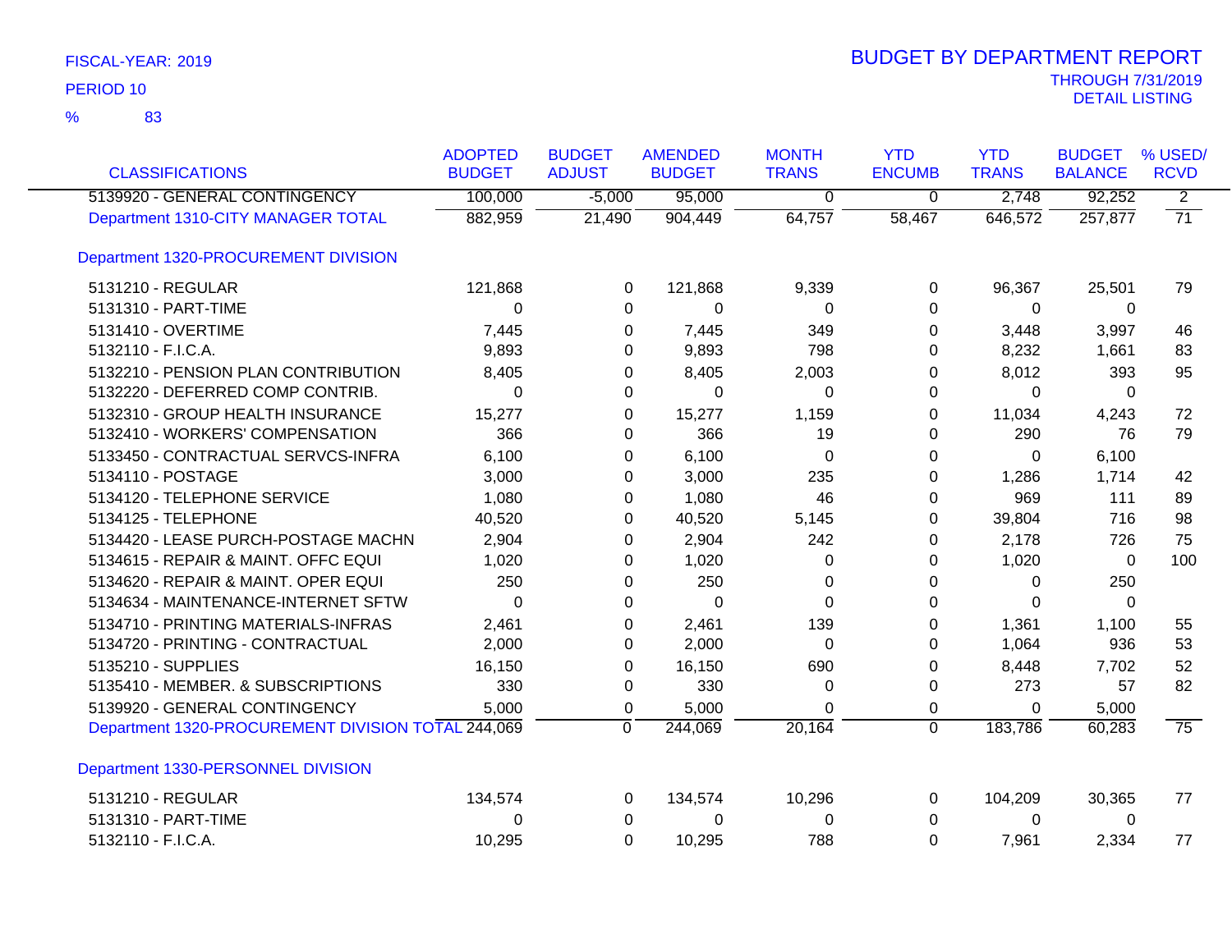FISCAL-YEAR: 2019

PERIOD 10

% 83

# BUDGET BY DEPARTMENT REPORT

THROUGH 7/31/2019
DETAIL LISTING

| CLASSIFICATIONS | ADOPTED BUDGET | BUDGET ADJUST | AMENDED BUDGET | MONTH TRANS | YTD ENCUMB | YTD TRANS | BUDGET BALANCE | % USED/ RCVD |
|---|---|---|---|---|---|---|---|---|
| 5139920 - GENERAL CONTINGENCY | 100,000 | -5,000 | 95,000 | 0 | 0 | 2,748 | 92,252 | 2 |
| Department 1310-CITY MANAGER TOTAL | 882,959 | 21,490 | 904,449 | 64,757 | 58,467 | 646,572 | 257,877 | 71 |
| Department 1320-PROCUREMENT DIVISION | | | | | | | | |
| 5131210 - REGULAR | 121,868 | 0 | 121,868 | 9,339 | 0 | 96,367 | 25,501 | 79 |
| 5131310 - PART-TIME | 0 | 0 | 0 | 0 | 0 | 0 | 0 | |
| 5131410 - OVERTIME | 7,445 | 0 | 7,445 | 349 | 0 | 3,448 | 3,997 | 46 |
| 5132110 - F.I.C.A. | 9,893 | 0 | 9,893 | 798 | 0 | 8,232 | 1,661 | 83 |
| 5132210 - PENSION PLAN CONTRIBUTION | 8,405 | 0 | 8,405 | 2,003 | 0 | 8,012 | 393 | 95 |
| 5132220 - DEFERRED COMP CONTRIB. | 0 | 0 | 0 | 0 | 0 | 0 | 0 | |
| 5132310 - GROUP HEALTH INSURANCE | 15,277 | 0 | 15,277 | 1,159 | 0 | 11,034 | 4,243 | 72 |
| 5132410 - WORKERS' COMPENSATION | 366 | 0 | 366 | 19 | 0 | 290 | 76 | 79 |
| 5133450 - CONTRACTUAL SERVCS-INFRA | 6,100 | 0 | 6,100 | 0 | 0 | 0 | 6,100 | |
| 5134110 - POSTAGE | 3,000 | 0 | 3,000 | 235 | 0 | 1,286 | 1,714 | 42 |
| 5134120 - TELEPHONE SERVICE | 1,080 | 0 | 1,080 | 46 | 0 | 969 | 111 | 89 |
| 5134125 - TELEPHONE | 40,520 | 0 | 40,520 | 5,145 | 0 | 39,804 | 716 | 98 |
| 5134420 - LEASE PURCH-POSTAGE MACHN | 2,904 | 0 | 2,904 | 242 | 0 | 2,178 | 726 | 75 |
| 5134615 - REPAIR & MAINT. OFFC EQUI | 1,020 | 0 | 1,020 | 0 | 0 | 1,020 | 0 | 100 |
| 5134620 - REPAIR & MAINT. OPER EQUI | 250 | 0 | 250 | 0 | 0 | 0 | 250 | |
| 5134634 - MAINTENANCE-INTERNET SFTW | 0 | 0 | 0 | 0 | 0 | 0 | 0 | |
| 5134710 - PRINTING MATERIALS-INFRAS | 2,461 | 0 | 2,461 | 139 | 0 | 1,361 | 1,100 | 55 |
| 5134720 - PRINTING - CONTRACTUAL | 2,000 | 0 | 2,000 | 0 | 0 | 1,064 | 936 | 53 |
| 5135210 - SUPPLIES | 16,150 | 0 | 16,150 | 690 | 0 | 8,448 | 7,702 | 52 |
| 5135410 - MEMBER. & SUBSCRIPTIONS | 330 | 0 | 330 | 0 | 0 | 273 | 57 | 82 |
| 5139920 - GENERAL CONTINGENCY | 5,000 | 0 | 5,000 | 0 | 0 | 0 | 5,000 | |
| Department 1320-PROCUREMENT DIVISION TOTAL | 244,069 | 0 | 244,069 | 20,164 | 0 | 183,786 | 60,283 | 75 |
| Department 1330-PERSONNEL DIVISION | | | | | | | | |
| 5131210 - REGULAR | 134,574 | 0 | 134,574 | 10,296 | 0 | 104,209 | 30,365 | 77 |
| 5131310 - PART-TIME | 0 | 0 | 0 | 0 | 0 | 0 | 0 | |
| 5132110 - F.I.C.A. | 10,295 | 0 | 10,295 | 788 | 0 | 7,961 | 2,334 | 77 |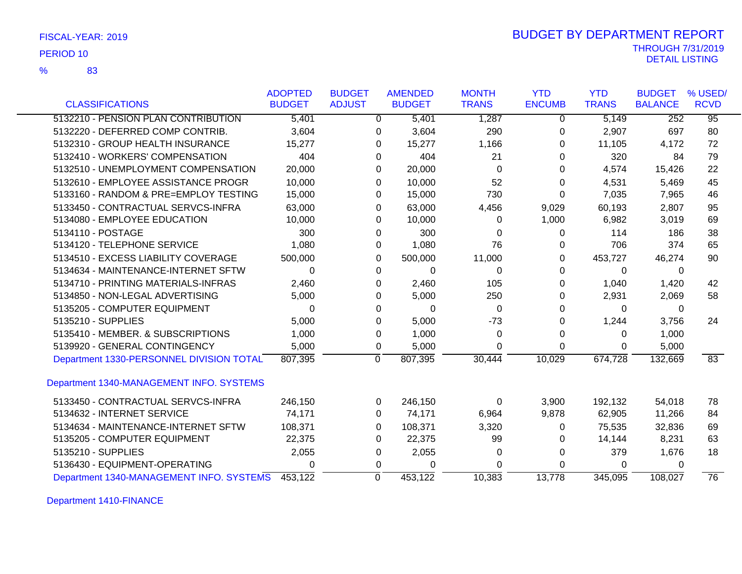FISCAL-YEAR: 2019

PERIOD 10

% 83

# BUDGET BY DEPARTMENT REPORT

THROUGH 7/31/2019

DETAIL LISTING

| CLASSIFICATIONS | ADOPTED BUDGET | BUDGET ADJUST | AMENDED BUDGET | MONTH TRANS | YTD ENCUMB | YTD TRANS | BUDGET BALANCE | % USED/ RCVD |
|---|---|---|---|---|---|---|---|---|
| 5132210 - PENSION PLAN CONTRIBUTION | 5,401 | 0 | 5,401 | 1,287 | 0 | 5,149 | 252 | 95 |
| 5132220 - DEFERRED COMP CONTRIB. | 3,604 | 0 | 3,604 | 290 | 0 | 2,907 | 697 | 80 |
| 5132310 - GROUP HEALTH INSURANCE | 15,277 | 0 | 15,277 | 1,166 | 0 | 11,105 | 4,172 | 72 |
| 5132410 - WORKERS' COMPENSATION | 404 | 0 | 404 | 21 | 0 | 320 | 84 | 79 |
| 5132510 - UNEMPLOYMENT COMPENSATION | 20,000 | 0 | 20,000 | 0 | 0 | 4,574 | 15,426 | 22 |
| 5132610 - EMPLOYEE ASSISTANCE PROGR | 10,000 | 0 | 10,000 | 52 | 0 | 4,531 | 5,469 | 45 |
| 5133160 - RANDOM & PRE=EMPLOY TESTING | 15,000 | 0 | 15,000 | 730 | 0 | 7,035 | 7,965 | 46 |
| 5133450 - CONTRACTUAL SERVCS-INFRA | 63,000 | 0 | 63,000 | 4,456 | 9,029 | 60,193 | 2,807 | 95 |
| 5134080 - EMPLOYEE EDUCATION | 10,000 | 0 | 10,000 | 0 | 1,000 | 6,982 | 3,019 | 69 |
| 5134110 - POSTAGE | 300 | 0 | 300 | 0 | 0 | 114 | 186 | 38 |
| 5134120 - TELEPHONE SERVICE | 1,080 | 0 | 1,080 | 76 | 0 | 706 | 374 | 65 |
| 5134510 - EXCESS LIABILITY COVERAGE | 500,000 | 0 | 500,000 | 11,000 | 0 | 453,727 | 46,274 | 90 |
| 5134634 - MAINTENANCE-INTERNET SFTW | 0 | 0 | 0 | 0 | 0 | 0 | 0 | |
| 5134710 - PRINTING MATERIALS-INFRAS | 2,460 | 0 | 2,460 | 105 | 0 | 1,040 | 1,420 | 42 |
| 5134850 - NON-LEGAL ADVERTISING | 5,000 | 0 | 5,000 | 250 | 0 | 2,931 | 2,069 | 58 |
| 5135205 - COMPUTER EQUIPMENT | 0 | 0 | 0 | 0 | 0 | 0 | 0 | |
| 5135210 - SUPPLIES | 5,000 | 0 | 5,000 | -73 | 0 | 1,244 | 3,756 | 24 |
| 5135410 - MEMBER. & SUBSCRIPTIONS | 1,000 | 0 | 1,000 | 0 | 0 | 0 | 1,000 | |
| 5139920 - GENERAL CONTINGENCY | 5,000 | 0 | 5,000 | 0 | 0 | 0 | 5,000 | |
| Department 1330-PERSONNEL DIVISION TOTAL | 807,395 | 0 | 807,395 | 30,444 | 10,029 | 674,728 | 132,669 | 83 |

## Department 1340-MANAGEMENT INFO. SYSTEMS

| CLASSIFICATIONS | ADOPTED BUDGET | BUDGET ADJUST | AMENDED BUDGET | MONTH TRANS | YTD ENCUMB | YTD TRANS | BUDGET BALANCE | % USED/ RCVD |
|---|---|---|---|---|---|---|---|---|
| 5133450 - CONTRACTUAL SERVCS-INFRA | 246,150 | 0 | 246,150 | 0 | 3,900 | 192,132 | 54,018 | 78 |
| 5134632 - INTERNET SERVICE | 74,171 | 0 | 74,171 | 6,964 | 9,878 | 62,905 | 11,266 | 84 |
| 5134634 - MAINTENANCE-INTERNET SFTW | 108,371 | 0 | 108,371 | 3,320 | 0 | 75,535 | 32,836 | 69 |
| 5135205 - COMPUTER EQUIPMENT | 22,375 | 0 | 22,375 | 99 | 0 | 14,144 | 8,231 | 63 |
| 5135210 - SUPPLIES | 2,055 | 0 | 2,055 | 0 | 0 | 379 | 1,676 | 18 |
| 5136430 - EQUIPMENT-OPERATING | 0 | 0 | 0 | 0 | 0 | 0 | 0 | |
| Department 1340-MANAGEMENT INFO. SYSTEMS | 453,122 | 0 | 453,122 | 10,383 | 13,778 | 345,095 | 108,027 | 76 |

## Department 1410-FINANCE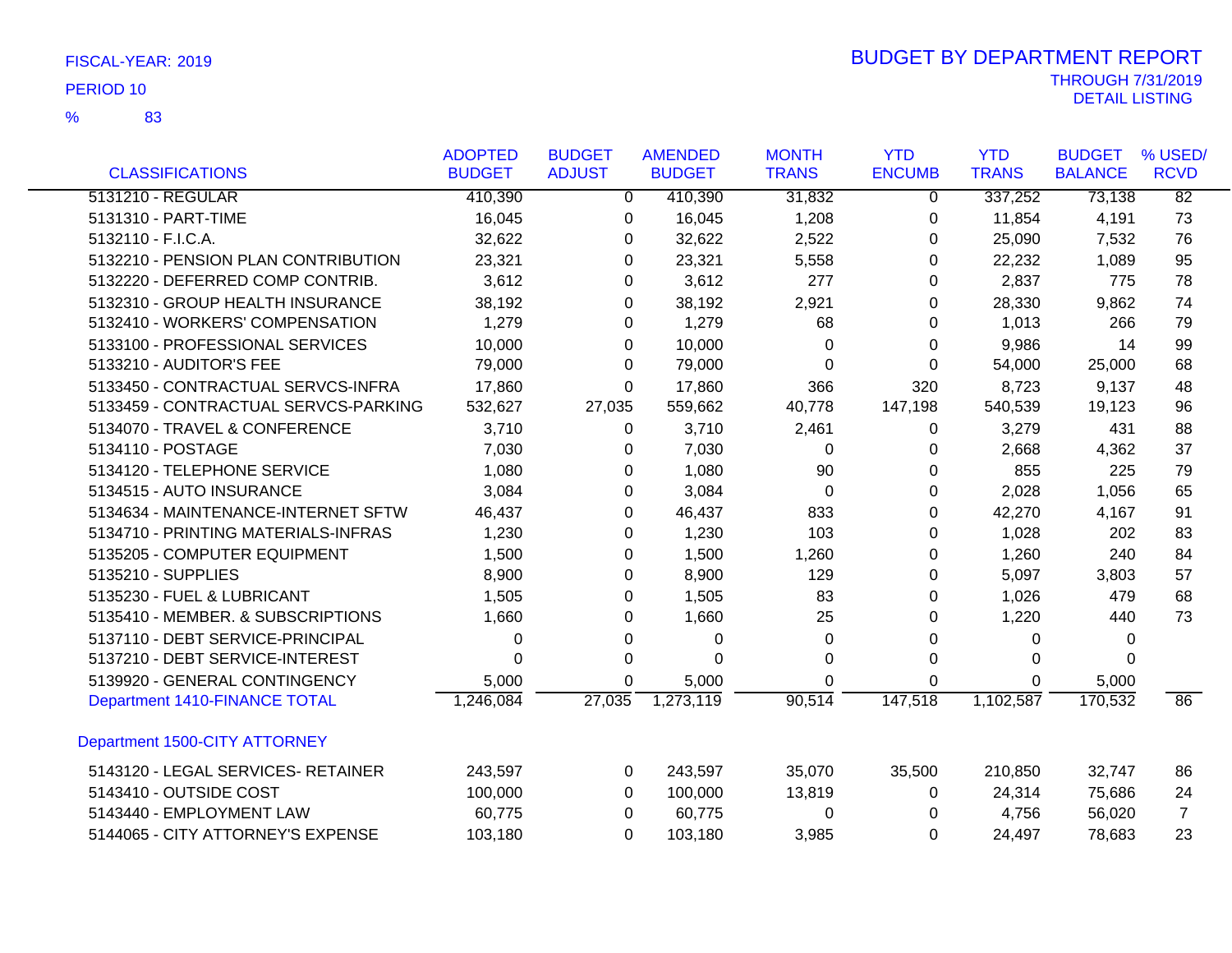FISCAL-YEAR: 2019

PERIOD 10

% 83

# BUDGET BY DEPARTMENT REPORT

THROUGH 7/31/2019

DETAIL LISTING

| CLASSIFICATIONS | ADOPTED BUDGET | BUDGET ADJUST | AMENDED BUDGET | MONTH TRANS | YTD ENCUMB | YTD TRANS | BUDGET BALANCE | % USED/ RCVD |
|---|---|---|---|---|---|---|---|---|
| 5131210 - REGULAR | 410,390 | 0 | 410,390 | 31,832 | 0 | 337,252 | 73,138 | 82 |
| 5131310 - PART-TIME | 16,045 | 0 | 16,045 | 1,208 | 0 | 11,854 | 4,191 | 73 |
| 5132110 - F.I.C.A. | 32,622 | 0 | 32,622 | 2,522 | 0 | 25,090 | 7,532 | 76 |
| 5132210 - PENSION PLAN CONTRIBUTION | 23,321 | 0 | 23,321 | 5,558 | 0 | 22,232 | 1,089 | 95 |
| 5132220 - DEFERRED COMP CONTRIB. | 3,612 | 0 | 3,612 | 277 | 0 | 2,837 | 775 | 78 |
| 5132310 - GROUP HEALTH INSURANCE | 38,192 | 0 | 38,192 | 2,921 | 0 | 28,330 | 9,862 | 74 |
| 5132410 - WORKERS' COMPENSATION | 1,279 | 0 | 1,279 | 68 | 0 | 1,013 | 266 | 79 |
| 5133100 - PROFESSIONAL SERVICES | 10,000 | 0 | 10,000 | 0 | 0 | 9,986 | 14 | 99 |
| 5133210 - AUDITOR'S FEE | 79,000 | 0 | 79,000 | 0 | 0 | 54,000 | 25,000 | 68 |
| 5133450 - CONTRACTUAL SERVCS-INFRA | 17,860 | 0 | 17,860 | 366 | 320 | 8,723 | 9,137 | 48 |
| 5133459 - CONTRACTUAL SERVCS-PARKING | 532,627 | 27,035 | 559,662 | 40,778 | 147,198 | 540,539 | 19,123 | 96 |
| 5134070 - TRAVEL & CONFERENCE | 3,710 | 0 | 3,710 | 2,461 | 0 | 3,279 | 431 | 88 |
| 5134110 - POSTAGE | 7,030 | 0 | 7,030 | 0 | 0 | 2,668 | 4,362 | 37 |
| 5134120 - TELEPHONE SERVICE | 1,080 | 0 | 1,080 | 90 | 0 | 855 | 225 | 79 |
| 5134515 - AUTO INSURANCE | 3,084 | 0 | 3,084 | 0 | 0 | 2,028 | 1,056 | 65 |
| 5134634 - MAINTENANCE-INTERNET SFTW | 46,437 | 0 | 46,437 | 833 | 0 | 42,270 | 4,167 | 91 |
| 5134710 - PRINTING MATERIALS-INFRAS | 1,230 | 0 | 1,230 | 103 | 0 | 1,028 | 202 | 83 |
| 5135205 - COMPUTER EQUIPMENT | 1,500 | 0 | 1,500 | 1,260 | 0 | 1,260 | 240 | 84 |
| 5135210 - SUPPLIES | 8,900 | 0 | 8,900 | 129 | 0 | 5,097 | 3,803 | 57 |
| 5135230 - FUEL & LUBRICANT | 1,505 | 0 | 1,505 | 83 | 0 | 1,026 | 479 | 68 |
| 5135410 - MEMBER. & SUBSCRIPTIONS | 1,660 | 0 | 1,660 | 25 | 0 | 1,220 | 440 | 73 |
| 5137110 - DEBT SERVICE-PRINCIPAL | 0 | 0 | 0 | 0 | 0 | 0 | 0 | |
| 5137210 - DEBT SERVICE-INTEREST | 0 | 0 | 0 | 0 | 0 | 0 | 0 | |
| 5139920 - GENERAL CONTINGENCY | 5,000 | 0 | 5,000 | 0 | 0 | 0 | 5,000 | |
| Department 1410-FINANCE TOTAL | 1,246,084 | 27,035 | 1,273,119 | 90,514 | 147,518 | 1,102,587 | 170,532 | 86 |
| Department 1500-CITY ATTORNEY | | | | | | | | |
| 5143120 - LEGAL SERVICES- RETAINER | 243,597 | 0 | 243,597 | 35,070 | 35,500 | 210,850 | 32,747 | 86 |
| 5143410 - OUTSIDE COST | 100,000 | 0 | 100,000 | 13,819 | 0 | 24,314 | 75,686 | 24 |
| 5143440 - EMPLOYMENT LAW | 60,775 | 0 | 60,775 | 0 | 0 | 4,756 | 56,020 | 7 |
| 5144065 - CITY ATTORNEY'S EXPENSE | 103,180 | 0 | 103,180 | 3,985 | 0 | 24,497 | 78,683 | 23 |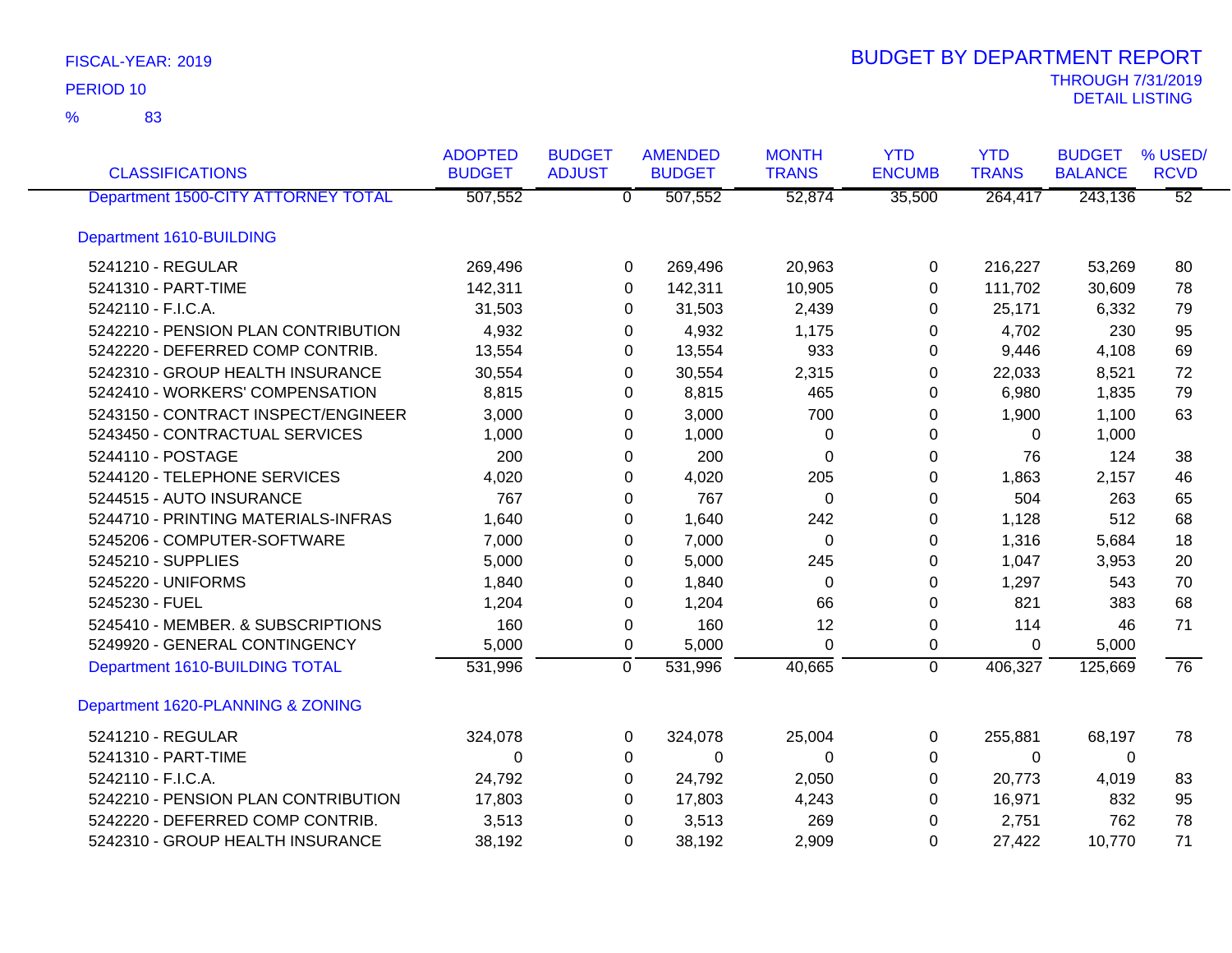FISCAL-YEAR: 2019

PERIOD 10

% 83

# BUDGET BY DEPARTMENT REPORT

THROUGH 7/31/2019

DETAIL LISTING

| CLASSIFICATIONS | ADOPTED BUDGET | BUDGET ADJUST | AMENDED BUDGET | MONTH TRANS | YTD ENCUMB | YTD TRANS | BUDGET BALANCE | % USED/ RCVD |
|---|---|---|---|---|---|---|---|---|
| Department 1500-CITY ATTORNEY TOTAL | 507,552 | 0 | 507,552 | 52,874 | 35,500 | 264,417 | 243,136 | 52 |
| **Department 1610-BUILDING** | | | | | | | | |
| 5241210 - REGULAR | 269,496 | 0 | 269,496 | 20,963 | 0 | 216,227 | 53,269 | 80 |
| 5241310 - PART-TIME | 142,311 | 0 | 142,311 | 10,905 | 0 | 111,702 | 30,609 | 78 |
| 5242110 - F.I.C.A. | 31,503 | 0 | 31,503 | 2,439 | 0 | 25,171 | 6,332 | 79 |
| 5242210 - PENSION PLAN CONTRIBUTION | 4,932 | 0 | 4,932 | 1,175 | 0 | 4,702 | 230 | 95 |
| 5242220 - DEFERRED COMP CONTRIB. | 13,554 | 0 | 13,554 | 933 | 0 | 9,446 | 4,108 | 69 |
| 5242310 - GROUP HEALTH INSURANCE | 30,554 | 0 | 30,554 | 2,315 | 0 | 22,033 | 8,521 | 72 |
| 5242410 - WORKERS' COMPENSATION | 8,815 | 0 | 8,815 | 465 | 0 | 6,980 | 1,835 | 79 |
| 5243150 - CONTRACT INSPECT/ENGINEER | 3,000 | 0 | 3,000 | 700 | 0 | 1,900 | 1,100 | 63 |
| 5243450 - CONTRACTUAL SERVICES | 1,000 | 0 | 1,000 | 0 | 0 | 0 | 1,000 | |
| 5244110 - POSTAGE | 200 | 0 | 200 | 0 | 0 | 76 | 124 | 38 |
| 5244120 - TELEPHONE SERVICES | 4,020 | 0 | 4,020 | 205 | 0 | 1,863 | 2,157 | 46 |
| 5244515 - AUTO INSURANCE | 767 | 0 | 767 | 0 | 0 | 504 | 263 | 65 |
| 5244710 - PRINTING MATERIALS-INFRAS | 1,640 | 0 | 1,640 | 242 | 0 | 1,128 | 512 | 68 |
| 5245206 - COMPUTER-SOFTWARE | 7,000 | 0 | 7,000 | 0 | 0 | 1,316 | 5,684 | 18 |
| 5245210 - SUPPLIES | 5,000 | 0 | 5,000 | 245 | 0 | 1,047 | 3,953 | 20 |
| 5245220 - UNIFORMS | 1,840 | 0 | 1,840 | 0 | 0 | 1,297 | 543 | 70 |
| 5245230 - FUEL | 1,204 | 0 | 1,204 | 66 | 0 | 821 | 383 | 68 |
| 5245410 - MEMBER. & SUBSCRIPTIONS | 160 | 0 | 160 | 12 | 0 | 114 | 46 | 71 |
| 5249920 - GENERAL CONTINGENCY | 5,000 | 0 | 5,000 | 0 | 0 | 0 | 5,000 | |
| Department 1610-BUILDING TOTAL | 531,996 | 0 | 531,996 | 40,665 | 0 | 406,327 | 125,669 | 76 |
| **Department 1620-PLANNING & ZONING** | | | | | | | | |
| 5241210 - REGULAR | 324,078 | 0 | 324,078 | 25,004 | 0 | 255,881 | 68,197 | 78 |
| 5241310 - PART-TIME | 0 | 0 | 0 | 0 | 0 | 0 | 0 | |
| 5242110 - F.I.C.A. | 24,792 | 0 | 24,792 | 2,050 | 0 | 20,773 | 4,019 | 83 |
| 5242210 - PENSION PLAN CONTRIBUTION | 17,803 | 0 | 17,803 | 4,243 | 0 | 16,971 | 832 | 95 |
| 5242220 - DEFERRED COMP CONTRIB. | 3,513 | 0 | 3,513 | 269 | 0 | 2,751 | 762 | 78 |
| 5242310 - GROUP HEALTH INSURANCE | 38,192 | 0 | 38,192 | 2,909 | 0 | 27,422 | 10,770 | 71 |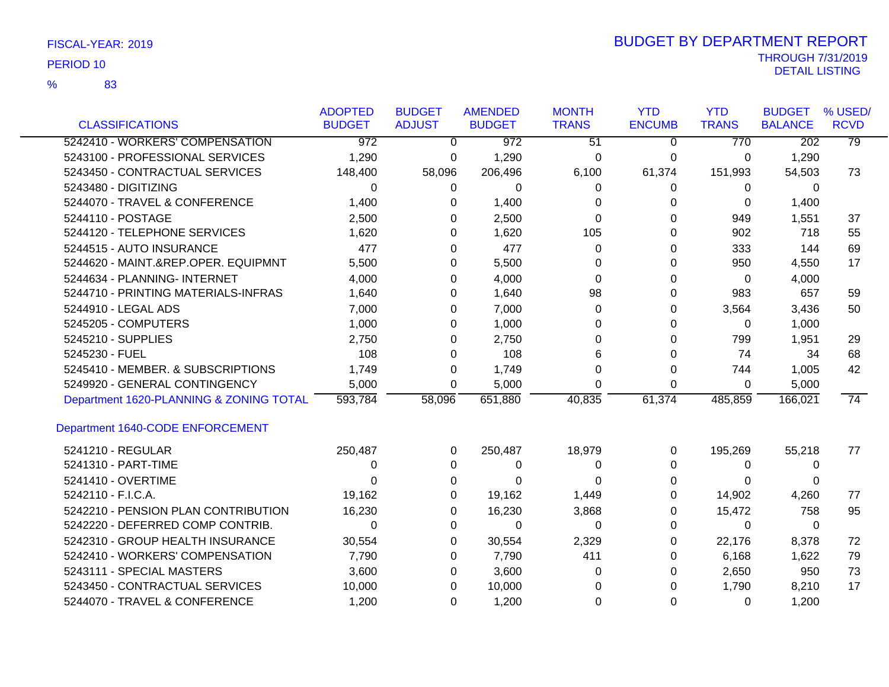FISCAL-YEAR: 2019

PERIOD 10

% 83

# BUDGET BY DEPARTMENT REPORT

THROUGH 7/31/2019
DETAIL LISTING

| CLASSIFICATIONS | ADOPTED BUDGET | BUDGET ADJUST | AMENDED BUDGET | MONTH TRANS | YTD ENCUMB | YTD TRANS | BUDGET BALANCE | % USED/ RCVD |
|---|---|---|---|---|---|---|---|---|
| 5242410 - WORKERS' COMPENSATION | 972 | 0 | 972 | 51 | 0 | 770 | 202 | 79 |
| 5243100 - PROFESSIONAL SERVICES | 1,290 | 0 | 1,290 | 0 | 0 | 0 | 1,290 | |
| 5243450 - CONTRACTUAL SERVICES | 148,400 | 58,096 | 206,496 | 6,100 | 61,374 | 151,993 | 54,503 | 73 |
| 5243480 - DIGITIZING | 0 | 0 | 0 | 0 | 0 | 0 | 0 | |
| 5244070 - TRAVEL & CONFERENCE | 1,400 | 0 | 1,400 | 0 | 0 | 0 | 1,400 | |
| 5244110 - POSTAGE | 2,500 | 0 | 2,500 | 0 | 0 | 949 | 1,551 | 37 |
| 5244120 - TELEPHONE SERVICES | 1,620 | 0 | 1,620 | 105 | 0 | 902 | 718 | 55 |
| 5244515 - AUTO INSURANCE | 477 | 0 | 477 | 0 | 0 | 333 | 144 | 69 |
| 5244620 - MAINT.&REP.OPER. EQUIPMNT | 5,500 | 0 | 5,500 | 0 | 0 | 950 | 4,550 | 17 |
| 5244634 - PLANNING- INTERNET | 4,000 | 0 | 4,000 | 0 | 0 | 0 | 4,000 | |
| 5244710 - PRINTING MATERIALS-INFRAS | 1,640 | 0 | 1,640 | 98 | 0 | 983 | 657 | 59 |
| 5244910 - LEGAL ADS | 7,000 | 0 | 7,000 | 0 | 0 | 3,564 | 3,436 | 50 |
| 5245205 - COMPUTERS | 1,000 | 0 | 1,000 | 0 | 0 | 0 | 1,000 | |
| 5245210 - SUPPLIES | 2,750 | 0 | 2,750 | 0 | 0 | 799 | 1,951 | 29 |
| 5245230 - FUEL | 108 | 0 | 108 | 6 | 0 | 74 | 34 | 68 |
| 5245410 - MEMBER. & SUBSCRIPTIONS | 1,749 | 0 | 1,749 | 0 | 0 | 744 | 1,005 | 42 |
| 5249920 - GENERAL CONTINGENCY | 5,000 | 0 | 5,000 | 0 | 0 | 0 | 5,000 | |
| Department 1620-PLANNING & ZONING TOTAL | 593,784 | 58,096 | 651,880 | 40,835 | 61,374 | 485,859 | 166,021 | 74 |
| **Department 1640-CODE ENFORCEMENT** | | | | | | | | |
| 5241210 - REGULAR | 250,487 | 0 | 250,487 | 18,979 | 0 | 195,269 | 55,218 | 77 |
| 5241310 - PART-TIME | 0 | 0 | 0 | 0 | 0 | 0 | 0 | |
| 5241410 - OVERTIME | 0 | 0 | 0 | 0 | 0 | 0 | 0 | |
| 5242110 - F.I.C.A. | 19,162 | 0 | 19,162 | 1,449 | 0 | 14,902 | 4,260 | 77 |
| 5242210 - PENSION PLAN CONTRIBUTION | 16,230 | 0 | 16,230 | 3,868 | 0 | 15,472 | 758 | 95 |
| 5242220 - DEFERRED COMP CONTRIB. | 0 | 0 | 0 | 0 | 0 | 0 | 0 | |
| 5242310 - GROUP HEALTH INSURANCE | 30,554 | 0 | 30,554 | 2,329 | 0 | 22,176 | 8,378 | 72 |
| 5242410 - WORKERS' COMPENSATION | 7,790 | 0 | 7,790 | 411 | 0 | 6,168 | 1,622 | 79 |
| 5243111 - SPECIAL MASTERS | 3,600 | 0 | 3,600 | 0 | 0 | 2,650 | 950 | 73 |
| 5243450 - CONTRACTUAL SERVICES | 10,000 | 0 | 10,000 | 0 | 0 | 1,790 | 8,210 | 17 |
| 5244070 - TRAVEL & CONFERENCE | 1,200 | 0 | 1,200 | 0 | 0 | 0 | 1,200 | |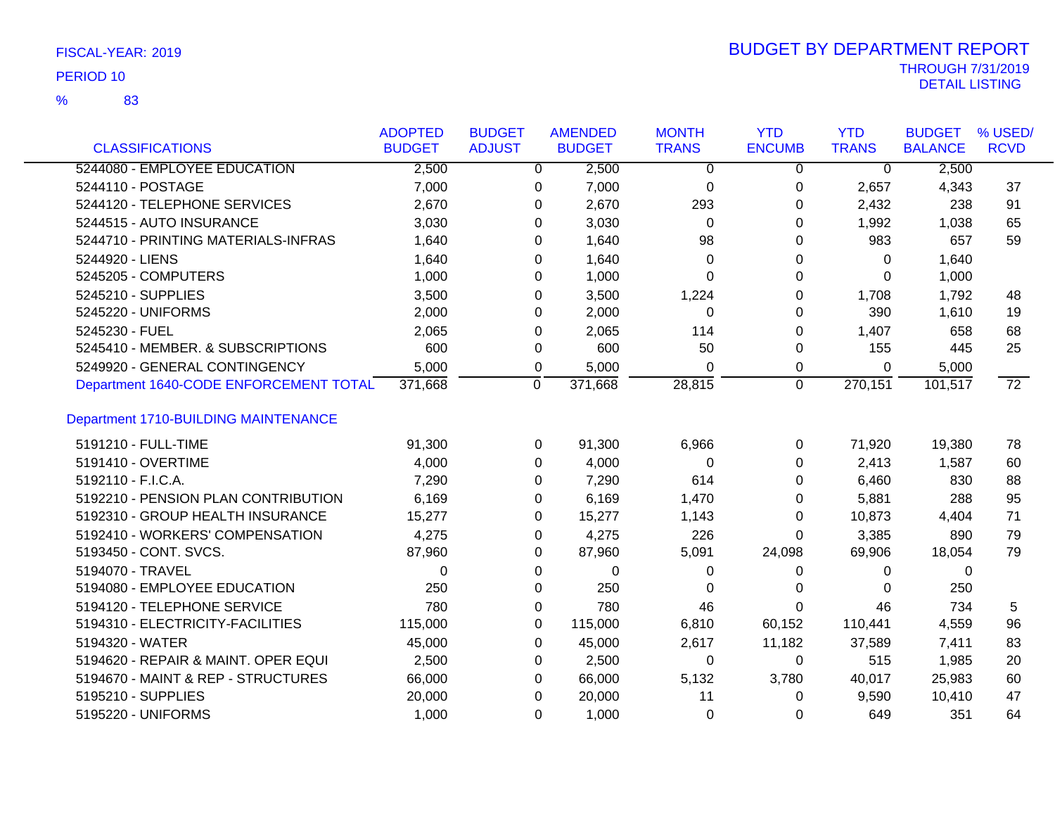FISCAL-YEAR: 2019

PERIOD 10

% 83

# BUDGET BY DEPARTMENT REPORT

THROUGH 7/31/2019

DETAIL LISTING

| CLASSIFICATIONS | ADOPTED BUDGET | BUDGET ADJUST | AMENDED BUDGET | MONTH TRANS | YTD ENCUMB | YTD TRANS | BUDGET BALANCE | % USED/ RCVD |
|---|---|---|---|---|---|---|---|---|
| 5244080 - EMPLOYEE EDUCATION | 2,500 | 0 | 2,500 | 0 | 0 | 0 | 2,500 | |
| 5244110 - POSTAGE | 7,000 | 0 | 7,000 | 0 | 0 | 2,657 | 4,343 | 37 |
| 5244120 - TELEPHONE SERVICES | 2,670 | 0 | 2,670 | 293 | 0 | 2,432 | 238 | 91 |
| 5244515 - AUTO INSURANCE | 3,030 | 0 | 3,030 | 0 | 0 | 1,992 | 1,038 | 65 |
| 5244710 - PRINTING MATERIALS-INFRAS | 1,640 | 0 | 1,640 | 98 | 0 | 983 | 657 | 59 |
| 5244920 - LIENS | 1,640 | 0 | 1,640 | 0 | 0 | 0 | 1,640 | |
| 5245205 - COMPUTERS | 1,000 | 0 | 1,000 | 0 | 0 | 0 | 1,000 | |
| 5245210 - SUPPLIES | 3,500 | 0 | 3,500 | 1,224 | 0 | 1,708 | 1,792 | 48 |
| 5245220 - UNIFORMS | 2,000 | 0 | 2,000 | 0 | 0 | 390 | 1,610 | 19 |
| 5245230 - FUEL | 2,065 | 0 | 2,065 | 114 | 0 | 1,407 | 658 | 68 |
| 5245410 - MEMBER. & SUBSCRIPTIONS | 600 | 0 | 600 | 50 | 0 | 155 | 445 | 25 |
| 5249920 - GENERAL CONTINGENCY | 5,000 | 0 | 5,000 | 0 | 0 | 0 | 5,000 | |
| Department 1640-CODE ENFORCEMENT TOTAL | 371,668 | 0 | 371,668 | 28,815 | 0 | 270,151 | 101,517 | 72 |
| **Department 1710-BUILDING MAINTENANCE** | | | | | | | | |
| 5191210 - FULL-TIME | 91,300 | 0 | 91,300 | 6,966 | 0 | 71,920 | 19,380 | 78 |
| 5191410 - OVERTIME | 4,000 | 0 | 4,000 | 0 | 0 | 2,413 | 1,587 | 60 |
| 5192110 - F.I.C.A. | 7,290 | 0 | 7,290 | 614 | 0 | 6,460 | 830 | 88 |
| 5192210 - PENSION PLAN CONTRIBUTION | 6,169 | 0 | 6,169 | 1,470 | 0 | 5,881 | 288 | 95 |
| 5192310 - GROUP HEALTH INSURANCE | 15,277 | 0 | 15,277 | 1,143 | 0 | 10,873 | 4,404 | 71 |
| 5192410 - WORKERS' COMPENSATION | 4,275 | 0 | 4,275 | 226 | 0 | 3,385 | 890 | 79 |
| 5193450 - CONT. SVCS. | 87,960 | 0 | 87,960 | 5,091 | 24,098 | 69,906 | 18,054 | 79 |
| 5194070 - TRAVEL | 0 | 0 | 0 | 0 | 0 | 0 | 0 | |
| 5194080 - EMPLOYEE EDUCATION | 250 | 0 | 250 | 0 | 0 | 0 | 250 | |
| 5194120 - TELEPHONE SERVICE | 780 | 0 | 780 | 46 | 0 | 46 | 734 | 5 |
| 5194310 - ELECTRICITY-FACILITIES | 115,000 | 0 | 115,000 | 6,810 | 60,152 | 110,441 | 4,559 | 96 |
| 5194320 - WATER | 45,000 | 0 | 45,000 | 2,617 | 11,182 | 37,589 | 7,411 | 83 |
| 5194620 - REPAIR & MAINT. OPER EQUI | 2,500 | 0 | 2,500 | 0 | 0 | 515 | 1,985 | 20 |
| 5194670 - MAINT & REP - STRUCTURES | 66,000 | 0 | 66,000 | 5,132 | 3,780 | 40,017 | 25,983 | 60 |
| 5195210 - SUPPLIES | 20,000 | 0 | 20,000 | 11 | 0 | 9,590 | 10,410 | 47 |
| 5195220 - UNIFORMS | 1,000 | 0 | 1,000 | 0 | 0 | 649 | 351 | 64 |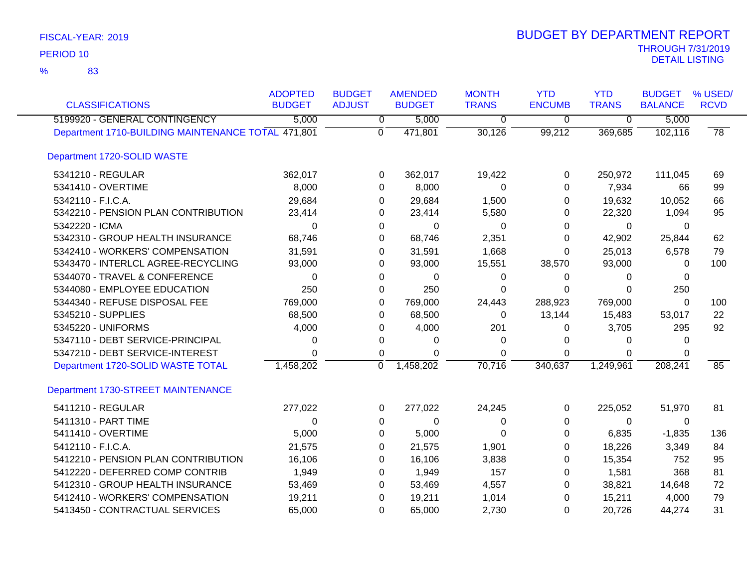FISCAL-YEAR: 2019

PERIOD 10

% 83

# BUDGET BY DEPARTMENT REPORT

THROUGH 7/31/2019
DETAIL LISTING

| CLASSIFICATIONS | ADOPTED BUDGET | BUDGET ADJUST | AMENDED BUDGET | MONTH TRANS | YTD ENCUMB | YTD TRANS | BUDGET BALANCE | % USED/ RCVD |
|---|---|---|---|---|---|---|---|---|
| 5199920 - GENERAL CONTINGENCY | 5,000 | 0 | 5,000 | 0 | 0 | 0 | 5,000 | |
| Department 1710-BUILDING MAINTENANCE TOTAL | 471,801 | 0 | 471,801 | 30,126 | 99,212 | 369,685 | 102,116 | 78 |
| **Department 1720-SOLID WASTE** | | | | | | | | |
| 5341210 - REGULAR | 362,017 | 0 | 362,017 | 19,422 | 0 | 250,972 | 111,045 | 69 |
| 5341410 - OVERTIME | 8,000 | 0 | 8,000 | 0 | 0 | 7,934 | 66 | 99 |
| 5342110 - F.I.C.A. | 29,684 | 0 | 29,684 | 1,500 | 0 | 19,632 | 10,052 | 66 |
| 5342210 - PENSION PLAN CONTRIBUTION | 23,414 | 0 | 23,414 | 5,580 | 0 | 22,320 | 1,094 | 95 |
| 5342220 - ICMA | 0 | 0 | 0 | 0 | 0 | 0 | 0 | |
| 5342310 - GROUP HEALTH INSURANCE | 68,746 | 0 | 68,746 | 2,351 | 0 | 42,902 | 25,844 | 62 |
| 5342410 - WORKERS' COMPENSATION | 31,591 | 0 | 31,591 | 1,668 | 0 | 25,013 | 6,578 | 79 |
| 5343470 - INTERLCL AGREE-RECYCLING | 93,000 | 0 | 93,000 | 15,551 | 38,570 | 93,000 | 0 | 100 |
| 5344070 - TRAVEL & CONFERENCE | 0 | 0 | 0 | 0 | 0 | 0 | 0 | |
| 5344080 - EMPLOYEE EDUCATION | 250 | 0 | 250 | 0 | 0 | 0 | 250 | |
| 5344340 - REFUSE DISPOSAL FEE | 769,000 | 0 | 769,000 | 24,443 | 288,923 | 769,000 | 0 | 100 |
| 5345210 - SUPPLIES | 68,500 | 0 | 68,500 | 0 | 13,144 | 15,483 | 53,017 | 22 |
| 5345220 - UNIFORMS | 4,000 | 0 | 4,000 | 201 | 0 | 3,705 | 295 | 92 |
| 5347110 - DEBT SERVICE-PRINCIPAL | 0 | 0 | 0 | 0 | 0 | 0 | 0 | |
| 5347210 - DEBT SERVICE-INTEREST | 0 | 0 | 0 | 0 | 0 | 0 | 0 | |
| Department 1720-SOLID WASTE TOTAL | 1,458,202 | 0 | 1,458,202 | 70,716 | 340,637 | 1,249,961 | 208,241 | 85 |
| **Department 1730-STREET MAINTENANCE** | | | | | | | | |
| 5411210 - REGULAR | 277,022 | 0 | 277,022 | 24,245 | 0 | 225,052 | 51,970 | 81 |
| 5411310 - PART TIME | 0 | 0 | 0 | 0 | 0 | 0 | 0 | |
| 5411410 - OVERTIME | 5,000 | 0 | 5,000 | 0 | 0 | 6,835 | -1,835 | 136 |
| 5412110 - F.I.C.A. | 21,575 | 0 | 21,575 | 1,901 | 0 | 18,226 | 3,349 | 84 |
| 5412210 - PENSION PLAN CONTRIBUTION | 16,106 | 0 | 16,106 | 3,838 | 0 | 15,354 | 752 | 95 |
| 5412220 - DEFERRED COMP CONTRIB | 1,949 | 0 | 1,949 | 157 | 0 | 1,581 | 368 | 81 |
| 5412310 - GROUP HEALTH INSURANCE | 53,469 | 0 | 53,469 | 4,557 | 0 | 38,821 | 14,648 | 72 |
| 5412410 - WORKERS' COMPENSATION | 19,211 | 0 | 19,211 | 1,014 | 0 | 15,211 | 4,000 | 79 |
| 5413450 - CONTRACTUAL SERVICES | 65,000 | 0 | 65,000 | 2,730 | 0 | 20,726 | 44,274 | 31 |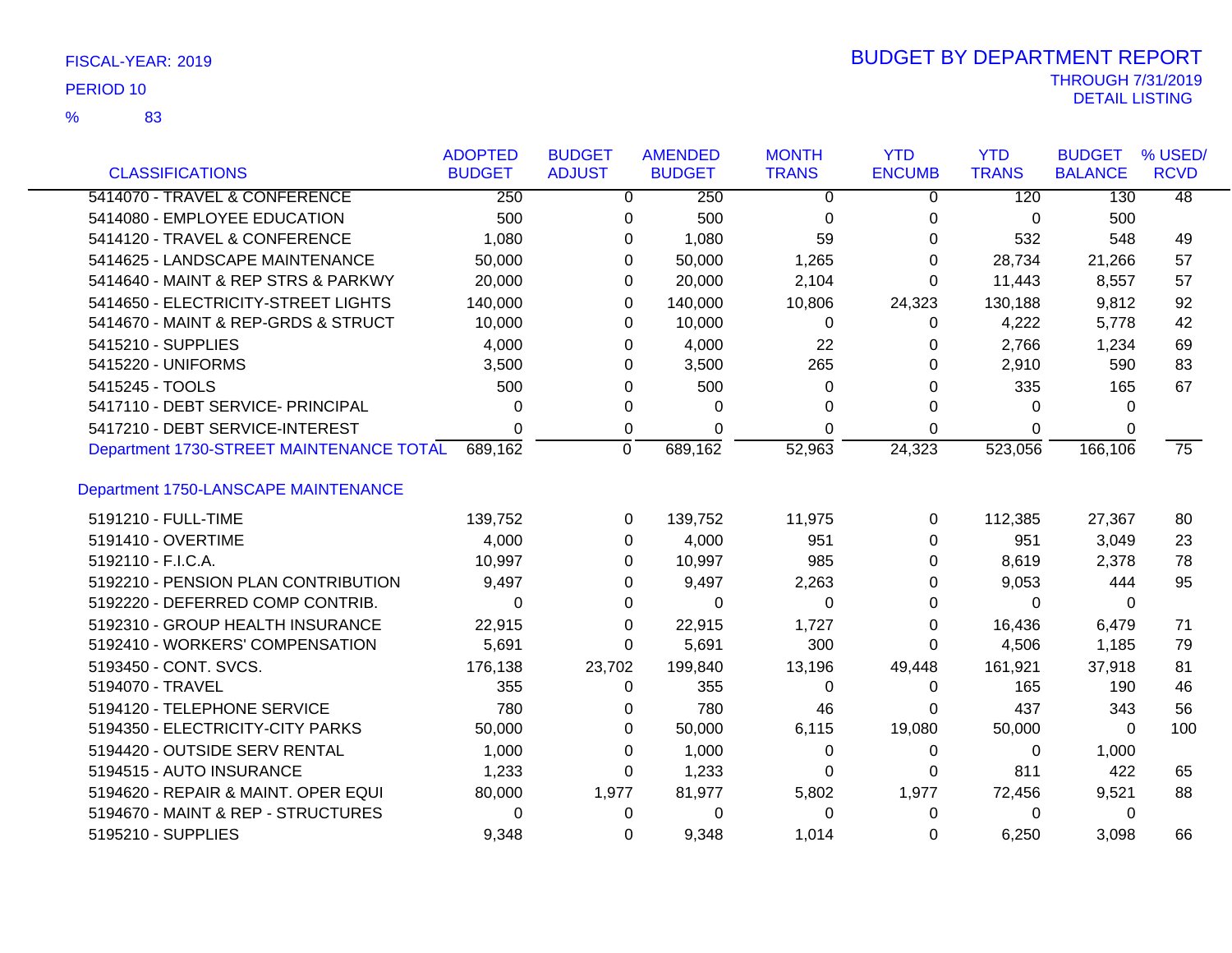FISCAL-YEAR: 2019
PERIOD 10
% 83

# BUDGET BY DEPARTMENT REPORT

THROUGH 7/31/2019
DETAIL LISTING

| CLASSIFICATIONS | ADOPTED BUDGET | BUDGET ADJUST | AMENDED BUDGET | MONTH TRANS | YTD ENCUMB | YTD TRANS | BUDGET BALANCE | % USED/ RCVD |
|---|---|---|---|---|---|---|---|---|
| 5414070 - TRAVEL & CONFERENCE | 250 | 0 | 250 | 0 | 0 | 120 | 130 | 48 |
| 5414080 - EMPLOYEE EDUCATION | 500 | 0 | 500 | 0 | 0 | 0 | 500 | |
| 5414120 - TRAVEL & CONFERENCE | 1,080 | 0 | 1,080 | 59 | 0 | 532 | 548 | 49 |
| 5414625 - LANDSCAPE MAINTENANCE | 50,000 | 0 | 50,000 | 1,265 | 0 | 28,734 | 21,266 | 57 |
| 5414640 - MAINT & REP STRS & PARKWY | 20,000 | 0 | 20,000 | 2,104 | 0 | 11,443 | 8,557 | 57 |
| 5414650 - ELECTRICITY-STREET LIGHTS | 140,000 | 0 | 140,000 | 10,806 | 24,323 | 130,188 | 9,812 | 92 |
| 5414670 - MAINT & REP-GRDS & STRUCT | 10,000 | 0 | 10,000 | 0 | 0 | 4,222 | 5,778 | 42 |
| 5415210 - SUPPLIES | 4,000 | 0 | 4,000 | 22 | 0 | 2,766 | 1,234 | 69 |
| 5415220 - UNIFORMS | 3,500 | 0 | 3,500 | 265 | 0 | 2,910 | 590 | 83 |
| 5415245 - TOOLS | 500 | 0 | 500 | 0 | 0 | 335 | 165 | 67 |
| 5417110 - DEBT SERVICE- PRINCIPAL | 0 | 0 | 0 | 0 | 0 | 0 | 0 | |
| 5417210 - DEBT SERVICE-INTEREST | 0 | 0 | 0 | 0 | 0 | 0 | 0 | |
| Department 1730-STREET MAINTENANCE TOTAL | 689,162 | 0 | 689,162 | 52,963 | 24,323 | 523,056 | 166,106 | 75 |
| **Department 1750-LANSCAPE MAINTENANCE** | | | | | | | | |
| 5191210 - FULL-TIME | 139,752 | 0 | 139,752 | 11,975 | 0 | 112,385 | 27,367 | 80 |
| 5191410 - OVERTIME | 4,000 | 0 | 4,000 | 951 | 0 | 951 | 3,049 | 23 |
| 5192110 - F.I.C.A. | 10,997 | 0 | 10,997 | 985 | 0 | 8,619 | 2,378 | 78 |
| 5192210 - PENSION PLAN CONTRIBUTION | 9,497 | 0 | 9,497 | 2,263 | 0 | 9,053 | 444 | 95 |
| 5192220 - DEFERRED COMP CONTRIB. | 0 | 0 | 0 | 0 | 0 | 0 | 0 | |
| 5192310 - GROUP HEALTH INSURANCE | 22,915 | 0 | 22,915 | 1,727 | 0 | 16,436 | 6,479 | 71 |
| 5192410 - WORKERS' COMPENSATION | 5,691 | 0 | 5,691 | 300 | 0 | 4,506 | 1,185 | 79 |
| 5193450 - CONT. SVCS. | 176,138 | 23,702 | 199,840 | 13,196 | 49,448 | 161,921 | 37,918 | 81 |
| 5194070 - TRAVEL | 355 | 0 | 355 | 0 | 0 | 165 | 190 | 46 |
| 5194120 - TELEPHONE SERVICE | 780 | 0 | 780 | 46 | 0 | 437 | 343 | 56 |
| 5194350 - ELECTRICITY-CITY PARKS | 50,000 | 0 | 50,000 | 6,115 | 19,080 | 50,000 | 0 | 100 |
| 5194420 - OUTSIDE SERV RENTAL | 1,000 | 0 | 1,000 | 0 | 0 | 0 | 1,000 | |
| 5194515 - AUTO INSURANCE | 1,233 | 0 | 1,233 | 0 | 0 | 811 | 422 | 65 |
| 5194620 - REPAIR & MAINT. OPER EQUI | 80,000 | 1,977 | 81,977 | 5,802 | 1,977 | 72,456 | 9,521 | 88 |
| 5194670 - MAINT & REP - STRUCTURES | 0 | 0 | 0 | 0 | 0 | 0 | 0 | |
| 5195210 - SUPPLIES | 9,348 | 0 | 9,348 | 1,014 | 0 | 6,250 | 3,098 | 66 |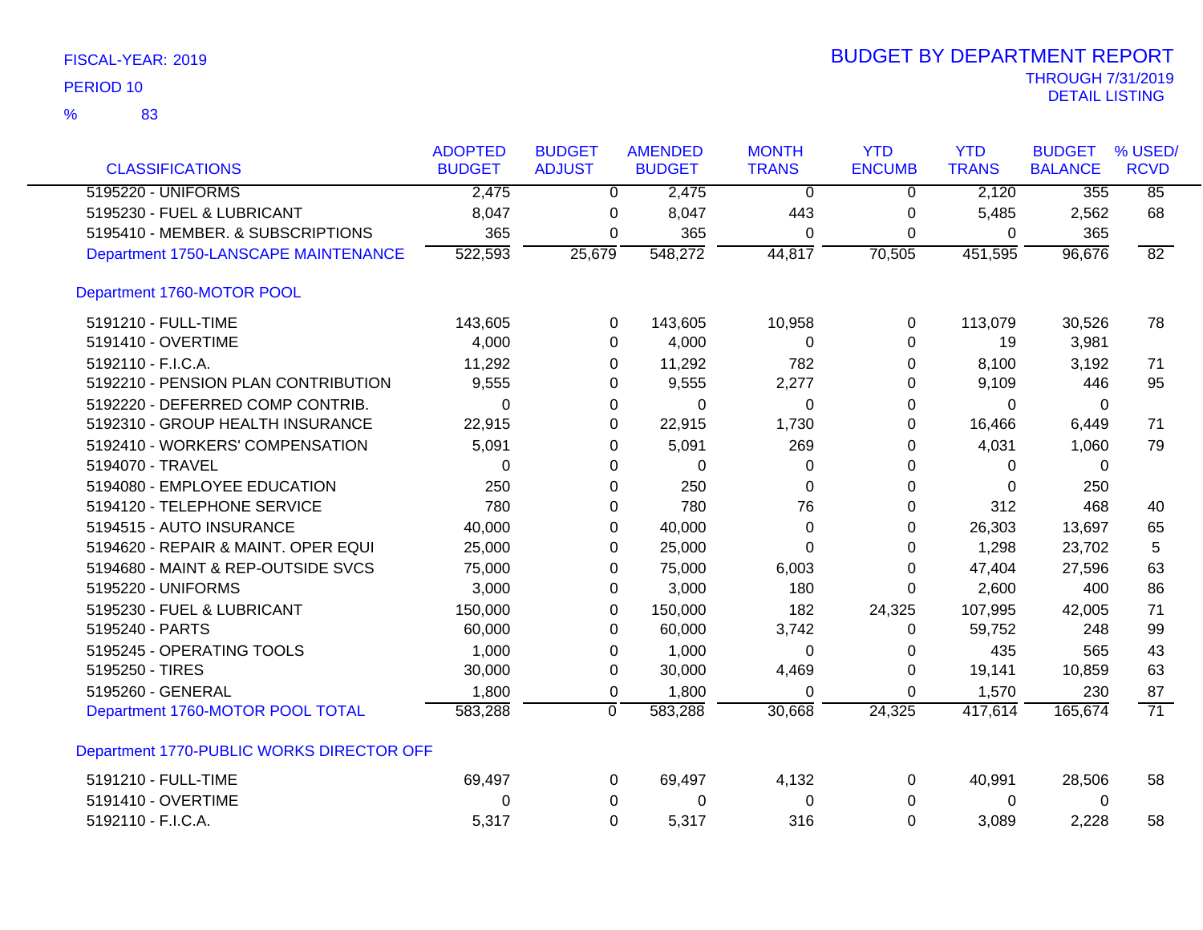FISCAL-YEAR: 2019

PERIOD 10

% 83

# BUDGET BY DEPARTMENT REPORT

THROUGH 7/31/2019

DETAIL LISTING

| CLASSIFICATIONS | ADOPTED BUDGET | BUDGET ADJUST | AMENDED BUDGET | MONTH TRANS | YTD ENCUMB | YTD TRANS | BUDGET BALANCE | % USED/ RCVD |
|---|---|---|---|---|---|---|---|---|
| 5195220 - UNIFORMS | 2,475 | 0 | 2,475 | 0 | 0 | 2,120 | 355 | 85 |
| 5195230 - FUEL & LUBRICANT | 8,047 | 0 | 8,047 | 443 | 0 | 5,485 | 2,562 | 68 |
| 5195410 - MEMBER. & SUBSCRIPTIONS | 365 | 0 | 365 | 0 | 0 | 0 | 365 | |
| Department 1750-LANSCAPE MAINTENANCE | 522,593 | 25,679 | 548,272 | 44,817 | 70,505 | 451,595 | 96,676 | 82 |
| **Department 1760-MOTOR POOL** | | | | | | | | |
| 5191210 - FULL-TIME | 143,605 | 0 | 143,605 | 10,958 | 0 | 113,079 | 30,526 | 78 |
| 5191410 - OVERTIME | 4,000 | 0 | 4,000 | 0 | 0 | 19 | 3,981 | |
| 5192110 - F.I.C.A. | 11,292 | 0 | 11,292 | 782 | 0 | 8,100 | 3,192 | 71 |
| 5192210 - PENSION PLAN CONTRIBUTION | 9,555 | 0 | 9,555 | 2,277 | 0 | 9,109 | 446 | 95 |
| 5192220 - DEFERRED COMP CONTRIB. | 0 | 0 | 0 | 0 | 0 | 0 | 0 | |
| 5192310 - GROUP HEALTH INSURANCE | 22,915 | 0 | 22,915 | 1,730 | 0 | 16,466 | 6,449 | 71 |
| 5192410 - WORKERS' COMPENSATION | 5,091 | 0 | 5,091 | 269 | 0 | 4,031 | 1,060 | 79 |
| 5194070 - TRAVEL | 0 | 0 | 0 | 0 | 0 | 0 | 0 | |
| 5194080 - EMPLOYEE EDUCATION | 250 | 0 | 250 | 0 | 0 | 0 | 250 | |
| 5194120 - TELEPHONE SERVICE | 780 | 0 | 780 | 76 | 0 | 312 | 468 | 40 |
| 5194515 - AUTO INSURANCE | 40,000 | 0 | 40,000 | 0 | 0 | 26,303 | 13,697 | 65 |
| 5194620 - REPAIR & MAINT. OPER EQUI | 25,000 | 0 | 25,000 | 0 | 0 | 1,298 | 23,702 | 5 |
| 5194680 - MAINT & REP-OUTSIDE SVCS | 75,000 | 0 | 75,000 | 6,003 | 0 | 47,404 | 27,596 | 63 |
| 5195220 - UNIFORMS | 3,000 | 0 | 3,000 | 180 | 0 | 2,600 | 400 | 86 |
| 5195230 - FUEL & LUBRICANT | 150,000 | 0 | 150,000 | 182 | 24,325 | 107,995 | 42,005 | 71 |
| 5195240 - PARTS | 60,000 | 0 | 60,000 | 3,742 | 0 | 59,752 | 248 | 99 |
| 5195245 - OPERATING TOOLS | 1,000 | 0 | 1,000 | 0 | 0 | 435 | 565 | 43 |
| 5195250 - TIRES | 30,000 | 0 | 30,000 | 4,469 | 0 | 19,141 | 10,859 | 63 |
| 5195260 - GENERAL | 1,800 | 0 | 1,800 | 0 | 0 | 1,570 | 230 | 87 |
| Department 1760-MOTOR POOL TOTAL | 583,288 | 0 | 583,288 | 30,668 | 24,325 | 417,614 | 165,674 | 71 |
| **Department 1770-PUBLIC WORKS DIRECTOR OFF** | | | | | | | | |
| 5191210 - FULL-TIME | 69,497 | 0 | 69,497 | 4,132 | 0 | 40,991 | 28,506 | 58 |
| 5191410 - OVERTIME | 0 | 0 | 0 | 0 | 0 | 0 | 0 | |
| 5192110 - F.I.C.A. | 5,317 | 0 | 5,317 | 316 | 0 | 3,089 | 2,228 | 58 |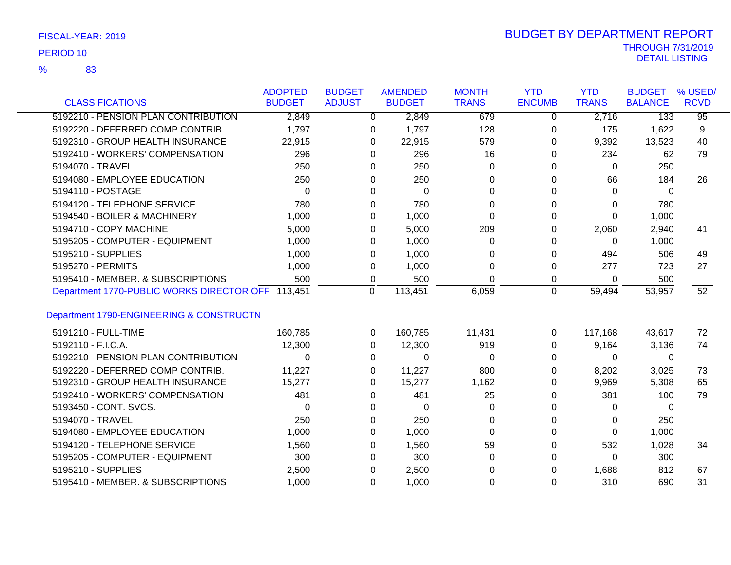FISCAL-YEAR: 2019
PERIOD 10
% 83

# BUDGET BY DEPARTMENT REPORT

THROUGH 7/31/2019
DETAIL LISTING

| CLASSIFICATIONS | ADOPTED BUDGET | BUDGET ADJUST | AMENDED BUDGET | MONTH TRANS | YTD ENCUMB | YTD TRANS | BUDGET BALANCE | % USED/ RCVD |
|---|---|---|---|---|---|---|---|---|
| 5192210 - PENSION PLAN CONTRIBUTION | 2,849 | 0 | 2,849 | 679 | 0 | 2,716 | 133 | 95 |
| 5192220 - DEFERRED COMP CONTRIB. | 1,797 | 0 | 1,797 | 128 | 0 | 175 | 1,622 | 9 |
| 5192310 - GROUP HEALTH INSURANCE | 22,915 | 0 | 22,915 | 579 | 0 | 9,392 | 13,523 | 40 |
| 5192410 - WORKERS' COMPENSATION | 296 | 0 | 296 | 16 | 0 | 234 | 62 | 79 |
| 5194070 - TRAVEL | 250 | 0 | 250 | 0 | 0 | 0 | 250 | |
| 5194080 - EMPLOYEE EDUCATION | 250 | 0 | 250 | 0 | 0 | 66 | 184 | 26 |
| 5194110 - POSTAGE | 0 | 0 | 0 | 0 | 0 | 0 | 0 | |
| 5194120 - TELEPHONE SERVICE | 780 | 0 | 780 | 0 | 0 | 0 | 780 | |
| 5194540 - BOILER & MACHINERY | 1,000 | 0 | 1,000 | 0 | 0 | 0 | 1,000 | |
| 5194710 - COPY MACHINE | 5,000 | 0 | 5,000 | 209 | 0 | 2,060 | 2,940 | 41 |
| 5195205 - COMPUTER - EQUIPMENT | 1,000 | 0 | 1,000 | 0 | 0 | 0 | 1,000 | |
| 5195210 - SUPPLIES | 1,000 | 0 | 1,000 | 0 | 0 | 494 | 506 | 49 |
| 5195270 - PERMITS | 1,000 | 0 | 1,000 | 0 | 0 | 277 | 723 | 27 |
| 5195410 - MEMBER. & SUBSCRIPTIONS | 500 | 0 | 500 | 0 | 0 | 0 | 500 | |
| Department 1770-PUBLIC WORKS DIRECTOR OFF | 113,451 | 0 | 113,451 | 6,059 | 0 | 59,494 | 53,957 | 52 |
| | | | | | | | | |
| Department 1790-ENGINEERING & CONSTRUCTN | | | | | | | | |
| 5191210 - FULL-TIME | 160,785 | 0 | 160,785 | 11,431 | 0 | 117,168 | 43,617 | 72 |
| 5192110 - F.I.C.A. | 12,300 | 0 | 12,300 | 919 | 0 | 9,164 | 3,136 | 74 |
| 5192210 - PENSION PLAN CONTRIBUTION | 0 | 0 | 0 | 0 | 0 | 0 | 0 | |
| 5192220 - DEFERRED COMP CONTRIB. | 11,227 | 0 | 11,227 | 800 | 0 | 8,202 | 3,025 | 73 |
| 5192310 - GROUP HEALTH INSURANCE | 15,277 | 0 | 15,277 | 1,162 | 0 | 9,969 | 5,308 | 65 |
| 5192410 - WORKERS' COMPENSATION | 481 | 0 | 481 | 25 | 0 | 381 | 100 | 79 |
| 5193450 - CONT. SVCS. | 0 | 0 | 0 | 0 | 0 | 0 | 0 | |
| 5194070 - TRAVEL | 250 | 0 | 250 | 0 | 0 | 0 | 250 | |
| 5194080 - EMPLOYEE EDUCATION | 1,000 | 0 | 1,000 | 0 | 0 | 0 | 1,000 | |
| 5194120 - TELEPHONE SERVICE | 1,560 | 0 | 1,560 | 59 | 0 | 532 | 1,028 | 34 |
| 5195205 - COMPUTER - EQUIPMENT | 300 | 0 | 300 | 0 | 0 | 0 | 300 | |
| 5195210 - SUPPLIES | 2,500 | 0 | 2,500 | 0 | 0 | 1,688 | 812 | 67 |
| 5195410 - MEMBER. & SUBSCRIPTIONS | 1,000 | 0 | 1,000 | 0 | 0 | 310 | 690 | 31 |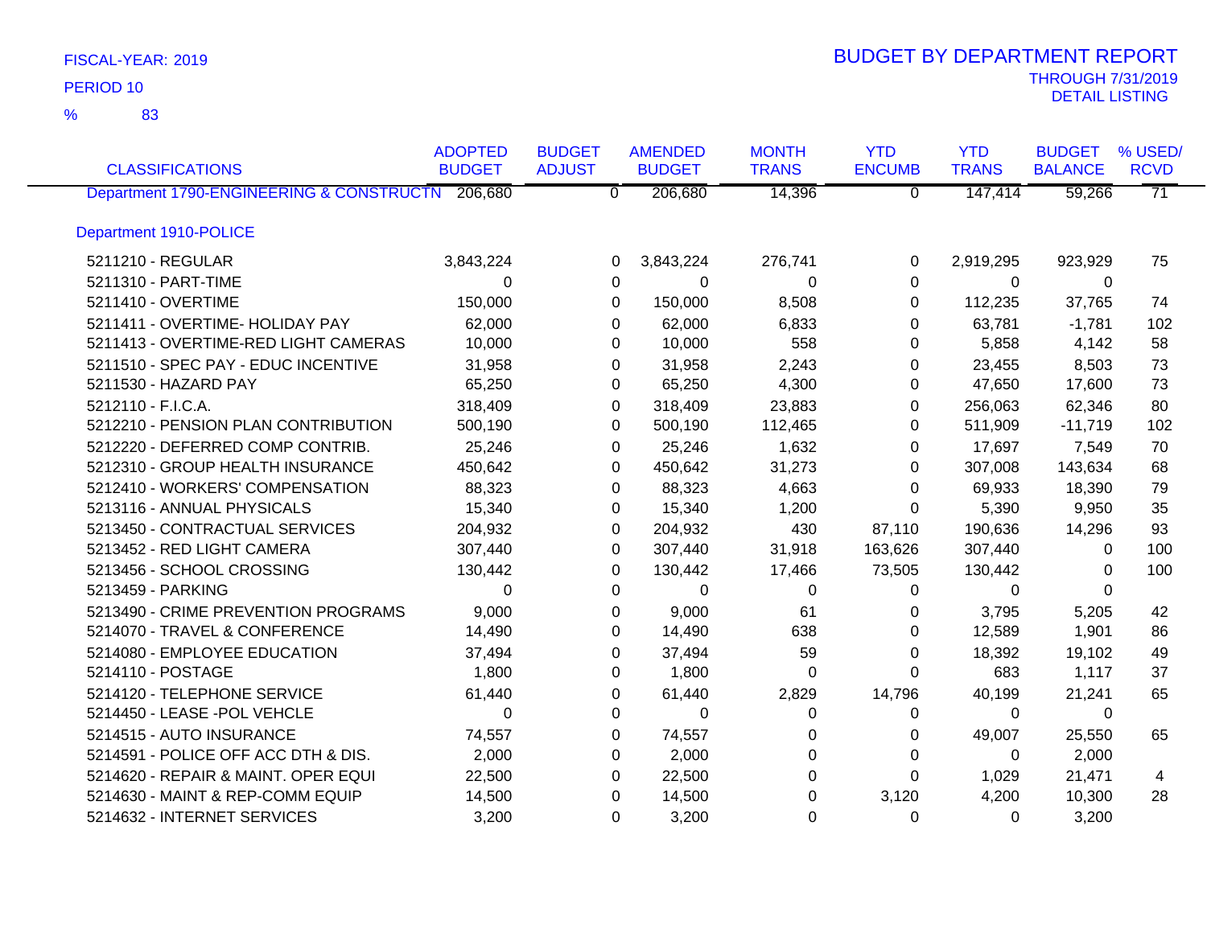FISCAL-YEAR: 2019

PERIOD 10

% 83

# BUDGET BY DEPARTMENT REPORT

THROUGH 7/31/2019
DETAIL LISTING

| CLASSIFICATIONS | ADOPTED BUDGET | BUDGET ADJUST | AMENDED BUDGET | MONTH TRANS | YTD ENCUMB | YTD TRANS | BUDGET BALANCE | % USED/ RCVD |
|---|---|---|---|---|---|---|---|---|
| Department 1790-ENGINEERING & CONSTRUCTN | 206,680 | 0 | 206,680 | 14,396 | 0 | 147,414 | 59,266 | 71 |
| Department 1910-POLICE | | | | | | | | |
| 5211210 - REGULAR | 3,843,224 | 0 | 3,843,224 | 276,741 | 0 | 2,919,295 | 923,929 | 75 |
| 5211310 - PART-TIME | 0 | 0 | 0 | 0 | 0 | 0 | 0 | |
| 5211410 - OVERTIME | 150,000 | 0 | 150,000 | 8,508 | 0 | 112,235 | 37,765 | 74 |
| 5211411 - OVERTIME- HOLIDAY PAY | 62,000 | 0 | 62,000 | 6,833 | 0 | 63,781 | -1,781 | 102 |
| 5211413 - OVERTIME-RED LIGHT CAMERAS | 10,000 | 0 | 10,000 | 558 | 0 | 5,858 | 4,142 | 58 |
| 5211510 - SPEC PAY - EDUC INCENTIVE | 31,958 | 0 | 31,958 | 2,243 | 0 | 23,455 | 8,503 | 73 |
| 5211530 - HAZARD PAY | 65,250 | 0 | 65,250 | 4,300 | 0 | 47,650 | 17,600 | 73 |
| 5212110 - F.I.C.A. | 318,409 | 0 | 318,409 | 23,883 | 0 | 256,063 | 62,346 | 80 |
| 5212210 - PENSION PLAN CONTRIBUTION | 500,190 | 0 | 500,190 | 112,465 | 0 | 511,909 | -11,719 | 102 |
| 5212220 - DEFERRED COMP CONTRIB. | 25,246 | 0 | 25,246 | 1,632 | 0 | 17,697 | 7,549 | 70 |
| 5212310 - GROUP HEALTH INSURANCE | 450,642 | 0 | 450,642 | 31,273 | 0 | 307,008 | 143,634 | 68 |
| 5212410 - WORKERS' COMPENSATION | 88,323 | 0 | 88,323 | 4,663 | 0 | 69,933 | 18,390 | 79 |
| 5213116 - ANNUAL PHYSICALS | 15,340 | 0 | 15,340 | 1,200 | 0 | 5,390 | 9,950 | 35 |
| 5213450 - CONTRACTUAL SERVICES | 204,932 | 0 | 204,932 | 430 | 87,110 | 190,636 | 14,296 | 93 |
| 5213452 - RED LIGHT CAMERA | 307,440 | 0 | 307,440 | 31,918 | 163,626 | 307,440 | 0 | 100 |
| 5213456 - SCHOOL CROSSING | 130,442 | 0 | 130,442 | 17,466 | 73,505 | 130,442 | 0 | 100 |
| 5213459 - PARKING | 0 | 0 | 0 | 0 | 0 | 0 | 0 | |
| 5213490 - CRIME PREVENTION PROGRAMS | 9,000 | 0 | 9,000 | 61 | 0 | 3,795 | 5,205 | 42 |
| 5214070 - TRAVEL & CONFERENCE | 14,490 | 0 | 14,490 | 638 | 0 | 12,589 | 1,901 | 86 |
| 5214080 - EMPLOYEE EDUCATION | 37,494 | 0 | 37,494 | 59 | 0 | 18,392 | 19,102 | 49 |
| 5214110 - POSTAGE | 1,800 | 0 | 1,800 | 0 | 0 | 683 | 1,117 | 37 |
| 5214120 - TELEPHONE SERVICE | 61,440 | 0 | 61,440 | 2,829 | 14,796 | 40,199 | 21,241 | 65 |
| 5214450 - LEASE -POL VEHCLE | 0 | 0 | 0 | 0 | 0 | 0 | 0 | |
| 5214515 - AUTO INSURANCE | 74,557 | 0 | 74,557 | 0 | 0 | 49,007 | 25,550 | 65 |
| 5214591 - POLICE OFF ACC DTH & DIS. | 2,000 | 0 | 2,000 | 0 | 0 | 0 | 2,000 | |
| 5214620 - REPAIR & MAINT. OPER EQUI | 22,500 | 0 | 22,500 | 0 | 0 | 1,029 | 21,471 | 4 |
| 5214630 - MAINT & REP-COMM EQUIP | 14,500 | 0 | 14,500 | 0 | 3,120 | 4,200 | 10,300 | 28 |
| 5214632 - INTERNET SERVICES | 3,200 | 0 | 3,200 | 0 | 0 | 0 | 3,200 | |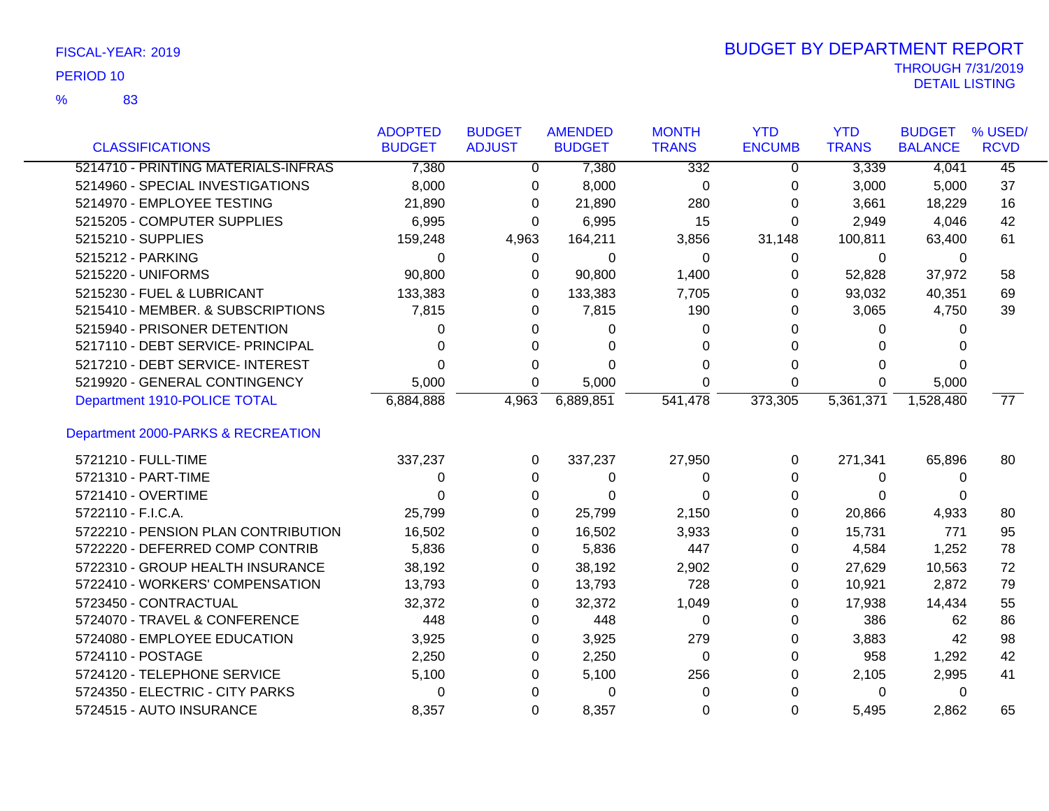FISCAL-YEAR: 2019

PERIOD 10

% 83

# BUDGET BY DEPARTMENT REPORT

THROUGH 7/31/2019

DETAIL LISTING

| CLASSIFICATIONS | ADOPTED BUDGET | BUDGET ADJUST | AMENDED BUDGET | MONTH TRANS | YTD ENCUMB | YTD TRANS | BUDGET BALANCE | % USED/ RCVD |
|---|---|---|---|---|---|---|---|---|
| 5214710 - PRINTING MATERIALS-INFRAS | 7,380 | 0 | 7,380 | 332 | 0 | 3,339 | 4,041 | 45 |
| 5214960 - SPECIAL INVESTIGATIONS | 8,000 | 0 | 8,000 | 0 | 0 | 3,000 | 5,000 | 37 |
| 5214970 - EMPLOYEE TESTING | 21,890 | 0 | 21,890 | 280 | 0 | 3,661 | 18,229 | 16 |
| 5215205 - COMPUTER SUPPLIES | 6,995 | 0 | 6,995 | 15 | 0 | 2,949 | 4,046 | 42 |
| 5215210 - SUPPLIES | 159,248 | 4,963 | 164,211 | 3,856 | 31,148 | 100,811 | 63,400 | 61 |
| 5215212 - PARKING | 0 | 0 | 0 | 0 | 0 | 0 | 0 | |
| 5215220 - UNIFORMS | 90,800 | 0 | 90,800 | 1,400 | 0 | 52,828 | 37,972 | 58 |
| 5215230 - FUEL & LUBRICANT | 133,383 | 0 | 133,383 | 7,705 | 0 | 93,032 | 40,351 | 69 |
| 5215410 - MEMBER. & SUBSCRIPTIONS | 7,815 | 0 | 7,815 | 190 | 0 | 3,065 | 4,750 | 39 |
| 5215940 - PRISONER DETENTION | 0 | 0 | 0 | 0 | 0 | 0 | 0 | |
| 5217110 - DEBT SERVICE- PRINCIPAL | 0 | 0 | 0 | 0 | 0 | 0 | 0 | |
| 5217210 - DEBT SERVICE- INTEREST | 0 | 0 | 0 | 0 | 0 | 0 | 0 | |
| 5219920 - GENERAL CONTINGENCY | 5,000 | 0 | 5,000 | 0 | 0 | 0 | 5,000 | |
| Department 1910-POLICE TOTAL | 6,884,888 | 4,963 | 6,889,851 | 541,478 | 373,305 | 5,361,371 | 1,528,480 | 77 |
| **Department 2000-PARKS & RECREATION** | | | | | | | | |
| 5721210 - FULL-TIME | 337,237 | 0 | 337,237 | 27,950 | 0 | 271,341 | 65,896 | 80 |
| 5721310 - PART-TIME | 0 | 0 | 0 | 0 | 0 | 0 | 0 | |
| 5721410 - OVERTIME | 0 | 0 | 0 | 0 | 0 | 0 | 0 | |
| 5722110 - F.I.C.A. | 25,799 | 0 | 25,799 | 2,150 | 0 | 20,866 | 4,933 | 80 |
| 5722210 - PENSION PLAN CONTRIBUTION | 16,502 | 0 | 16,502 | 3,933 | 0 | 15,731 | 771 | 95 |
| 5722220 - DEFERRED COMP CONTRIB | 5,836 | 0 | 5,836 | 447 | 0 | 4,584 | 1,252 | 78 |
| 5722310 - GROUP HEALTH INSURANCE | 38,192 | 0 | 38,192 | 2,902 | 0 | 27,629 | 10,563 | 72 |
| 5722410 - WORKERS' COMPENSATION | 13,793 | 0 | 13,793 | 728 | 0 | 10,921 | 2,872 | 79 |
| 5723450 - CONTRACTUAL | 32,372 | 0 | 32,372 | 1,049 | 0 | 17,938 | 14,434 | 55 |
| 5724070 - TRAVEL & CONFERENCE | 448 | 0 | 448 | 0 | 0 | 386 | 62 | 86 |
| 5724080 - EMPLOYEE EDUCATION | 3,925 | 0 | 3,925 | 279 | 0 | 3,883 | 42 | 98 |
| 5724110 - POSTAGE | 2,250 | 0 | 2,250 | 0 | 0 | 958 | 1,292 | 42 |
| 5724120 - TELEPHONE SERVICE | 5,100 | 0 | 5,100 | 256 | 0 | 2,105 | 2,995 | 41 |
| 5724350 - ELECTRIC - CITY PARKS | 0 | 0 | 0 | 0 | 0 | 0 | 0 | |
| 5724515 - AUTO INSURANCE | 8,357 | 0 | 8,357 | 0 | 0 | 5,495 | 2,862 | 65 |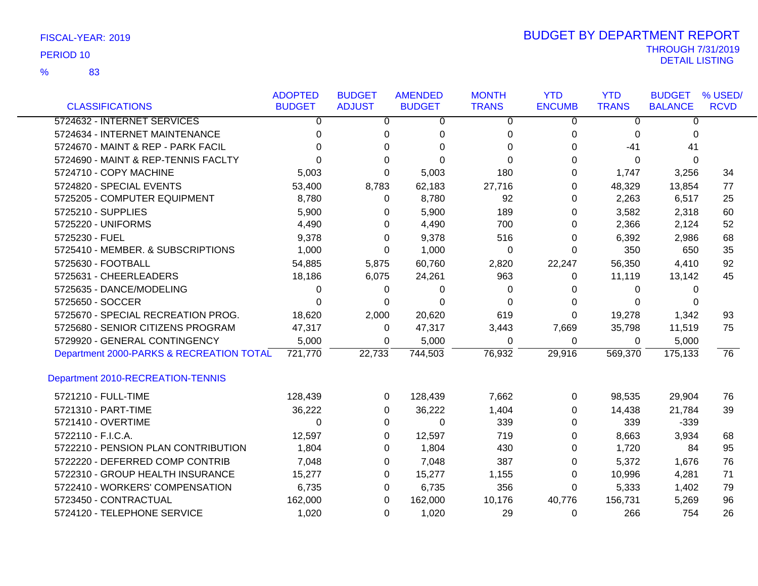FISCAL-YEAR: 2019

PERIOD 10

% 83

# BUDGET BY DEPARTMENT REPORT

THROUGH 7/31/2019
DETAIL LISTING

| CLASSIFICATIONS | ADOPTED BUDGET | BUDGET ADJUST | AMENDED BUDGET | MONTH TRANS | YTD ENCUMB | YTD TRANS | BUDGET BALANCE | % USED/ RCVD |
|---|---|---|---|---|---|---|---|---|
| 5724632 - INTERNET SERVICES | 0 | 0 | 0 | 0 | 0 | 0 | 0 | |
| 5724634 - INTERNET MAINTENANCE | 0 | 0 | 0 | 0 | 0 | 0 | 0 | |
| 5724670 - MAINT & REP - PARK FACIL | 0 | 0 | 0 | 0 | 0 | -41 | 41 | |
| 5724690 - MAINT & REP-TENNIS FACLTY | 0 | 0 | 0 | 0 | 0 | 0 | 0 | |
| 5724710 - COPY MACHINE | 5,003 | 0 | 5,003 | 180 | 0 | 1,747 | 3,256 | 34 |
| 5724820 - SPECIAL EVENTS | 53,400 | 8,783 | 62,183 | 27,716 | 0 | 48,329 | 13,854 | 77 |
| 5725205 - COMPUTER EQUIPMENT | 8,780 | 0 | 8,780 | 92 | 0 | 2,263 | 6,517 | 25 |
| 5725210 - SUPPLIES | 5,900 | 0 | 5,900 | 189 | 0 | 3,582 | 2,318 | 60 |
| 5725220 - UNIFORMS | 4,490 | 0 | 4,490 | 700 | 0 | 2,366 | 2,124 | 52 |
| 5725230 - FUEL | 9,378 | 0 | 9,378 | 516 | 0 | 6,392 | 2,986 | 68 |
| 5725410 - MEMBER. & SUBSCRIPTIONS | 1,000 | 0 | 1,000 | 0 | 0 | 350 | 650 | 35 |
| 5725630 - FOOTBALL | 54,885 | 5,875 | 60,760 | 2,820 | 22,247 | 56,350 | 4,410 | 92 |
| 5725631 - CHEERLEADERS | 18,186 | 6,075 | 24,261 | 963 | 0 | 11,119 | 13,142 | 45 |
| 5725635 - DANCE/MODELING | 0 | 0 | 0 | 0 | 0 | 0 | 0 | |
| 5725650 - SOCCER | 0 | 0 | 0 | 0 | 0 | 0 | 0 | |
| 5725670 - SPECIAL RECREATION PROG. | 18,620 | 2,000 | 20,620 | 619 | 0 | 19,278 | 1,342 | 93 |
| 5725680 - SENIOR CITIZENS PROGRAM | 47,317 | 0 | 47,317 | 3,443 | 7,669 | 35,798 | 11,519 | 75 |
| 5729920 - GENERAL CONTINGENCY | 5,000 | 0 | 5,000 | 0 | 0 | 0 | 5,000 | |
| Department 2000-PARKS & RECREATION TOTAL | 721,770 | 22,733 | 744,503 | 76,932 | 29,916 | 569,370 | 175,133 | 76 |
| **Department 2010-RECREATION-TENNIS** | | | | | | | | |
| 5721210 - FULL-TIME | 128,439 | 0 | 128,439 | 7,662 | 0 | 98,535 | 29,904 | 76 |
| 5721310 - PART-TIME | 36,222 | 0 | 36,222 | 1,404 | 0 | 14,438 | 21,784 | 39 |
| 5721410 - OVERTIME | 0 | 0 | 0 | 339 | 0 | 339 | -339 | |
| 5722110 - F.I.C.A. | 12,597 | 0 | 12,597 | 719 | 0 | 8,663 | 3,934 | 68 |
| 5722210 - PENSION PLAN CONTRIBUTION | 1,804 | 0 | 1,804 | 430 | 0 | 1,720 | 84 | 95 |
| 5722220 - DEFERRED COMP CONTRIB | 7,048 | 0 | 7,048 | 387 | 0 | 5,372 | 1,676 | 76 |
| 5722310 - GROUP HEALTH INSURANCE | 15,277 | 0 | 15,277 | 1,155 | 0 | 10,996 | 4,281 | 71 |
| 5722410 - WORKERS' COMPENSATION | 6,735 | 0 | 6,735 | 356 | 0 | 5,333 | 1,402 | 79 |
| 5723450 - CONTRACTUAL | 162,000 | 0 | 162,000 | 10,176 | 40,776 | 156,731 | 5,269 | 96 |
| 5724120 - TELEPHONE SERVICE | 1,020 | 0 | 1,020 | 29 | 0 | 266 | 754 | 26 |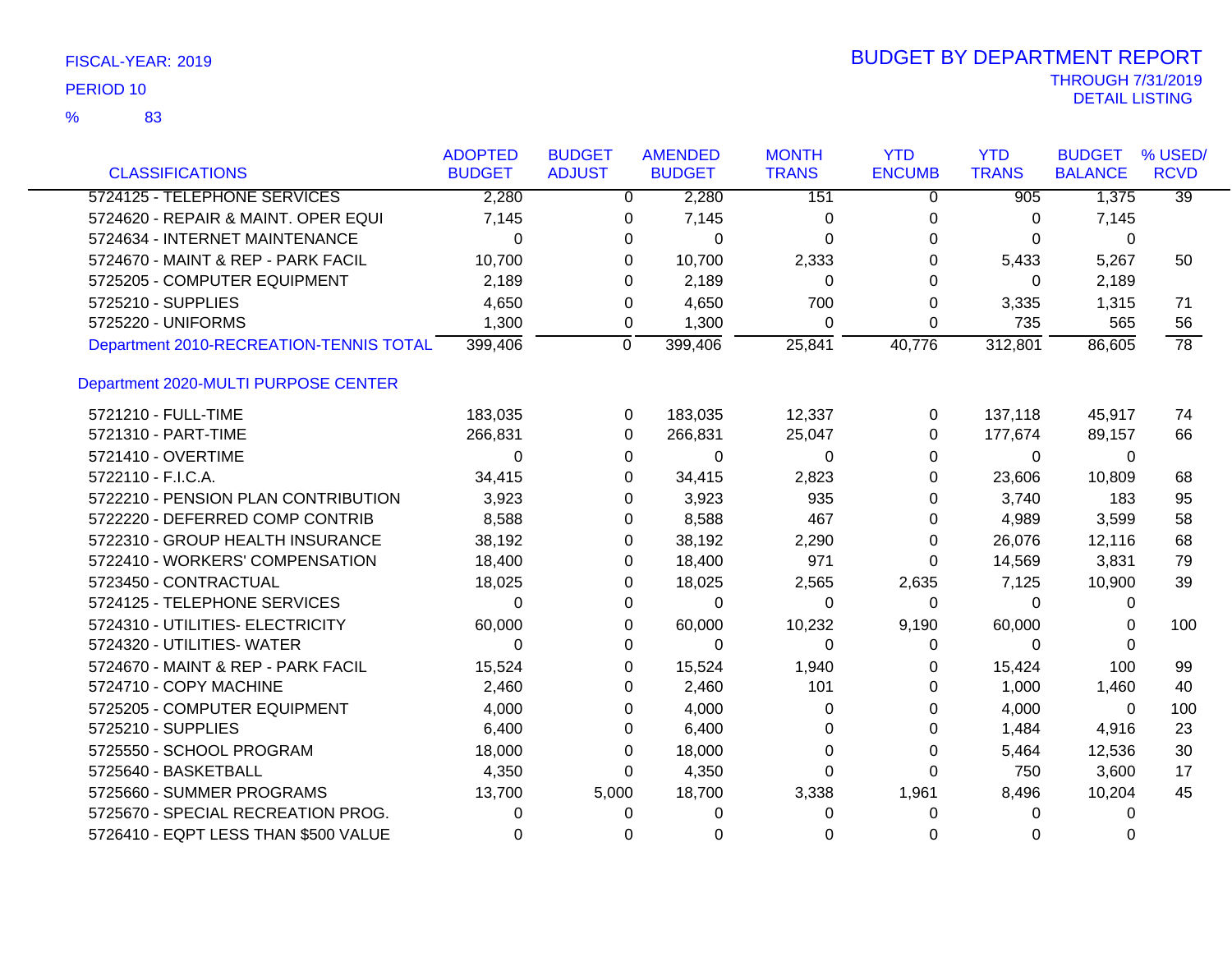FISCAL-YEAR: 2019

PERIOD 10

% 83

# BUDGET BY DEPARTMENT REPORT

THROUGH 7/31/2019

DETAIL LISTING

| CLASSIFICATIONS | ADOPTED BUDGET | BUDGET ADJUST | AMENDED BUDGET | MONTH TRANS | YTD ENCUMB | YTD TRANS | BUDGET BALANCE | % USED/ RCVD |
|---|---|---|---|---|---|---|---|---|
| 5724125 - TELEPHONE SERVICES | 2,280 | 0 | 2,280 | 151 | 0 | 905 | 1,375 | 39 |
| 5724620 - REPAIR & MAINT. OPER EQUI | 7,145 | 0 | 7,145 | 0 | 0 | 0 | 7,145 | |
| 5724634 - INTERNET MAINTENANCE | 0 | 0 | 0 | 0 | 0 | 0 | 0 | |
| 5724670 - MAINT & REP - PARK FACIL | 10,700 | 0 | 10,700 | 2,333 | 0 | 5,433 | 5,267 | 50 |
| 5725205 - COMPUTER EQUIPMENT | 2,189 | 0 | 2,189 | 0 | 0 | 0 | 2,189 | |
| 5725210 - SUPPLIES | 4,650 | 0 | 4,650 | 700 | 0 | 3,335 | 1,315 | 71 |
| 5725220 - UNIFORMS | 1,300 | 0 | 1,300 | 0 | 0 | 735 | 565 | 56 |
| Department 2010-RECREATION-TENNIS TOTAL | 399,406 | 0 | 399,406 | 25,841 | 40,776 | 312,801 | 86,605 | 78 |
| **Department 2020-MULTI PURPOSE CENTER** | | | | | | | | |
| 5721210 - FULL-TIME | 183,035 | 0 | 183,035 | 12,337 | 0 | 137,118 | 45,917 | 74 |
| 5721310 - PART-TIME | 266,831 | 0 | 266,831 | 25,047 | 0 | 177,674 | 89,157 | 66 |
| 5721410 - OVERTIME | 0 | 0 | 0 | 0 | 0 | 0 | 0 | |
| 5722110 - F.I.C.A. | 34,415 | 0 | 34,415 | 2,823 | 0 | 23,606 | 10,809 | 68 |
| 5722210 - PENSION PLAN CONTRIBUTION | 3,923 | 0 | 3,923 | 935 | 0 | 3,740 | 183 | 95 |
| 5722220 - DEFERRED COMP CONTRIB | 8,588 | 0 | 8,588 | 467 | 0 | 4,989 | 3,599 | 58 |
| 5722310 - GROUP HEALTH INSURANCE | 38,192 | 0 | 38,192 | 2,290 | 0 | 26,076 | 12,116 | 68 |
| 5722410 - WORKERS' COMPENSATION | 18,400 | 0 | 18,400 | 971 | 0 | 14,569 | 3,831 | 79 |
| 5723450 - CONTRACTUAL | 18,025 | 0 | 18,025 | 2,565 | 2,635 | 7,125 | 10,900 | 39 |
| 5724125 - TELEPHONE SERVICES | 0 | 0 | 0 | 0 | 0 | 0 | 0 | |
| 5724310 - UTILITIES- ELECTRICITY | 60,000 | 0 | 60,000 | 10,232 | 9,190 | 60,000 | 0 | 100 |
| 5724320 - UTILITIES- WATER | 0 | 0 | 0 | 0 | 0 | 0 | 0 | |
| 5724670 - MAINT & REP - PARK FACIL | 15,524 | 0 | 15,524 | 1,940 | 0 | 15,424 | 100 | 99 |
| 5724710 - COPY MACHINE | 2,460 | 0 | 2,460 | 101 | 0 | 1,000 | 1,460 | 40 |
| 5725205 - COMPUTER EQUIPMENT | 4,000 | 0 | 4,000 | 0 | 0 | 4,000 | 0 | 100 |
| 5725210 - SUPPLIES | 6,400 | 0 | 6,400 | 0 | 0 | 1,484 | 4,916 | 23 |
| 5725550 - SCHOOL PROGRAM | 18,000 | 0 | 18,000 | 0 | 0 | 5,464 | 12,536 | 30 |
| 5725640 - BASKETBALL | 4,350 | 0 | 4,350 | 0 | 0 | 750 | 3,600 | 17 |
| 5725660 - SUMMER PROGRAMS | 13,700 | 5,000 | 18,700 | 3,338 | 1,961 | 8,496 | 10,204 | 45 |
| 5725670 - SPECIAL RECREATION PROG. | 0 | 0 | 0 | 0 | 0 | 0 | 0 | |
| 5726410 - EQPT LESS THAN $500 VALUE | 0 | 0 | 0 | 0 | 0 | 0 | 0 | |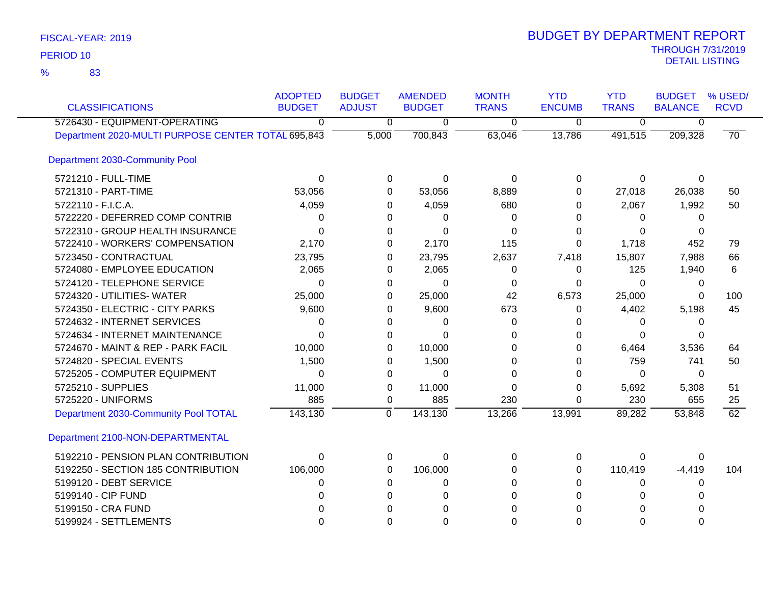FISCAL-YEAR: 2019
PERIOD 10
% 83

# BUDGET BY DEPARTMENT REPORT

THROUGH 7/31/2019
DETAIL LISTING

| CLASSIFICATIONS | ADOPTED BUDGET | BUDGET ADJUST | AMENDED BUDGET | MONTH TRANS | YTD ENCUMB | YTD TRANS | BUDGET BALANCE | % USED/ RCVD |
|---|---|---|---|---|---|---|---|---|
| 5726430 - EQUIPMENT-OPERATING | 0 | 0 | 0 | 0 | 0 | 0 | 0 | |
| Department 2020-MULTI PURPOSE CENTER TOTAL | 695,843 | 5,000 | 700,843 | 63,046 | 13,786 | 491,515 | 209,328 | 70 |
| Department 2030-Community Pool | | | | | | | | |
| 5721210 - FULL-TIME | 0 | 0 | 0 | 0 | 0 | 0 | 0 | |
| 5721310 - PART-TIME | 53,056 | 0 | 53,056 | 8,889 | 0 | 27,018 | 26,038 | 50 |
| 5722110 - F.I.C.A. | 4,059 | 0 | 4,059 | 680 | 0 | 2,067 | 1,992 | 50 |
| 5722220 - DEFERRED COMP CONTRIB | 0 | 0 | 0 | 0 | 0 | 0 | 0 | |
| 5722310 - GROUP HEALTH INSURANCE | 0 | 0 | 0 | 0 | 0 | 0 | 0 | |
| 5722410 - WORKERS' COMPENSATION | 2,170 | 0 | 2,170 | 115 | 0 | 1,718 | 452 | 79 |
| 5723450 - CONTRACTUAL | 23,795 | 0 | 23,795 | 2,637 | 7,418 | 15,807 | 7,988 | 66 |
| 5724080 - EMPLOYEE EDUCATION | 2,065 | 0 | 2,065 | 0 | 0 | 125 | 1,940 | 6 |
| 5724120 - TELEPHONE SERVICE | 0 | 0 | 0 | 0 | 0 | 0 | 0 | |
| 5724320 - UTILITIES- WATER | 25,000 | 0 | 25,000 | 42 | 6,573 | 25,000 | 0 | 100 |
| 5724350 - ELECTRIC - CITY PARKS | 9,600 | 0 | 9,600 | 673 | 0 | 4,402 | 5,198 | 45 |
| 5724632 - INTERNET SERVICES | 0 | 0 | 0 | 0 | 0 | 0 | 0 | |
| 5724634 - INTERNET MAINTENANCE | 0 | 0 | 0 | 0 | 0 | 0 | 0 | |
| 5724670 - MAINT & REP - PARK FACIL | 10,000 | 0 | 10,000 | 0 | 0 | 6,464 | 3,536 | 64 |
| 5724820 - SPECIAL EVENTS | 1,500 | 0 | 1,500 | 0 | 0 | 759 | 741 | 50 |
| 5725205 - COMPUTER EQUIPMENT | 0 | 0 | 0 | 0 | 0 | 0 | 0 | |
| 5725210 - SUPPLIES | 11,000 | 0 | 11,000 | 0 | 0 | 5,692 | 5,308 | 51 |
| 5725220 - UNIFORMS | 885 | 0 | 885 | 230 | 0 | 230 | 655 | 25 |
| Department 2030-Community Pool TOTAL | 143,130 | 0 | 143,130 | 13,266 | 13,991 | 89,282 | 53,848 | 62 |
| Department 2100-NON-DEPARTMENTAL | | | | | | | | |
| 5192210 - PENSION PLAN CONTRIBUTION | 0 | 0 | 0 | 0 | 0 | 0 | 0 | |
| 5192250 - SECTION 185 CONTRIBUTION | 106,000 | 0 | 106,000 | 0 | 0 | 110,419 | -4,419 | 104 |
| 5199120 - DEBT SERVICE | 0 | 0 | 0 | 0 | 0 | 0 | 0 | |
| 5199140 - CIP FUND | 0 | 0 | 0 | 0 | 0 | 0 | 0 | |
| 5199150 - CRA FUND | 0 | 0 | 0 | 0 | 0 | 0 | 0 | |
| 5199924 - SETTLEMENTS | 0 | 0 | 0 | 0 | 0 | 0 | 0 | |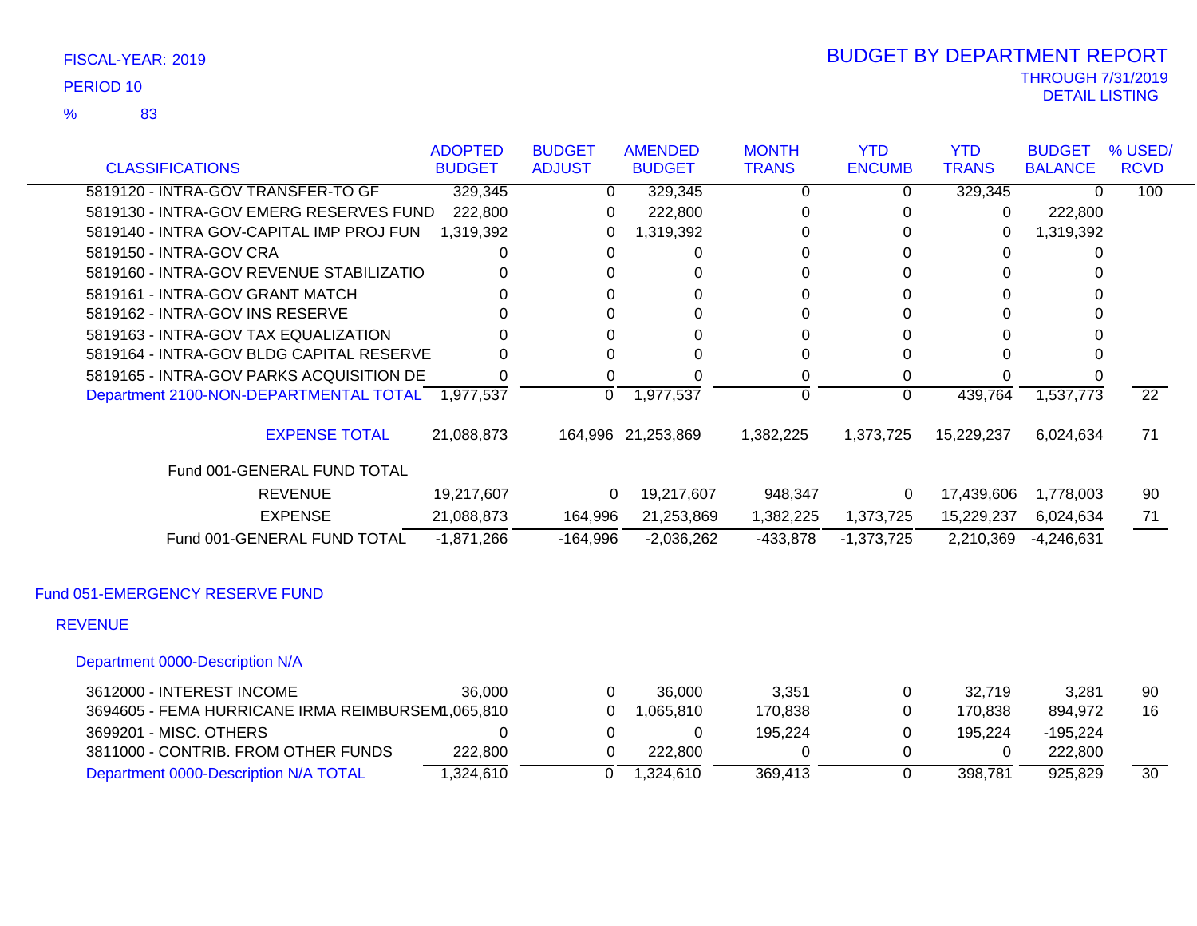FISCAL-YEAR: 2019

PERIOD 10

% 83

# BUDGET BY DEPARTMENT REPORT

THROUGH 7/31/2019

DETAIL LISTING

| CLASSIFICATIONS | ADOPTED BUDGET | BUDGET ADJUST | AMENDED BUDGET | MONTH TRANS | YTD ENCUMB | YTD TRANS | BUDGET BALANCE | % USED/ RCVD |
|---|---|---|---|---|---|---|---|---|
| 5819120 - INTRA-GOV TRANSFER-TO GF | 329,345 | 0 | 329,345 | 0 | 0 | 329,345 | 0 | 100 |
| 5819130 - INTRA-GOV EMERG RESERVES FUND | 222,800 | 0 | 222,800 | 0 | 0 | 0 | 222,800 | |
| 5819140 - INTRA GOV-CAPITAL IMP PROJ FUN | 1,319,392 | 0 | 1,319,392 | 0 | 0 | 0 | 1,319,392 | |
| 5819150 - INTRA-GOV CRA | 0 | 0 | 0 | 0 | 0 | 0 | 0 | |
| 5819160 - INTRA-GOV REVENUE STABILIZATIO | 0 | 0 | 0 | 0 | 0 | 0 | 0 | |
| 5819161 - INTRA-GOV GRANT MATCH | 0 | 0 | 0 | 0 | 0 | 0 | 0 | |
| 5819162 - INTRA-GOV INS RESERVE | 0 | 0 | 0 | 0 | 0 | 0 | 0 | |
| 5819163 - INTRA-GOV TAX EQUALIZATION | 0 | 0 | 0 | 0 | 0 | 0 | 0 | |
| 5819164 - INTRA-GOV BLDG CAPITAL RESERVE | 0 | 0 | 0 | 0 | 0 | 0 | 0 | |
| 5819165 - INTRA-GOV PARKS ACQUISITION DE | 0 | 0 | 0 | 0 | 0 | 0 | 0 | |
| Department 2100-NON-DEPARTMENTAL TOTAL | 1,977,537 | 0 | 1,977,537 | 0 | 0 | 439,764 | 1,537,773 | 22 |
| EXPENSE TOTAL | 21,088,873 | 164,996 | 21,253,869 | 1,382,225 | 1,373,725 | 15,229,237 | 6,024,634 | 71 |
| Fund 001-GENERAL FUND TOTAL | | | | | | | | |
| REVENUE | 19,217,607 | 0 | 19,217,607 | 948,347 | 0 | 17,439,606 | 1,778,003 | 90 |
| EXPENSE | 21,088,873 | 164,996 | 21,253,869 | 1,382,225 | 1,373,725 | 15,229,237 | 6,024,634 | 71 |
| Fund 001-GENERAL FUND TOTAL | -1,871,266 | -164,996 | -2,036,262 | -433,878 | -1,373,725 | 2,210,369 | -4,246,631 | |

## Fund 051-EMERGENCY RESERVE FUND

### REVENUE

#### Department 0000-Description N/A

| CLASSIFICATIONS | ADOPTED BUDGET | BUDGET ADJUST | AMENDED BUDGET | MONTH TRANS | YTD ENCUMB | YTD TRANS | BUDGET BALANCE | % USED/ RCVD |
|---|---|---|---|---|---|---|---|---|
| 3612000 - INTEREST INCOME | 36,000 | 0 | 36,000 | 3,351 | 0 | 32,719 | 3,281 | 90 |
| 3694605 - FEMA HURRICANE IRMA REIMBURSEM | 1,065,810 | 0 | 1,065,810 | 170,838 | 0 | 170,838 | 894,972 | 16 |
| 3699201 - MISC. OTHERS | 0 | 0 | 0 | 195,224 | 0 | 195,224 | -195,224 | |
| 3811000 - CONTRIB. FROM OTHER FUNDS | 222,800 | 0 | 222,800 | 0 | 0 | 0 | 222,800 | |
| Department 0000-Description N/A TOTAL | 1,324,610 | 0 | 1,324,610 | 369,413 | 0 | 398,781 | 925,829 | 30 |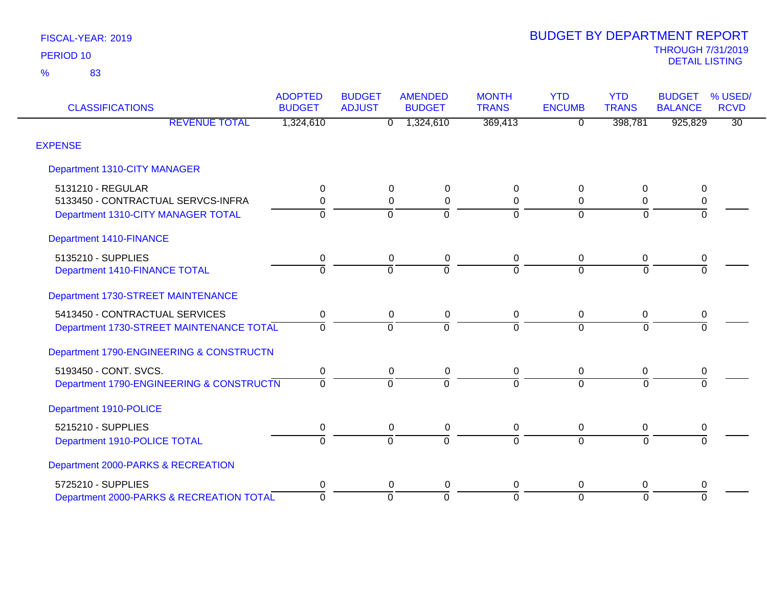FISCAL-YEAR: 2019
PERIOD 10
% 83

# BUDGET BY DEPARTMENT REPORT

THROUGH 7/31/2019
DETAIL LISTING

| CLASSIFICATIONS | ADOPTED BUDGET | BUDGET ADJUST | AMENDED BUDGET | MONTH TRANS | YTD ENCUMB | YTD TRANS | BUDGET BALANCE | % USED/ RCVD |
|---|---|---|---|---|---|---|---|---|
| REVENUE TOTAL | 1,324,610 | 0 | 1,324,610 | 369,413 | 0 | 398,781 | 925,829 | 30 |
| **EXPENSE** | | | | | | | | |
| **Department 1310-CITY MANAGER** | | | | | | | | |
| 5131210 - REGULAR | 0 | 0 | 0 | 0 | 0 | 0 | 0 | |
| 5133450 - CONTRACTUAL SERVCS-INFRA | 0 | 0 | 0 | 0 | 0 | 0 | 0 | |
| Department 1310-CITY MANAGER TOTAL | 0 | 0 | 0 | 0 | 0 | 0 | 0 | |
| **Department 1410-FINANCE** | | | | | | | | |
| 5135210 - SUPPLIES | 0 | 0 | 0 | 0 | 0 | 0 | 0 | |
| Department 1410-FINANCE TOTAL | 0 | 0 | 0 | 0 | 0 | 0 | 0 | |
| **Department 1730-STREET MAINTENANCE** | | | | | | | | |
| 5413450 - CONTRACTUAL SERVICES | 0 | 0 | 0 | 0 | 0 | 0 | 0 | |
| Department 1730-STREET MAINTENANCE TOTAL | 0 | 0 | 0 | 0 | 0 | 0 | 0 | |
| **Department 1790-ENGINEERING & CONSTRUCTN** | | | | | | | | |
| 5193450 - CONT. SVCS. | 0 | 0 | 0 | 0 | 0 | 0 | 0 | |
| Department 1790-ENGINEERING & CONSTRUCTN | 0 | 0 | 0 | 0 | 0 | 0 | 0 | |
| **Department 1910-POLICE** | | | | | | | | |
| 5215210 - SUPPLIES | 0 | 0 | 0 | 0 | 0 | 0 | 0 | |
| Department 1910-POLICE TOTAL | 0 | 0 | 0 | 0 | 0 | 0 | 0 | |
| **Department 2000-PARKS & RECREATION** | | | | | | | | |
| 5725210 - SUPPLIES | 0 | 0 | 0 | 0 | 0 | 0 | 0 | |
| Department 2000-PARKS & RECREATION TOTAL | 0 | 0 | 0 | 0 | 0 | 0 | 0 | |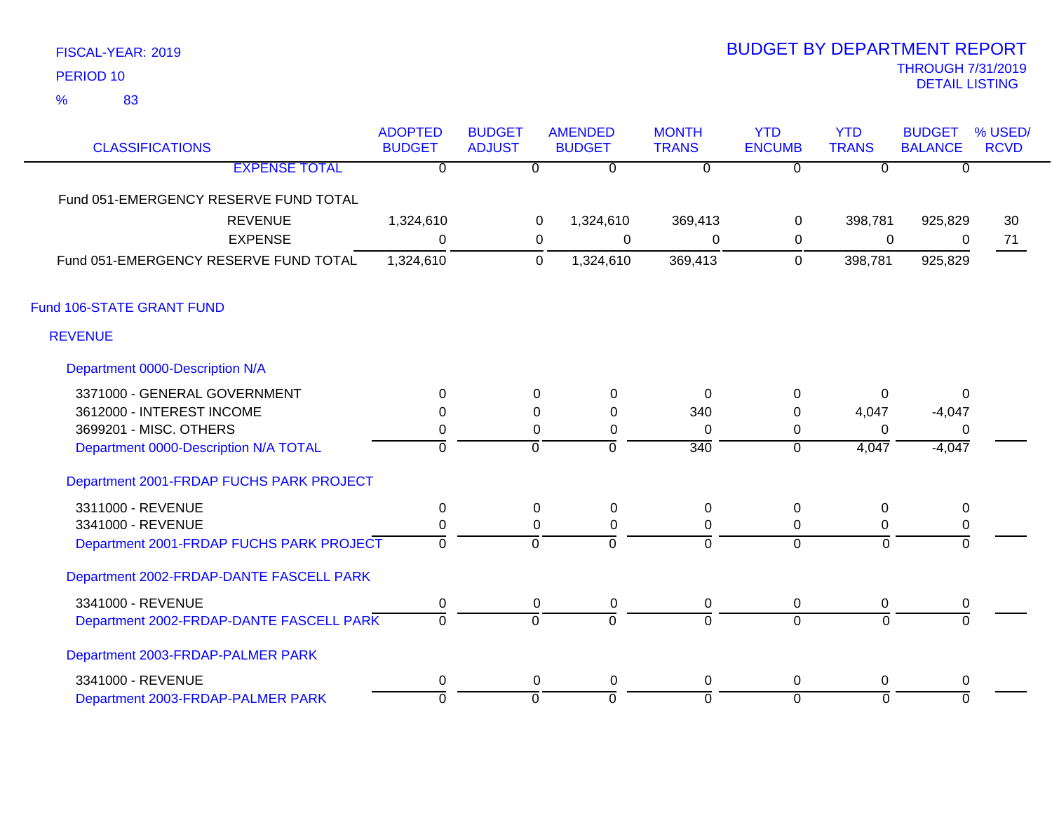FISCAL-YEAR: 2019

PERIOD 10

% 83

# BUDGET BY DEPARTMENT REPORT

THROUGH 7/31/2019

DETAIL LISTING

| CLASSIFICATIONS | ADOPTED BUDGET | BUDGET ADJUST | AMENDED BUDGET | MONTH TRANS | YTD ENCUMB | YTD TRANS | BUDGET BALANCE | % USED/ RCVD |
|---|---|---|---|---|---|---|---|---|
| EXPENSE TOTAL | 0 | 0 | 0 | 0 | 0 | 0 | 0 | |
| Fund 051-EMERGENCY RESERVE FUND TOTAL | | | | | | | | |
| REVENUE | 1,324,610 | 0 | 1,324,610 | 369,413 | 0 | 398,781 | 925,829 | 30 |
| EXPENSE | 0 | 0 | 0 | 0 | 0 | 0 | 0 | 71 |
| Fund 051-EMERGENCY RESERVE FUND TOTAL | 1,324,610 | 0 | 1,324,610 | 369,413 | 0 | 398,781 | 925,829 | |
| **Fund 106-STATE GRANT FUND** | | | | | | | | |
| **REVENUE** | | | | | | | | |
| **Department 0000-Description N/A** | | | | | | | | |
| 3371000 - GENERAL GOVERNMENT | 0 | 0 | 0 | 0 | 0 | 0 | 0 | |
| 3612000 - INTEREST INCOME | 0 | 0 | 0 | 340 | 0 | 4,047 | -4,047 | |
| 3699201 - MISC. OTHERS | 0 | 0 | 0 | 0 | 0 | 0 | 0 | |
| Department 0000-Description N/A TOTAL | 0 | 0 | 0 | 340 | 0 | 4,047 | -4,047 | |
| **Department 2001-FRDAP FUCHS PARK PROJECT** | | | | | | | | |
| 3311000 - REVENUE | 0 | 0 | 0 | 0 | 0 | 0 | 0 | |
| 3341000 - REVENUE | 0 | 0 | 0 | 0 | 0 | 0 | 0 | |
| Department 2001-FRDAP FUCHS PARK PROJECT | 0 | 0 | 0 | 0 | 0 | 0 | 0 | |
| **Department 2002-FRDAP-DANTE FASCELL PARK** | | | | | | | | |
| 3341000 - REVENUE | 0 | 0 | 0 | 0 | 0 | 0 | 0 | |
| Department 2002-FRDAP-DANTE FASCELL PARK | 0 | 0 | 0 | 0 | 0 | 0 | 0 | |
| **Department 2003-FRDAP-PALMER PARK** | | | | | | | | |
| 3341000 - REVENUE | 0 | 0 | 0 | 0 | 0 | 0 | 0 | |
| Department 2003-FRDAP-PALMER PARK | 0 | 0 | 0 | 0 | 0 | 0 | 0 | |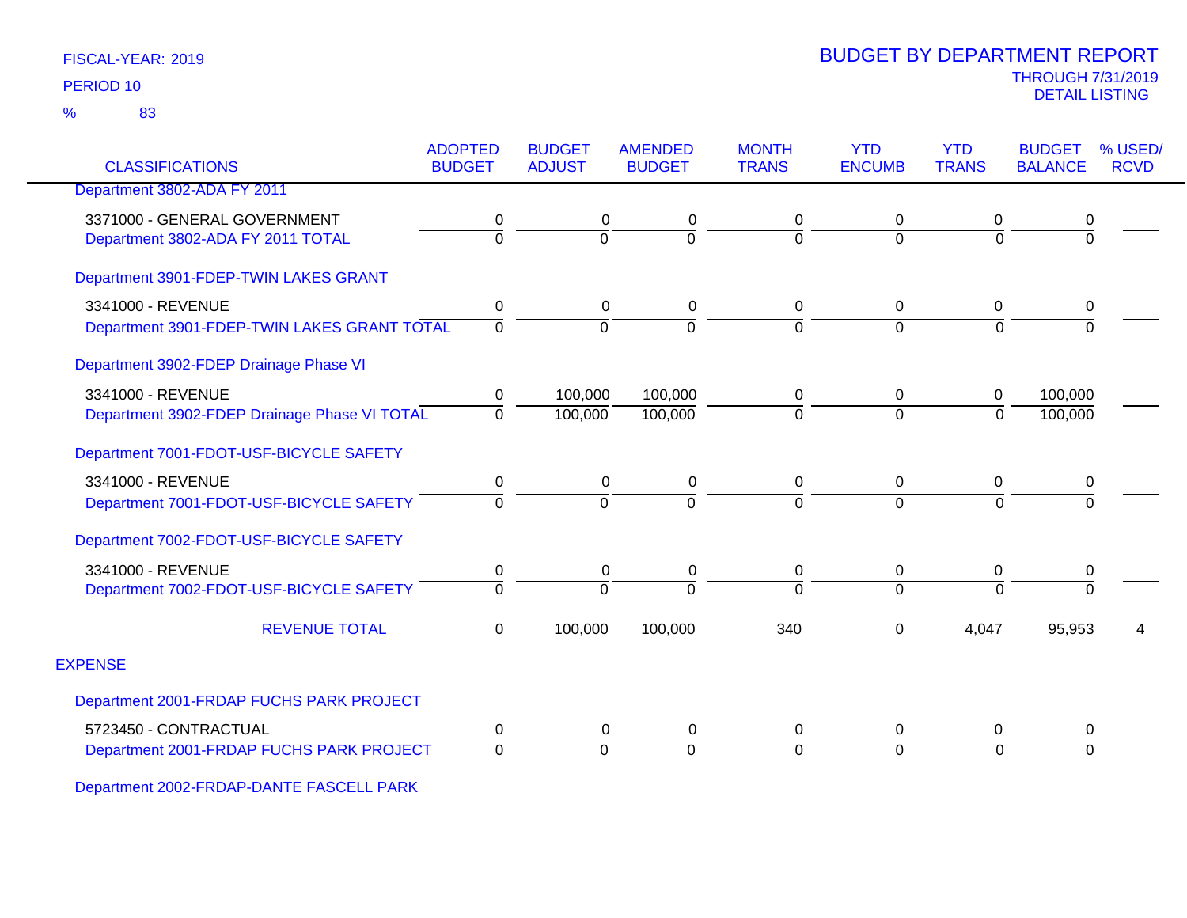FISCAL-YEAR: 2019
PERIOD 10
% 83

# BUDGET BY DEPARTMENT REPORT

THROUGH 7/31/2019
DETAIL LISTING

| CLASSIFICATIONS | ADOPTED BUDGET | BUDGET ADJUST | AMENDED BUDGET | MONTH TRANS | YTD ENCUMB | YTD TRANS | BUDGET BALANCE | % USED/ RCVD |
|---|---|---|---|---|---|---|---|---|
| Department 3802-ADA FY 2011 | | | | | | | | |
| 3371000 - GENERAL GOVERNMENT | 0 | 0 | 0 | 0 | 0 | 0 | 0 | |
| Department 3802-ADA FY 2011 TOTAL | 0 | 0 | 0 | 0 | 0 | 0 | 0 | |
| Department 3901-FDEP-TWIN LAKES GRANT | | | | | | | | |
| 3341000 - REVENUE | 0 | 0 | 0 | 0 | 0 | 0 | 0 | |
| Department 3901-FDEP-TWIN LAKES GRANT TOTAL | 0 | 0 | 0 | 0 | 0 | 0 | 0 | |
| Department 3902-FDEP Drainage Phase VI | | | | | | | | |
| 3341000 - REVENUE | 0 | 100,000 | 100,000 | 0 | 0 | 0 | 100,000 | |
| Department 3902-FDEP Drainage Phase VI TOTAL | 0 | 100,000 | 100,000 | 0 | 0 | 0 | 100,000 | |
| Department 7001-FDOT-USF-BICYCLE SAFETY | | | | | | | | |
| 3341000 - REVENUE | 0 | 0 | 0 | 0 | 0 | 0 | 0 | |
| Department 7001-FDOT-USF-BICYCLE SAFETY | 0 | 0 | 0 | 0 | 0 | 0 | 0 | |
| Department 7002-FDOT-USF-BICYCLE SAFETY | | | | | | | | |
| 3341000 - REVENUE | 0 | 0 | 0 | 0 | 0 | 0 | 0 | |
| Department 7002-FDOT-USF-BICYCLE SAFETY | 0 | 0 | 0 | 0 | 0 | 0 | 0 | |
| REVENUE TOTAL | 0 | 100,000 | 100,000 | 340 | 0 | 4,047 | 95,953 | 4 |
| EXPENSE | | | | | | | | |
| Department 2001-FRDAP FUCHS PARK PROJECT | | | | | | | | |
| 5723450 - CONTRACTUAL | 0 | 0 | 0 | 0 | 0 | 0 | 0 | |
| Department 2001-FRDAP FUCHS PARK PROJECT | 0 | 0 | 0 | 0 | 0 | 0 | 0 | |
| Department 2002-FRDAP-DANTE FASCELL PARK | | | | | | | | |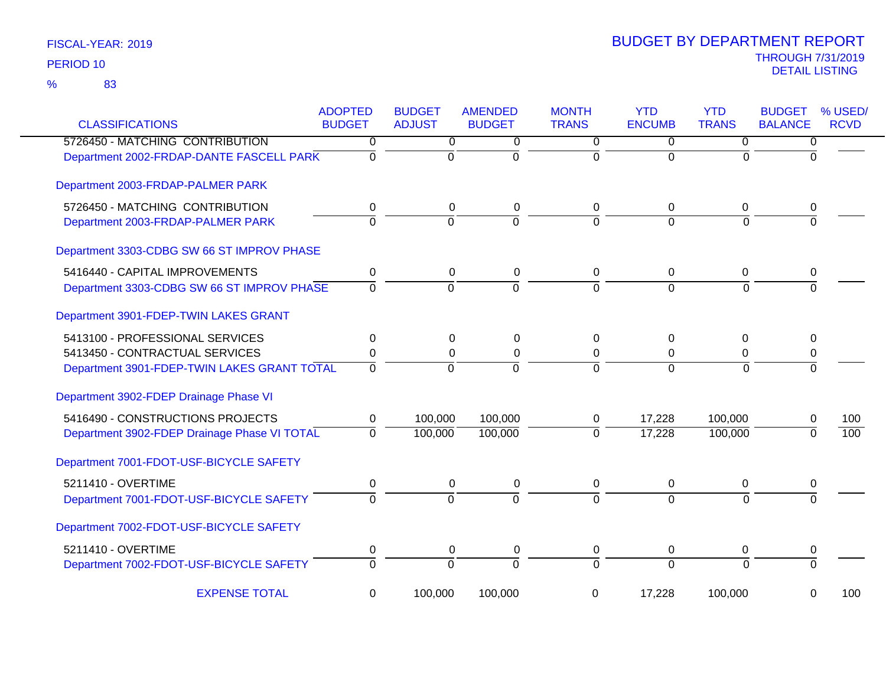FISCAL-YEAR: 2019

PERIOD 10

% 83

# BUDGET BY DEPARTMENT REPORT

THROUGH 7/31/2019

DETAIL LISTING

| CLASSIFICATIONS | ADOPTED BUDGET | BUDGET ADJUST | AMENDED BUDGET | MONTH TRANS | YTD ENCUMB | YTD TRANS | BUDGET BALANCE | % USED/ RCVD |
|---|---|---|---|---|---|---|---|---|
| 5726450 - MATCHING CONTRIBUTION | 0 | 0 | 0 | 0 | 0 | 0 | 0 | |
| Department 2002-FRDAP-DANTE FASCELL PARK | 0 | 0 | 0 | 0 | 0 | 0 | 0 | |
| Department 2003-FRDAP-PALMER PARK | | | | | | | | |
| 5726450 - MATCHING CONTRIBUTION | 0 | 0 | 0 | 0 | 0 | 0 | 0 | |
| Department 2003-FRDAP-PALMER PARK | 0 | 0 | 0 | 0 | 0 | 0 | 0 | |
| Department 3303-CDBG SW 66 ST IMPROV PHASE | | | | | | | | |
| 5416440 - CAPITAL IMPROVEMENTS | 0 | 0 | 0 | 0 | 0 | 0 | 0 | |
| Department 3303-CDBG SW 66 ST IMPROV PHASE | 0 | 0 | 0 | 0 | 0 | 0 | 0 | |
| Department 3901-FDEP-TWIN LAKES GRANT | | | | | | | | |
| 5413100 - PROFESSIONAL SERVICES | 0 | 0 | 0 | 0 | 0 | 0 | 0 | |
| 5413450 - CONTRACTUAL SERVICES | 0 | 0 | 0 | 0 | 0 | 0 | 0 | |
| Department 3901-FDEP-TWIN LAKES GRANT TOTAL | 0 | 0 | 0 | 0 | 0 | 0 | 0 | |
| Department 3902-FDEP Drainage Phase VI | | | | | | | | |
| 5416490 - CONSTRUCTIONS PROJECTS | 0 | 100,000 | 100,000 | 0 | 17,228 | 100,000 | 0 | 100 |
| Department 3902-FDEP Drainage Phase VI TOTAL | 0 | 100,000 | 100,000 | 0 | 17,228 | 100,000 | 0 | 100 |
| Department 7001-FDOT-USF-BICYCLE SAFETY | | | | | | | | |
| 5211410 - OVERTIME | 0 | 0 | 0 | 0 | 0 | 0 | 0 | |
| Department 7001-FDOT-USF-BICYCLE SAFETY | 0 | 0 | 0 | 0 | 0 | 0 | 0 | |
| Department 7002-FDOT-USF-BICYCLE SAFETY | | | | | | | | |
| 5211410 - OVERTIME | 0 | 0 | 0 | 0 | 0 | 0 | 0 | |
| Department 7002-FDOT-USF-BICYCLE SAFETY | 0 | 0 | 0 | 0 | 0 | 0 | 0 | |
| EXPENSE TOTAL | 0 | 100,000 | 100,000 | 0 | 17,228 | 100,000 | 0 | 100 |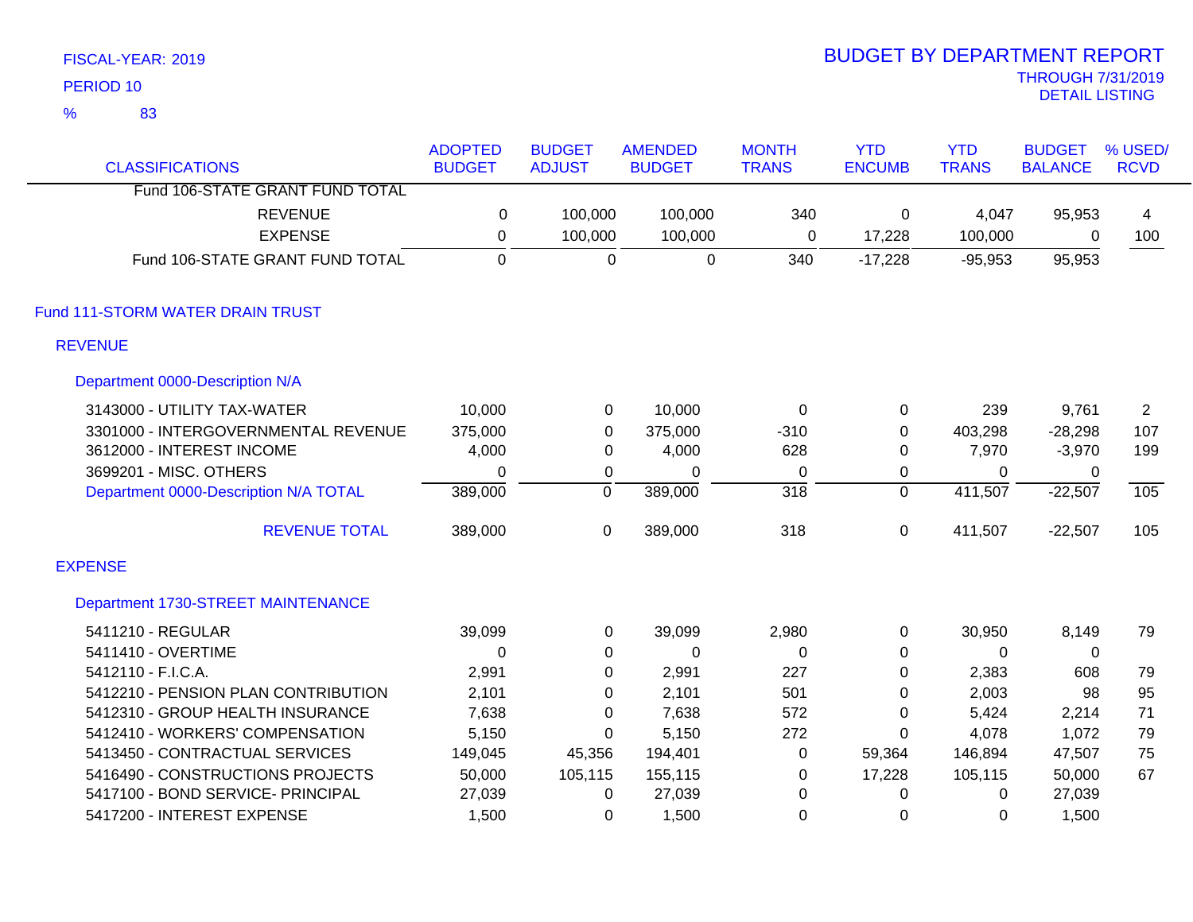FISCAL-YEAR: 2019
PERIOD 10
% 83

# BUDGET BY DEPARTMENT REPORT

THROUGH 7/31/2019
DETAIL LISTING

| CLASSIFICATIONS | ADOPTED BUDGET | BUDGET ADJUST | AMENDED BUDGET | MONTH TRANS | YTD ENCUMB | YTD TRANS | BUDGET BALANCE | % USED/ RCVD |
|---|---|---|---|---|---|---|---|---|
| Fund 106-STATE GRANT FUND TOTAL | | | | | | | | |
| REVENUE | 0 | 100,000 | 100,000 | 340 | 0 | 4,047 | 95,953 | 4 |
| EXPENSE | 0 | 100,000 | 100,000 | 0 | 17,228 | 100,000 | 0 | 100 |
| Fund 106-STATE GRANT FUND TOTAL | 0 | 0 | 0 | 340 | -17,228 | -95,953 | 95,953 | |

## Fund 111-STORM WATER DRAIN TRUST

### REVENUE

#### Department 0000-Description N/A

| CLASSIFICATIONS | ADOPTED BUDGET | BUDGET ADJUST | AMENDED BUDGET | MONTH TRANS | YTD ENCUMB | YTD TRANS | BUDGET BALANCE | % USED/ RCVD |
|---|---|---|---|---|---|---|---|---|
| 3143000 - UTILITY TAX-WATER | 10,000 | 0 | 10,000 | 0 | 0 | 239 | 9,761 | 2 |
| 3301000 - INTERGOVERNMENTAL REVENUE | 375,000 | 0 | 375,000 | -310 | 0 | 403,298 | -28,298 | 107 |
| 3612000 - INTEREST INCOME | 4,000 | 0 | 4,000 | 628 | 0 | 7,970 | -3,970 | 199 |
| 3699201 - MISC. OTHERS | 0 | 0 | 0 | 0 | 0 | 0 | 0 | |
| Department 0000-Description N/A TOTAL | 389,000 | 0 | 389,000 | 318 | 0 | 411,507 | -22,507 | 105 |
| REVENUE TOTAL | 389,000 | 0 | 389,000 | 318 | 0 | 411,507 | -22,507 | 105 |

### EXPENSE

#### Department 1730-STREET MAINTENANCE

| CLASSIFICATIONS | ADOPTED BUDGET | BUDGET ADJUST | AMENDED BUDGET | MONTH TRANS | YTD ENCUMB | YTD TRANS | BUDGET BALANCE | % USED/ RCVD |
|---|---|---|---|---|---|---|---|---|
| 5411210 - REGULAR | 39,099 | 0 | 39,099 | 2,980 | 0 | 30,950 | 8,149 | 79 |
| 5411410 - OVERTIME | 0 | 0 | 0 | 0 | 0 | 0 | 0 | |
| 5412110 - F.I.C.A. | 2,991 | 0 | 2,991 | 227 | 0 | 2,383 | 608 | 79 |
| 5412210 - PENSION PLAN CONTRIBUTION | 2,101 | 0 | 2,101 | 501 | 0 | 2,003 | 98 | 95 |
| 5412310 - GROUP HEALTH INSURANCE | 7,638 | 0 | 7,638 | 572 | 0 | 5,424 | 2,214 | 71 |
| 5412410 - WORKERS' COMPENSATION | 5,150 | 0 | 5,150 | 272 | 0 | 4,078 | 1,072 | 79 |
| 5413450 - CONTRACTUAL SERVICES | 149,045 | 45,356 | 194,401 | 0 | 59,364 | 146,894 | 47,507 | 75 |
| 5416490 - CONSTRUCTIONS PROJECTS | 50,000 | 105,115 | 155,115 | 0 | 17,228 | 105,115 | 50,000 | 67 |
| 5417100 - BOND SERVICE- PRINCIPAL | 27,039 | 0 | 27,039 | 0 | 0 | 0 | 27,039 | |
| 5417200 - INTEREST EXPENSE | 1,500 | 0 | 1,500 | 0 | 0 | 0 | 1,500 | |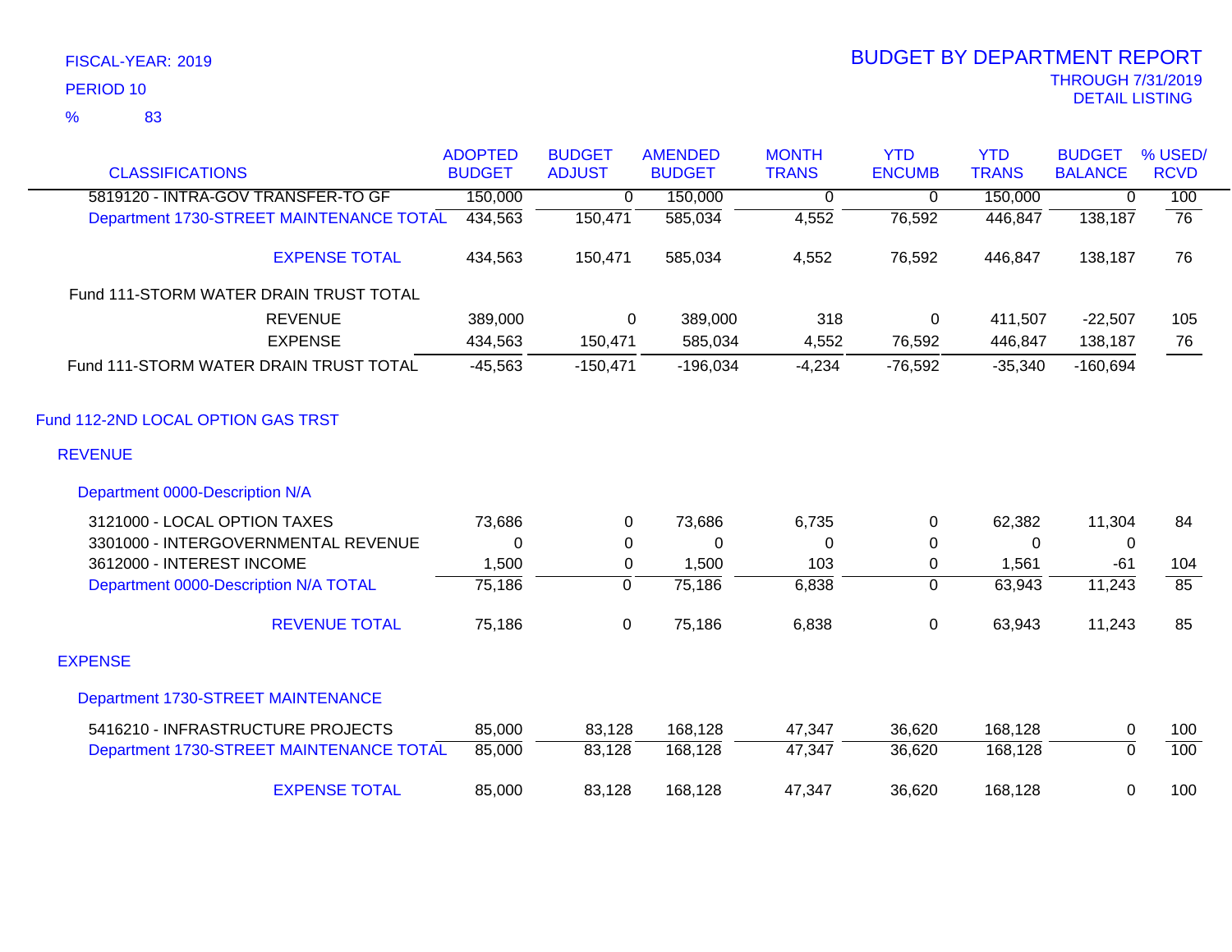FISCAL-YEAR: 2019

PERIOD 10

% 83

# BUDGET BY DEPARTMENT REPORT

THROUGH 7/31/2019

DETAIL LISTING

| CLASSIFICATIONS | ADOPTED BUDGET | BUDGET ADJUST | AMENDED BUDGET | MONTH TRANS | YTD ENCUMB | YTD TRANS | BUDGET BALANCE | % USED/ RCVD |
|---|---|---|---|---|---|---|---|---|
| 5819120 - INTRA-GOV TRANSFER-TO GF | 150,000 | 0 | 150,000 | 0 | 0 | 150,000 | 0 | 100 |
| Department 1730-STREET MAINTENANCE TOTAL | 434,563 | 150,471 | 585,034 | 4,552 | 76,592 | 446,847 | 138,187 | 76 |
| EXPENSE TOTAL | 434,563 | 150,471 | 585,034 | 4,552 | 76,592 | 446,847 | 138,187 | 76 |
| Fund 111-STORM WATER DRAIN TRUST TOTAL | | | | | | | | |
| REVENUE | 389,000 | 0 | 389,000 | 318 | 0 | 411,507 | -22,507 | 105 |
| EXPENSE | 434,563 | 150,471 | 585,034 | 4,552 | 76,592 | 446,847 | 138,187 | 76 |
| Fund 111-STORM WATER DRAIN TRUST TOTAL | -45,563 | -150,471 | -196,034 | -4,234 | -76,592 | -35,340 | -160,694 | |
| Fund 112-2ND LOCAL OPTION GAS TRST | | | | | | | | |
| REVENUE | | | | | | | | |
| Department 0000-Description N/A | | | | | | | | |
| 3121000 - LOCAL OPTION TAXES | 73,686 | 0 | 73,686 | 6,735 | 0 | 62,382 | 11,304 | 84 |
| 3301000 - INTERGOVERNMENTAL REVENUE | 0 | 0 | 0 | 0 | 0 | 0 | 0 | |
| 3612000 - INTEREST INCOME | 1,500 | 0 | 1,500 | 103 | 0 | 1,561 | -61 | 104 |
| Department 0000-Description N/A TOTAL | 75,186 | 0 | 75,186 | 6,838 | 0 | 63,943 | 11,243 | 85 |
| REVENUE TOTAL | 75,186 | 0 | 75,186 | 6,838 | 0 | 63,943 | 11,243 | 85 |
| EXPENSE | | | | | | | | |
| Department 1730-STREET MAINTENANCE | | | | | | | | |
| 5416210 - INFRASTRUCTURE PROJECTS | 85,000 | 83,128 | 168,128 | 47,347 | 36,620 | 168,128 | 0 | 100 |
| Department 1730-STREET MAINTENANCE TOTAL | 85,000 | 83,128 | 168,128 | 47,347 | 36,620 | 168,128 | 0 | 100 |
| EXPENSE TOTAL | 85,000 | 83,128 | 168,128 | 47,347 | 36,620 | 168,128 | 0 | 100 |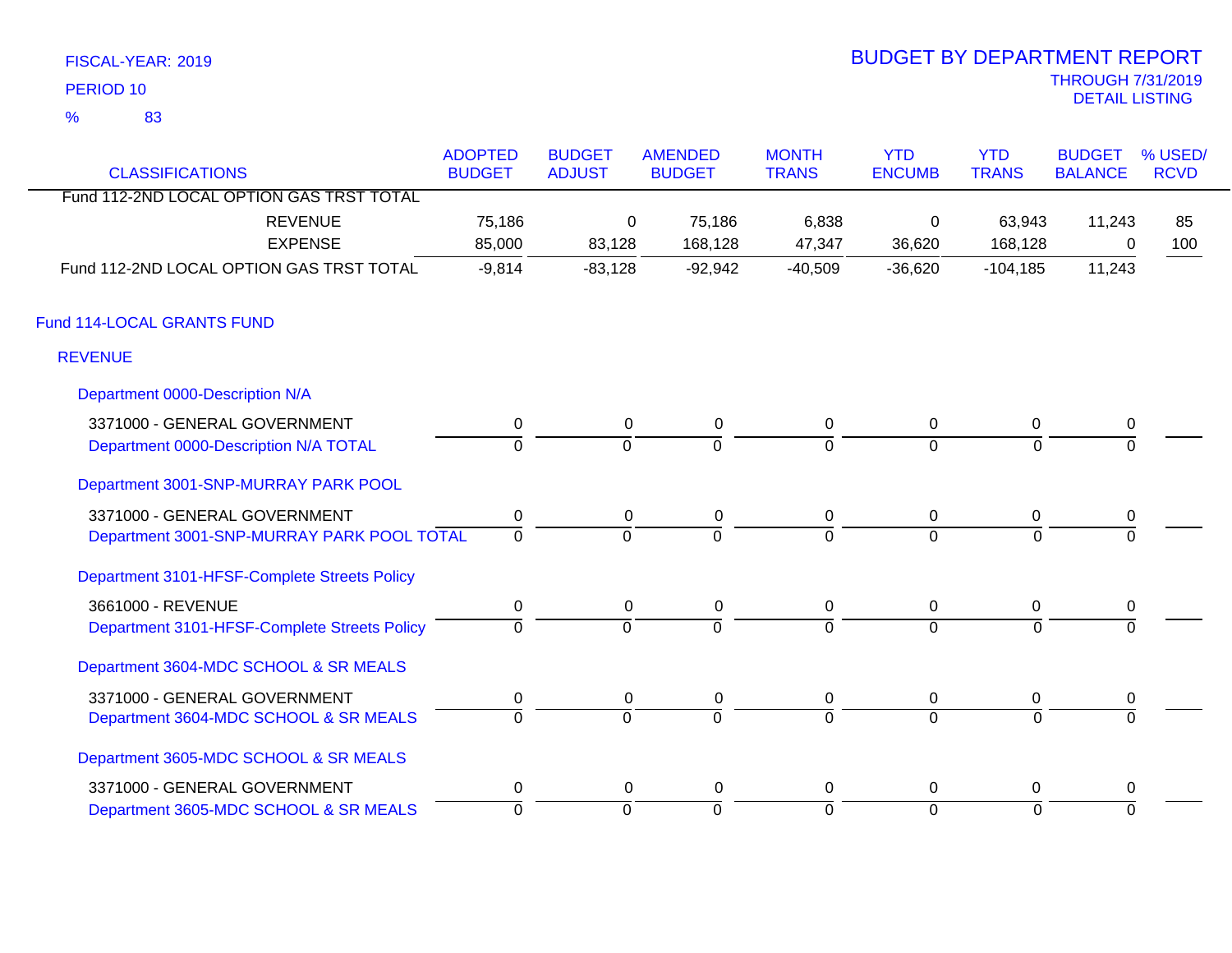FISCAL-YEAR: 2019

PERIOD 10

% 83

# BUDGET BY DEPARTMENT REPORT

THROUGH 7/31/2019

DETAIL LISTING

| CLASSIFICATIONS | ADOPTED BUDGET | BUDGET ADJUST | AMENDED BUDGET | MONTH TRANS | YTD ENCUMB | YTD TRANS | BUDGET BALANCE | % USED/ RCVD |
|---|---|---|---|---|---|---|---|---|
| Fund 112-2ND LOCAL OPTION GAS TRST TOTAL | | | | | | | | |
| REVENUE | 75,186 | 0 | 75,186 | 6,838 | 0 | 63,943 | 11,243 | 85 |
| EXPENSE | 85,000 | 83,128 | 168,128 | 47,347 | 36,620 | 168,128 | 0 | 100 |
| Fund 112-2ND LOCAL OPTION GAS TRST TOTAL | -9,814 | -83,128 | -92,942 | -40,509 | -36,620 | -104,185 | 11,243 | |
| **Fund 114-LOCAL GRANTS FUND** | | | | | | | | |
| **REVENUE** | | | | | | | | |
| **Department 0000-Description N/A** | | | | | | | | |
| 3371000 - GENERAL GOVERNMENT | 0 | 0 | 0 | 0 | 0 | 0 | 0 | |
| Department 0000-Description N/A TOTAL | 0 | 0 | 0 | 0 | 0 | 0 | 0 | |
| **Department 3001-SNP-MURRAY PARK POOL** | | | | | | | | |
| 3371000 - GENERAL GOVERNMENT | 0 | 0 | 0 | 0 | 0 | 0 | 0 | |
| Department 3001-SNP-MURRAY PARK POOL TOTAL | 0 | 0 | 0 | 0 | 0 | 0 | 0 | |
| **Department 3101-HFSF-Complete Streets Policy** | | | | | | | | |
| 3661000 - REVENUE | 0 | 0 | 0 | 0 | 0 | 0 | 0 | |
| Department 3101-HFSF-Complete Streets Policy | 0 | 0 | 0 | 0 | 0 | 0 | 0 | |
| **Department 3604-MDC SCHOOL & SR MEALS** | | | | | | | | |
| 3371000 - GENERAL GOVERNMENT | 0 | 0 | 0 | 0 | 0 | 0 | 0 | |
| Department 3604-MDC SCHOOL & SR MEALS | 0 | 0 | 0 | 0 | 0 | 0 | 0 | |
| **Department 3605-MDC SCHOOL & SR MEALS** | | | | | | | | |
| 3371000 - GENERAL GOVERNMENT | 0 | 0 | 0 | 0 | 0 | 0 | 0 | |
| Department 3605-MDC SCHOOL & SR MEALS | 0 | 0 | 0 | 0 | 0 | 0 | 0 | |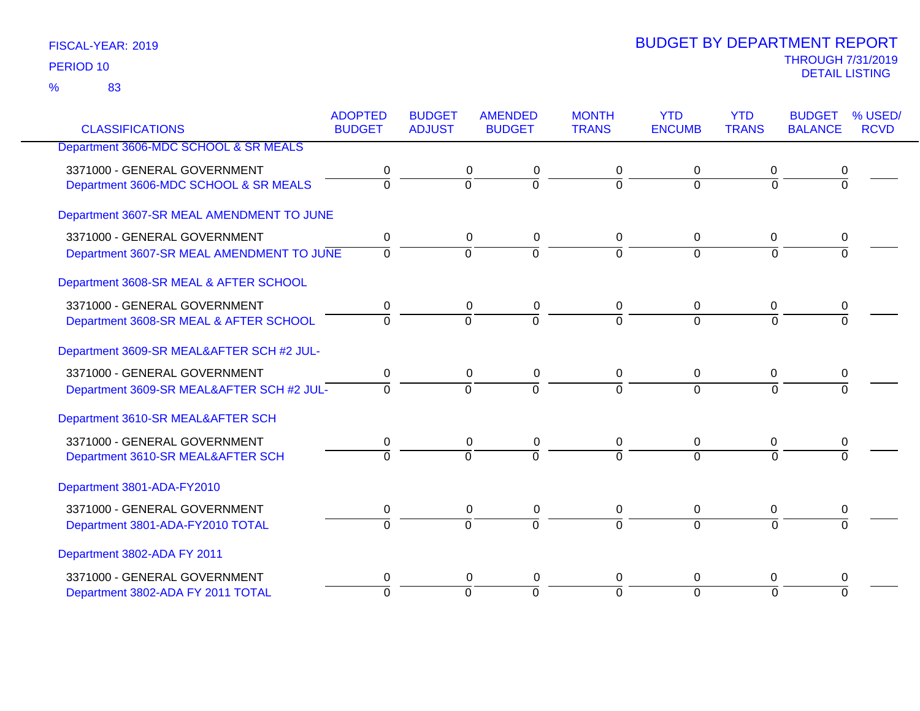FISCAL-YEAR: 2019

PERIOD 10

% 83

# BUDGET BY DEPARTMENT REPORT

THROUGH 7/31/2019

DETAIL LISTING

| CLASSIFICATIONS | ADOPTED BUDGET | BUDGET ADJUST | AMENDED BUDGET | MONTH TRANS | YTD ENCUMB | YTD TRANS | BUDGET BALANCE | % USED/ RCVD |
|---|---|---|---|---|---|---|---|---|
| Department 3606-MDC SCHOOL & SR MEALS | | | | | | | | |
| 3371000 - GENERAL GOVERNMENT | 0 | 0 | 0 | 0 | 0 | 0 | 0 | |
| Department 3606-MDC SCHOOL & SR MEALS | 0 | 0 | 0 | 0 | 0 | 0 | 0 | |
| Department 3607-SR MEAL AMENDMENT TO JUNE | | | | | | | | |
| 3371000 - GENERAL GOVERNMENT | 0 | 0 | 0 | 0 | 0 | 0 | 0 | |
| Department 3607-SR MEAL AMENDMENT TO JUNE | 0 | 0 | 0 | 0 | 0 | 0 | 0 | |
| Department 3608-SR MEAL & AFTER SCHOOL | | | | | | | | |
| 3371000 - GENERAL GOVERNMENT | 0 | 0 | 0 | 0 | 0 | 0 | 0 | |
| Department 3608-SR MEAL & AFTER SCHOOL | 0 | 0 | 0 | 0 | 0 | 0 | 0 | |
| Department 3609-SR MEAL&AFTER SCH #2 JUL- | | | | | | | | |
| 3371000 - GENERAL GOVERNMENT | 0 | 0 | 0 | 0 | 0 | 0 | 0 | |
| Department 3609-SR MEAL&AFTER SCH #2 JUL- | 0 | 0 | 0 | 0 | 0 | 0 | 0 | |
| Department 3610-SR MEAL&AFTER SCH | | | | | | | | |
| 3371000 - GENERAL GOVERNMENT | 0 | 0 | 0 | 0 | 0 | 0 | 0 | |
| Department 3610-SR MEAL&AFTER SCH | 0 | 0 | 0 | 0 | 0 | 0 | 0 | |
| Department 3801-ADA-FY2010 | | | | | | | | |
| 3371000 - GENERAL GOVERNMENT | 0 | 0 | 0 | 0 | 0 | 0 | 0 | |
| Department 3801-ADA-FY2010 TOTAL | 0 | 0 | 0 | 0 | 0 | 0 | 0 | |
| Department 3802-ADA FY 2011 | | | | | | | | |
| 3371000 - GENERAL GOVERNMENT | 0 | 0 | 0 | 0 | 0 | 0 | 0 | |
| Department 3802-ADA FY 2011 TOTAL | 0 | 0 | 0 | 0 | 0 | 0 | 0 | |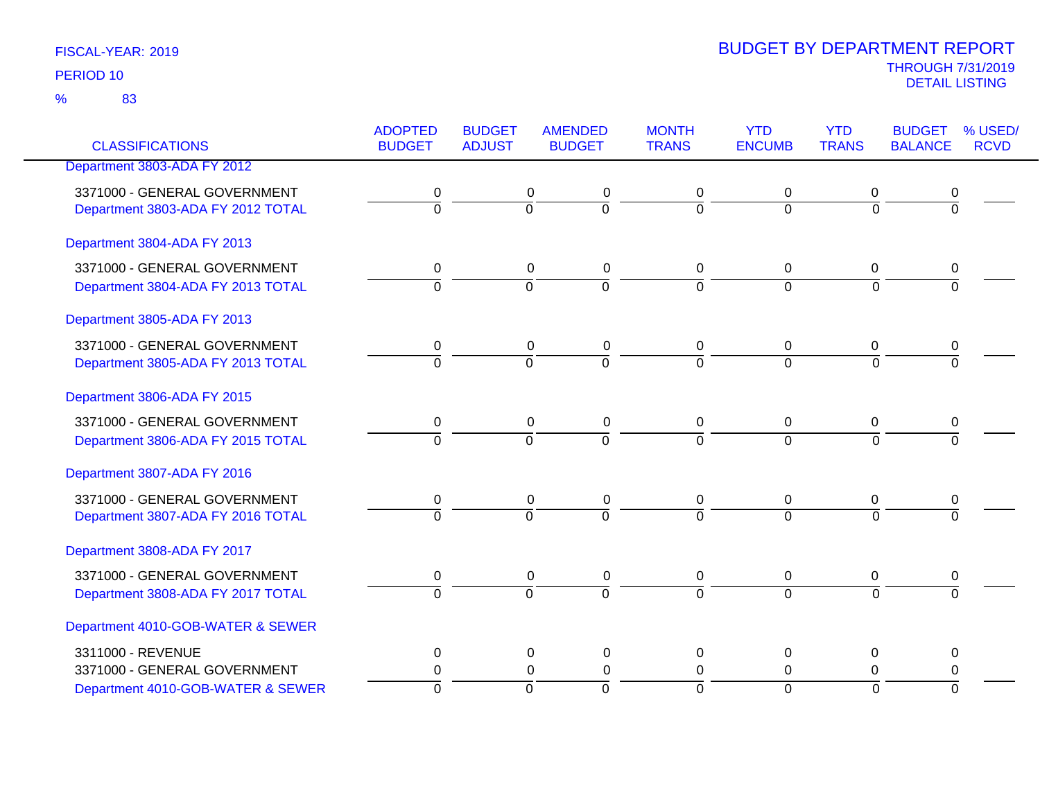FISCAL-YEAR: 2019

PERIOD 10

% 83

# BUDGET BY DEPARTMENT REPORT

THROUGH 7/31/2019

DETAIL LISTING

| CLASSIFICATIONS | ADOPTED BUDGET | BUDGET ADJUST | AMENDED BUDGET | MONTH TRANS | YTD ENCUMB | YTD TRANS | BUDGET BALANCE | % USED/ RCVD |
|---|---|---|---|---|---|---|---|---|
| Department 3803-ADA FY 2012 | | | | | | | | |
| 3371000 - GENERAL GOVERNMENT | 0 | 0 | 0 | 0 | 0 | 0 | 0 | |
| Department 3803-ADA FY 2012 TOTAL | 0 | 0 | 0 | 0 | 0 | 0 | 0 | |
| Department 3804-ADA FY 2013 | | | | | | | | |
| 3371000 - GENERAL GOVERNMENT | 0 | 0 | 0 | 0 | 0 | 0 | 0 | |
| Department 3804-ADA FY 2013 TOTAL | 0 | 0 | 0 | 0 | 0 | 0 | 0 | |
| Department 3805-ADA FY 2013 | | | | | | | | |
| 3371000 - GENERAL GOVERNMENT | 0 | 0 | 0 | 0 | 0 | 0 | 0 | |
| Department 3805-ADA FY 2013 TOTAL | 0 | 0 | 0 | 0 | 0 | 0 | 0 | |
| Department 3806-ADA FY 2015 | | | | | | | | |
| 3371000 - GENERAL GOVERNMENT | 0 | 0 | 0 | 0 | 0 | 0 | 0 | |
| Department 3806-ADA FY 2015 TOTAL | 0 | 0 | 0 | 0 | 0 | 0 | 0 | |
| Department 3807-ADA FY 2016 | | | | | | | | |
| 3371000 - GENERAL GOVERNMENT | 0 | 0 | 0 | 0 | 0 | 0 | 0 | |
| Department 3807-ADA FY 2016 TOTAL | 0 | 0 | 0 | 0 | 0 | 0 | 0 | |
| Department 3808-ADA FY 2017 | | | | | | | | |
| 3371000 - GENERAL GOVERNMENT | 0 | 0 | 0 | 0 | 0 | 0 | 0 | |
| Department 3808-ADA FY 2017 TOTAL | 0 | 0 | 0 | 0 | 0 | 0 | 0 | |
| Department 4010-GOB-WATER & SEWER | | | | | | | | |
| 3311000 - REVENUE | 0 | 0 | 0 | 0 | 0 | 0 | 0 | |
| 3371000 - GENERAL GOVERNMENT | 0 | 0 | 0 | 0 | 0 | 0 | 0 | |
| Department 4010-GOB-WATER & SEWER | 0 | 0 | 0 | 0 | 0 | 0 | 0 | |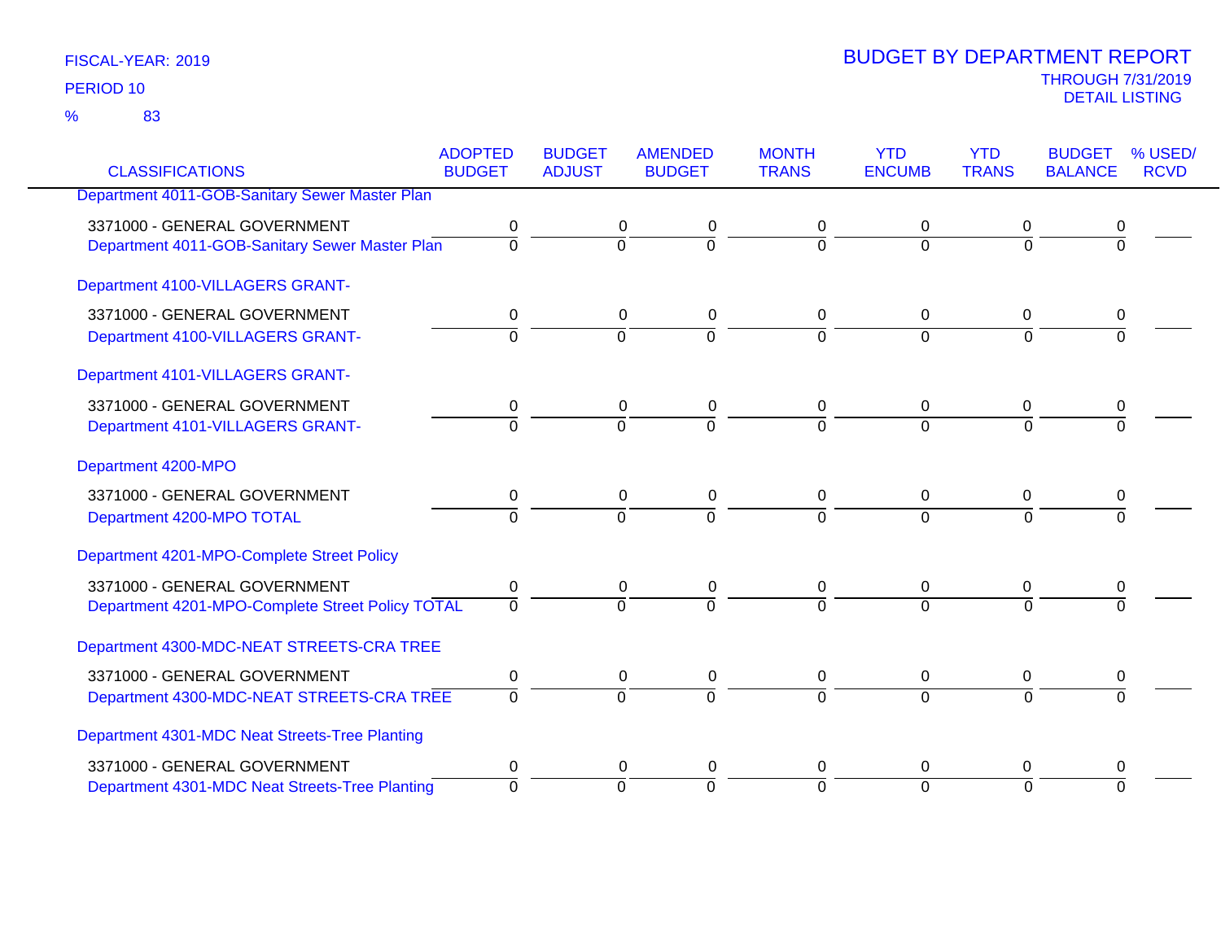FISCAL-YEAR: 2019

PERIOD 10

% 83

# BUDGET BY DEPARTMENT REPORT

THROUGH 7/31/2019

DETAIL LISTING

| CLASSIFICATIONS | ADOPTED BUDGET | BUDGET ADJUST | AMENDED BUDGET | MONTH TRANS | YTD ENCUMB | YTD TRANS | BUDGET BALANCE | % USED/ RCVD |
|---|---|---|---|---|---|---|---|---|
| Department 4011-GOB-Sanitary Sewer Master Plan | | | | | | | | |
| 3371000 - GENERAL GOVERNMENT | 0 | 0 | 0 | 0 | 0 | 0 | 0 | |
| Department 4011-GOB-Sanitary Sewer Master Plan | 0 | 0 | 0 | 0 | 0 | 0 | 0 | |
| Department 4100-VILLAGERS GRANT- | | | | | | | | |
| 3371000 - GENERAL GOVERNMENT | 0 | 0 | 0 | 0 | 0 | 0 | 0 | |
| Department 4100-VILLAGERS GRANT- | 0 | 0 | 0 | 0 | 0 | 0 | 0 | |
| Department 4101-VILLAGERS GRANT- | | | | | | | | |
| 3371000 - GENERAL GOVERNMENT | 0 | 0 | 0 | 0 | 0 | 0 | 0 | |
| Department 4101-VILLAGERS GRANT- | 0 | 0 | 0 | 0 | 0 | 0 | 0 | |
| Department 4200-MPO | | | | | | | | |
| 3371000 - GENERAL GOVERNMENT | 0 | 0 | 0 | 0 | 0 | 0 | 0 | |
| Department 4200-MPO TOTAL | 0 | 0 | 0 | 0 | 0 | 0 | 0 | |
| Department 4201-MPO-Complete Street Policy | | | | | | | | |
| 3371000 - GENERAL GOVERNMENT | 0 | 0 | 0 | 0 | 0 | 0 | 0 | |
| Department 4201-MPO-Complete Street Policy TOTAL | 0 | 0 | 0 | 0 | 0 | 0 | 0 | |
| Department 4300-MDC-NEAT STREETS-CRA TREE | | | | | | | | |
| 3371000 - GENERAL GOVERNMENT | 0 | 0 | 0 | 0 | 0 | 0 | 0 | |
| Department 4300-MDC-NEAT STREETS-CRA TREE | 0 | 0 | 0 | 0 | 0 | 0 | 0 | |
| Department 4301-MDC Neat Streets-Tree Planting | | | | | | | | |
| 3371000 - GENERAL GOVERNMENT | 0 | 0 | 0 | 0 | 0 | 0 | 0 | |
| Department 4301-MDC Neat Streets-Tree Planting | 0 | 0 | 0 | 0 | 0 | 0 | 0 | |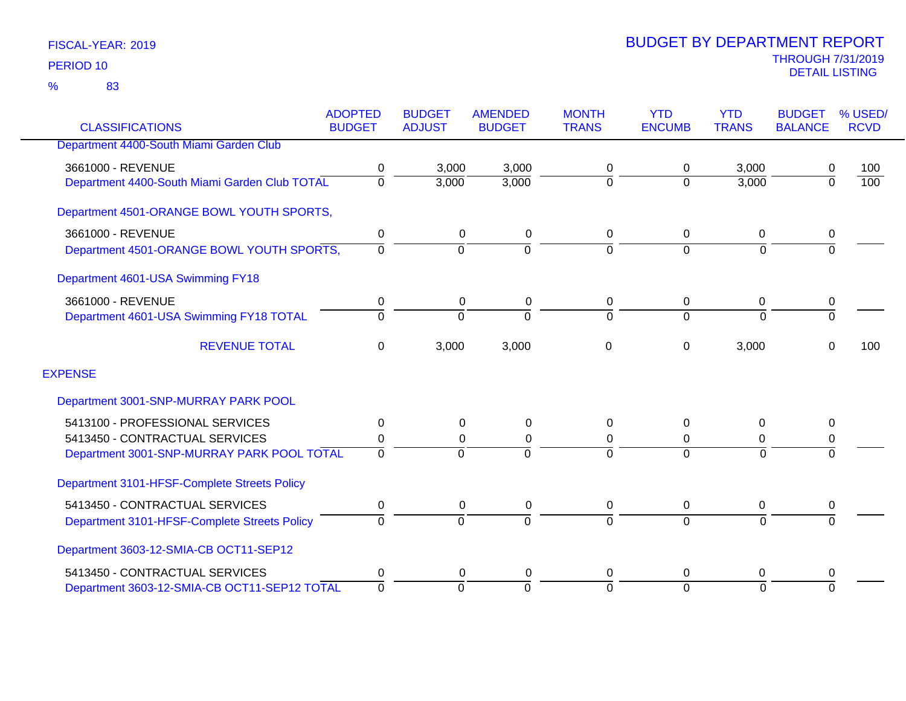FISCAL-YEAR: 2019

PERIOD 10

% 83

# BUDGET BY DEPARTMENT REPORT

THROUGH 7/31/2019

DETAIL LISTING

| CLASSIFICATIONS | ADOPTED BUDGET | BUDGET ADJUST | AMENDED BUDGET | MONTH TRANS | YTD ENCUMB | YTD TRANS | BUDGET BALANCE | % USED/ RCVD |
|---|---|---|---|---|---|---|---|---|
| Department 4400-South Miami Garden Club | | | | | | | | |
| 3661000 - REVENUE | 0 | 3,000 | 3,000 | 0 | 0 | 3,000 | 0 | 100 |
| Department 4400-South Miami Garden Club TOTAL | 0 | 3,000 | 3,000 | 0 | 0 | 3,000 | 0 | 100 |
| Department 4501-ORANGE BOWL YOUTH SPORTS, | | | | | | | | |
| 3661000 - REVENUE | 0 | 0 | 0 | 0 | 0 | 0 | 0 | |
| Department 4501-ORANGE BOWL YOUTH SPORTS, | 0 | 0 | 0 | 0 | 0 | 0 | 0 | |
| Department 4601-USA Swimming FY18 | | | | | | | | |
| 3661000 - REVENUE | 0 | 0 | 0 | 0 | 0 | 0 | 0 | |
| Department 4601-USA Swimming FY18 TOTAL | 0 | 0 | 0 | 0 | 0 | 0 | 0 | |
| REVENUE TOTAL | 0 | 3,000 | 3,000 | 0 | 0 | 3,000 | 0 | 100 |
| EXPENSE | | | | | | | | |
| Department 3001-SNP-MURRAY PARK POOL | | | | | | | | |
| 5413100 - PROFESSIONAL SERVICES | 0 | 0 | 0 | 0 | 0 | 0 | 0 | |
| 5413450 - CONTRACTUAL SERVICES | 0 | 0 | 0 | 0 | 0 | 0 | 0 | |
| Department 3001-SNP-MURRAY PARK POOL TOTAL | 0 | 0 | 0 | 0 | 0 | 0 | 0 | |
| Department 3101-HFSF-Complete Streets Policy | | | | | | | | |
| 5413450 - CONTRACTUAL SERVICES | 0 | 0 | 0 | 0 | 0 | 0 | 0 | |
| Department 3101-HFSF-Complete Streets Policy | 0 | 0 | 0 | 0 | 0 | 0 | 0 | |
| Department 3603-12-SMIA-CB OCT11-SEP12 | | | | | | | | |
| 5413450 - CONTRACTUAL SERVICES | 0 | 0 | 0 | 0 | 0 | 0 | 0 | |
| Department 3603-12-SMIA-CB OCT11-SEP12 TOTAL | 0 | 0 | 0 | 0 | 0 | 0 | 0 | |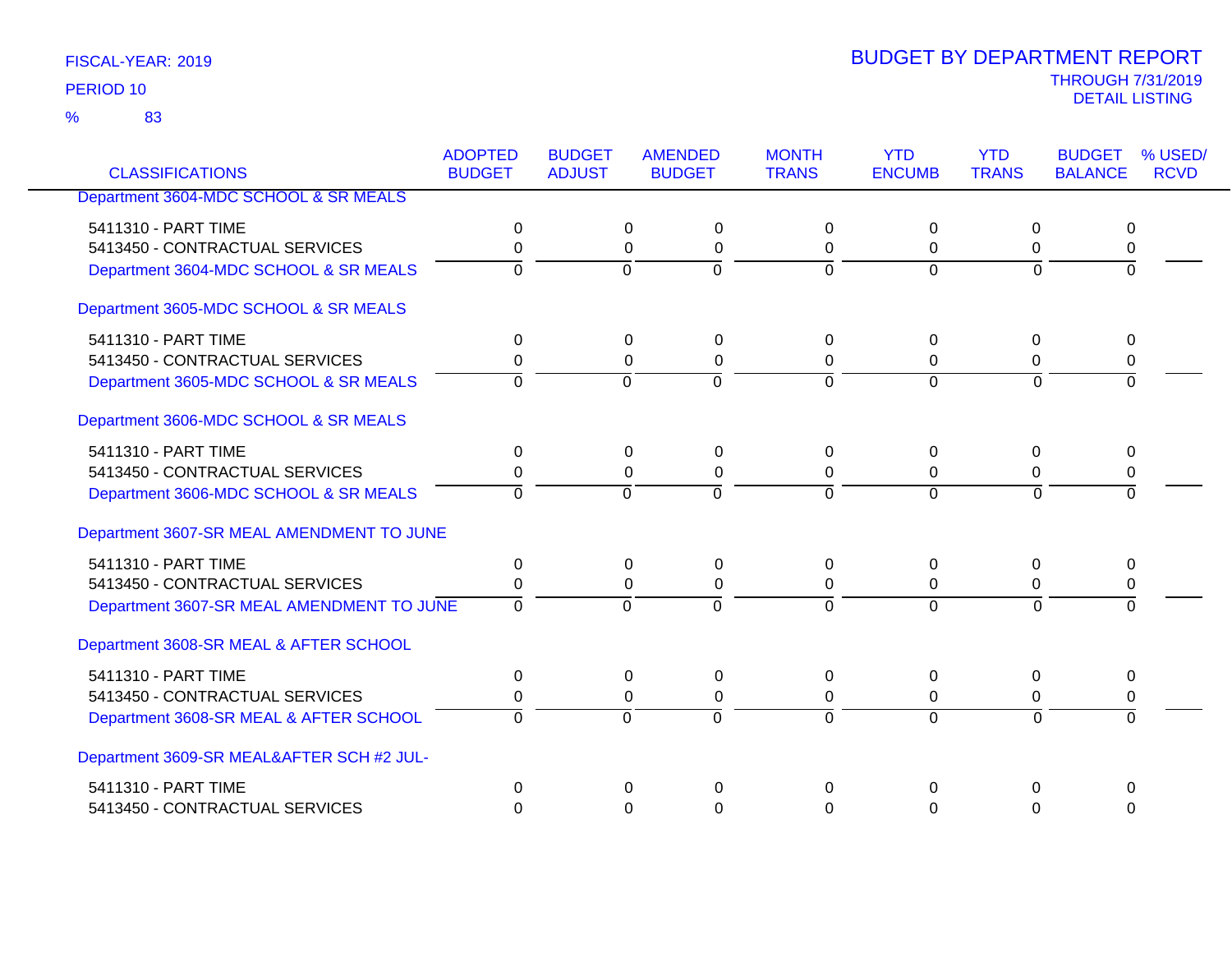FISCAL-YEAR: 2019

PERIOD 10

% 83

# BUDGET BY DEPARTMENT REPORT

THROUGH 7/31/2019

DETAIL LISTING

| CLASSIFICATIONS | ADOPTED BUDGET | BUDGET ADJUST | AMENDED BUDGET | MONTH TRANS | YTD ENCUMB | YTD TRANS | BUDGET BALANCE | % USED/ RCVD |
|---|---|---|---|---|---|---|---|---|
| Department 3604-MDC SCHOOL & SR MEALS | | | | | | | | |
| 5411310 - PART TIME | 0 | 0 | 0 | 0 | 0 | 0 | 0 | |
| 5413450 - CONTRACTUAL SERVICES | 0 | 0 | 0 | 0 | 0 | 0 | 0 | |
| Department 3604-MDC SCHOOL & SR MEALS | 0 | 0 | 0 | 0 | 0 | 0 | 0 | |
| Department 3605-MDC SCHOOL & SR MEALS | | | | | | | | |
| 5411310 - PART TIME | 0 | 0 | 0 | 0 | 0 | 0 | 0 | |
| 5413450 - CONTRACTUAL SERVICES | 0 | 0 | 0 | 0 | 0 | 0 | 0 | |
| Department 3605-MDC SCHOOL & SR MEALS | 0 | 0 | 0 | 0 | 0 | 0 | 0 | |
| Department 3606-MDC SCHOOL & SR MEALS | | | | | | | | |
| 5411310 - PART TIME | 0 | 0 | 0 | 0 | 0 | 0 | 0 | |
| 5413450 - CONTRACTUAL SERVICES | 0 | 0 | 0 | 0 | 0 | 0 | 0 | |
| Department 3606-MDC SCHOOL & SR MEALS | 0 | 0 | 0 | 0 | 0 | 0 | 0 | |
| Department 3607-SR MEAL AMENDMENT TO JUNE | | | | | | | | |
| 5411310 - PART TIME | 0 | 0 | 0 | 0 | 0 | 0 | 0 | |
| 5413450 - CONTRACTUAL SERVICES | 0 | 0 | 0 | 0 | 0 | 0 | 0 | |
| Department 3607-SR MEAL AMENDMENT TO JUNE | 0 | 0 | 0 | 0 | 0 | 0 | 0 | |
| Department 3608-SR MEAL & AFTER SCHOOL | | | | | | | | |
| 5411310 - PART TIME | 0 | 0 | 0 | 0 | 0 | 0 | 0 | |
| 5413450 - CONTRACTUAL SERVICES | 0 | 0 | 0 | 0 | 0 | 0 | 0 | |
| Department 3608-SR MEAL & AFTER SCHOOL | 0 | 0 | 0 | 0 | 0 | 0 | 0 | |
| Department 3609-SR MEAL&AFTER SCH #2 JUL- | | | | | | | | |
| 5411310 - PART TIME | 0 | 0 | 0 | 0 | 0 | 0 | 0 | |
| 5413450 - CONTRACTUAL SERVICES | 0 | 0 | 0 | 0 | 0 | 0 | 0 | |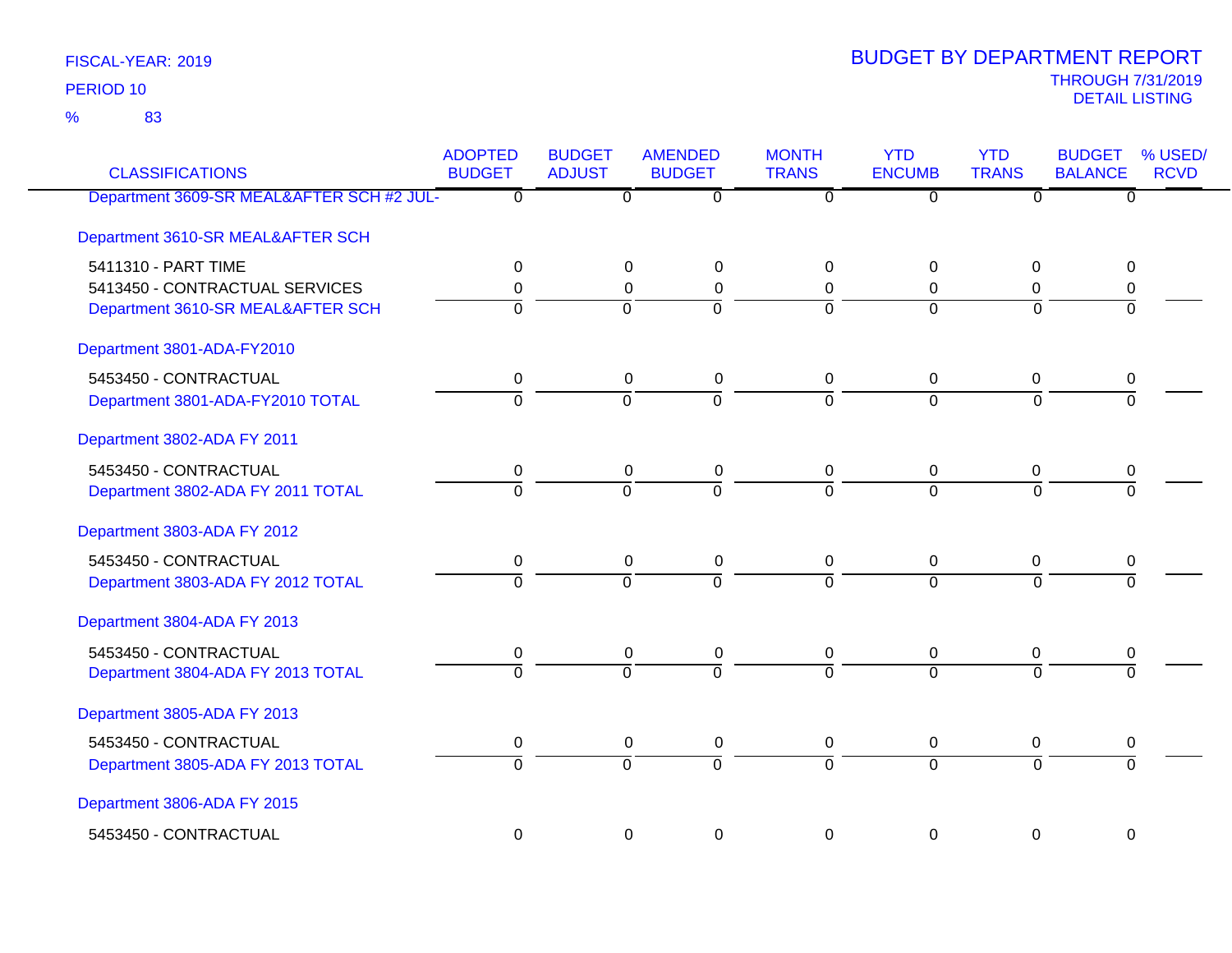FISCAL-YEAR: 2019

PERIOD 10

% 83

# BUDGET BY DEPARTMENT REPORT

THROUGH 7/31/2019

DETAIL LISTING

| CLASSIFICATIONS | ADOPTED BUDGET | BUDGET ADJUST | AMENDED BUDGET | MONTH TRANS | YTD ENCUMB | YTD TRANS | BUDGET BALANCE | % USED/ RCVD |
|---|---|---|---|---|---|---|---|---|
| Department 3609-SR MEAL&AFTER SCH #2 JUL- | 0 | 0 | 0 | 0 | 0 | 0 | 0 | |
| **Department 3610-SR MEAL&AFTER SCH** | | | | | | | | |
| 5411310 - PART TIME | 0 | 0 | 0 | 0 | 0 | 0 | 0 | |
| 5413450 - CONTRACTUAL SERVICES | 0 | 0 | 0 | 0 | 0 | 0 | 0 | |
| Department 3610-SR MEAL&AFTER SCH | 0 | 0 | 0 | 0 | 0 | 0 | 0 | |
| **Department 3801-ADA-FY2010** | | | | | | | | |
| 5453450 - CONTRACTUAL | 0 | 0 | 0 | 0 | 0 | 0 | 0 | |
| Department 3801-ADA-FY2010 TOTAL | 0 | 0 | 0 | 0 | 0 | 0 | 0 | |
| **Department 3802-ADA FY 2011** | | | | | | | | |
| 5453450 - CONTRACTUAL | 0 | 0 | 0 | 0 | 0 | 0 | 0 | |
| Department 3802-ADA FY 2011 TOTAL | 0 | 0 | 0 | 0 | 0 | 0 | 0 | |
| **Department 3803-ADA FY 2012** | | | | | | | | |
| 5453450 - CONTRACTUAL | 0 | 0 | 0 | 0 | 0 | 0 | 0 | |
| Department 3803-ADA FY 2012 TOTAL | 0 | 0 | 0 | 0 | 0 | 0 | 0 | |
| **Department 3804-ADA FY 2013** | | | | | | | | |
| 5453450 - CONTRACTUAL | 0 | 0 | 0 | 0 | 0 | 0 | 0 | |
| Department 3804-ADA FY 2013 TOTAL | 0 | 0 | 0 | 0 | 0 | 0 | 0 | |
| **Department 3805-ADA FY 2013** | | | | | | | | |
| 5453450 - CONTRACTUAL | 0 | 0 | 0 | 0 | 0 | 0 | 0 | |
| Department 3805-ADA FY 2013 TOTAL | 0 | 0 | 0 | 0 | 0 | 0 | 0 | |
| **Department 3806-ADA FY 2015** | | | | | | | | |
| 5453450 - CONTRACTUAL | 0 | 0 | 0 | 0 | 0 | 0 | 0 | |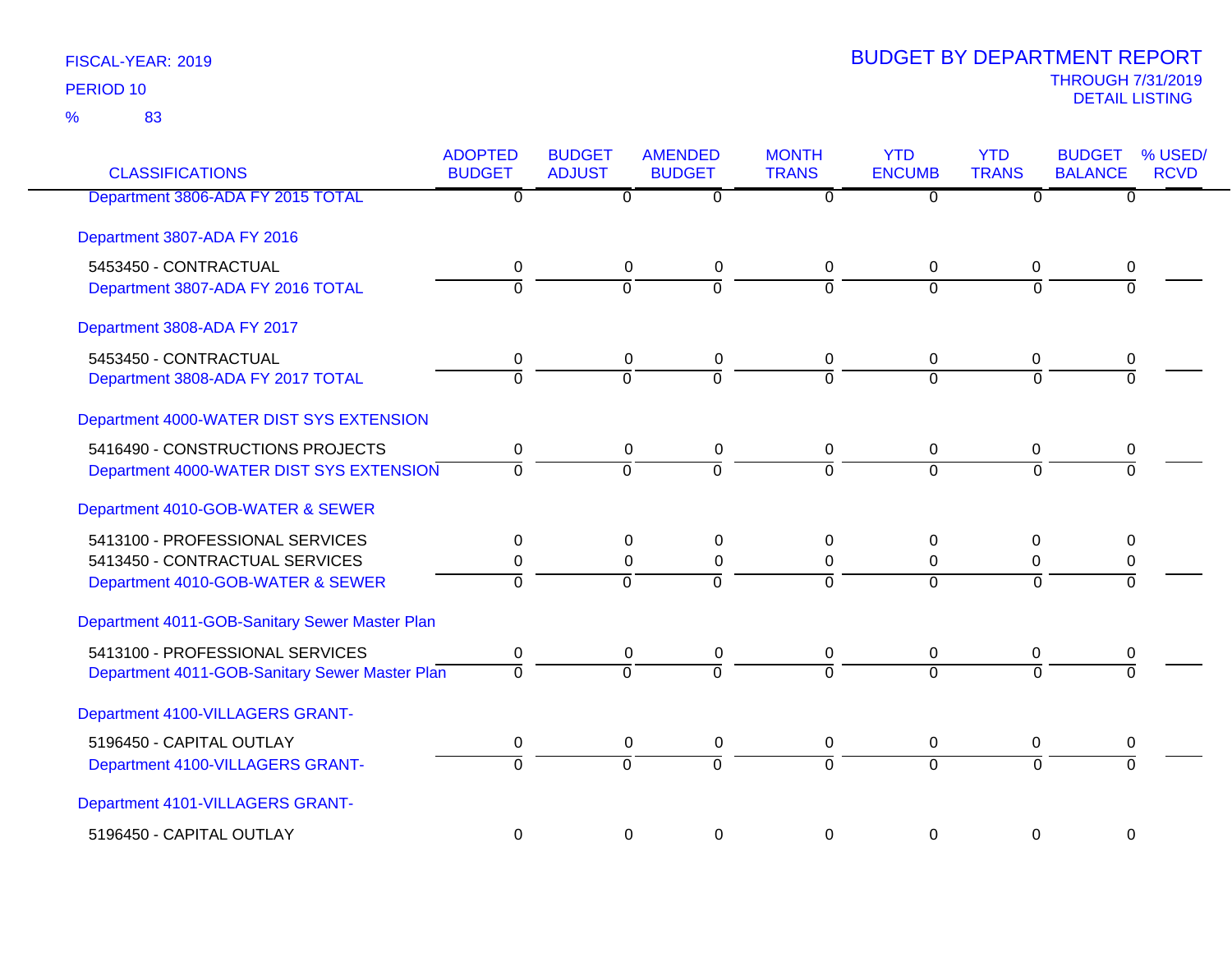FISCAL-YEAR: 2019

PERIOD 10

% 83

# BUDGET BY DEPARTMENT REPORT

THROUGH 7/31/2019

DETAIL LISTING

| CLASSIFICATIONS | ADOPTED BUDGET | BUDGET ADJUST | AMENDED BUDGET | MONTH TRANS | YTD ENCUMB | YTD TRANS | BUDGET BALANCE | % USED/ RCVD |
|---|---|---|---|---|---|---|---|---|
| Department 3806-ADA FY 2015 TOTAL | 0 | 0 | 0 | 0 | 0 | 0 | 0 | |
| Department 3807-ADA FY 2016 | | | | | | | | |
| 5453450 - CONTRACTUAL | 0 | 0 | 0 | 0 | 0 | 0 | 0 | |
| Department 3807-ADA FY 2016 TOTAL | 0 | 0 | 0 | 0 | 0 | 0 | 0 | |
| Department 3808-ADA FY 2017 | | | | | | | | |
| 5453450 - CONTRACTUAL | 0 | 0 | 0 | 0 | 0 | 0 | 0 | |
| Department 3808-ADA FY 2017 TOTAL | 0 | 0 | 0 | 0 | 0 | 0 | 0 | |
| Department 4000-WATER DIST SYS EXTENSION | | | | | | | | |
| 5416490 - CONSTRUCTIONS PROJECTS | 0 | 0 | 0 | 0 | 0 | 0 | 0 | |
| Department 4000-WATER DIST SYS EXTENSION | 0 | 0 | 0 | 0 | 0 | 0 | 0 | |
| Department 4010-GOB-WATER & SEWER | | | | | | | | |
| 5413100 - PROFESSIONAL SERVICES | 0 | 0 | 0 | 0 | 0 | 0 | 0 | |
| 5413450 - CONTRACTUAL SERVICES | 0 | 0 | 0 | 0 | 0 | 0 | 0 | |
| Department 4010-GOB-WATER & SEWER | 0 | 0 | 0 | 0 | 0 | 0 | 0 | |
| Department 4011-GOB-Sanitary Sewer Master Plan | | | | | | | | |
| 5413100 - PROFESSIONAL SERVICES | 0 | 0 | 0 | 0 | 0 | 0 | 0 | |
| Department 4011-GOB-Sanitary Sewer Master Plan | 0 | 0 | 0 | 0 | 0 | 0 | 0 | |
| Department 4100-VILLAGERS GRANT- | | | | | | | | |
| 5196450 - CAPITAL OUTLAY | 0 | 0 | 0 | 0 | 0 | 0 | 0 | |
| Department 4100-VILLAGERS GRANT- | 0 | 0 | 0 | 0 | 0 | 0 | 0 | |
| Department 4101-VILLAGERS GRANT- | | | | | | | | |
| 5196450 - CAPITAL OUTLAY | 0 | 0 | 0 | 0 | 0 | 0 | 0 | |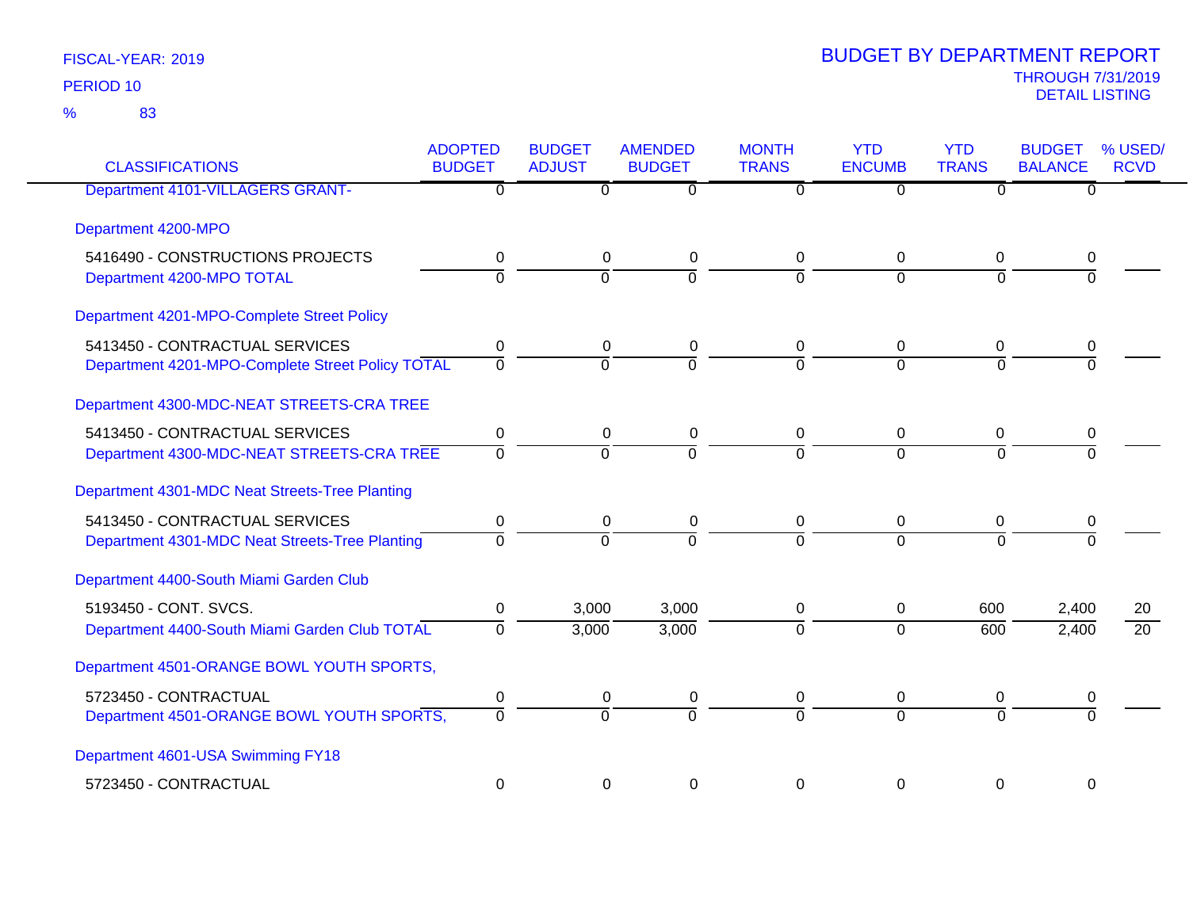FISCAL-YEAR: 2019

PERIOD 10

% 83

# BUDGET BY DEPARTMENT REPORT

THROUGH 7/31/2019

DETAIL LISTING

| CLASSIFICATIONS | ADOPTED BUDGET | BUDGET ADJUST | AMENDED BUDGET | MONTH TRANS | YTD ENCUMB | YTD TRANS | BUDGET BALANCE | % USED/ RCVD |
|---|---|---|---|---|---|---|---|---|
| Department 4101-VILLAGERS GRANT- | 0 | 0 | 0 | 0 | 0 | 0 | 0 | |
| **Department 4200-MPO** | | | | | | | | |
| 5416490 - CONSTRUCTIONS PROJECTS | 0 | 0 | 0 | 0 | 0 | 0 | 0 | |
| Department 4200-MPO TOTAL | 0 | 0 | 0 | 0 | 0 | 0 | 0 | |
| **Department 4201-MPO-Complete Street Policy** | | | | | | | | |
| 5413450 - CONTRACTUAL SERVICES | 0 | 0 | 0 | 0 | 0 | 0 | 0 | |
| Department 4201-MPO-Complete Street Policy TOTAL | 0 | 0 | 0 | 0 | 0 | 0 | 0 | |
| **Department 4300-MDC-NEAT STREETS-CRA TREE** | | | | | | | | |
| 5413450 - CONTRACTUAL SERVICES | 0 | 0 | 0 | 0 | 0 | 0 | 0 | |
| Department 4300-MDC-NEAT STREETS-CRA TREE | 0 | 0 | 0 | 0 | 0 | 0 | 0 | |
| **Department 4301-MDC Neat Streets-Tree Planting** | | | | | | | | |
| 5413450 - CONTRACTUAL SERVICES | 0 | 0 | 0 | 0 | 0 | 0 | 0 | |
| Department 4301-MDC Neat Streets-Tree Planting | 0 | 0 | 0 | 0 | 0 | 0 | 0 | |
| **Department 4400-South Miami Garden Club** | | | | | | | | |
| 5193450 - CONT. SVCS. | 0 | 3,000 | 3,000 | 0 | 0 | 600 | 2,400 | 20 |
| Department 4400-South Miami Garden Club TOTAL | 0 | 3,000 | 3,000 | 0 | 0 | 600 | 2,400 | 20 |
| **Department 4501-ORANGE BOWL YOUTH SPORTS,** | | | | | | | | |
| 5723450 - CONTRACTUAL | 0 | 0 | 0 | 0 | 0 | 0 | 0 | |
| Department 4501-ORANGE BOWL YOUTH SPORTS, | 0 | 0 | 0 | 0 | 0 | 0 | 0 | |
| **Department 4601-USA Swimming FY18** | | | | | | | | |
| 5723450 - CONTRACTUAL | 0 | 0 | 0 | 0 | 0 | 0 | 0 | |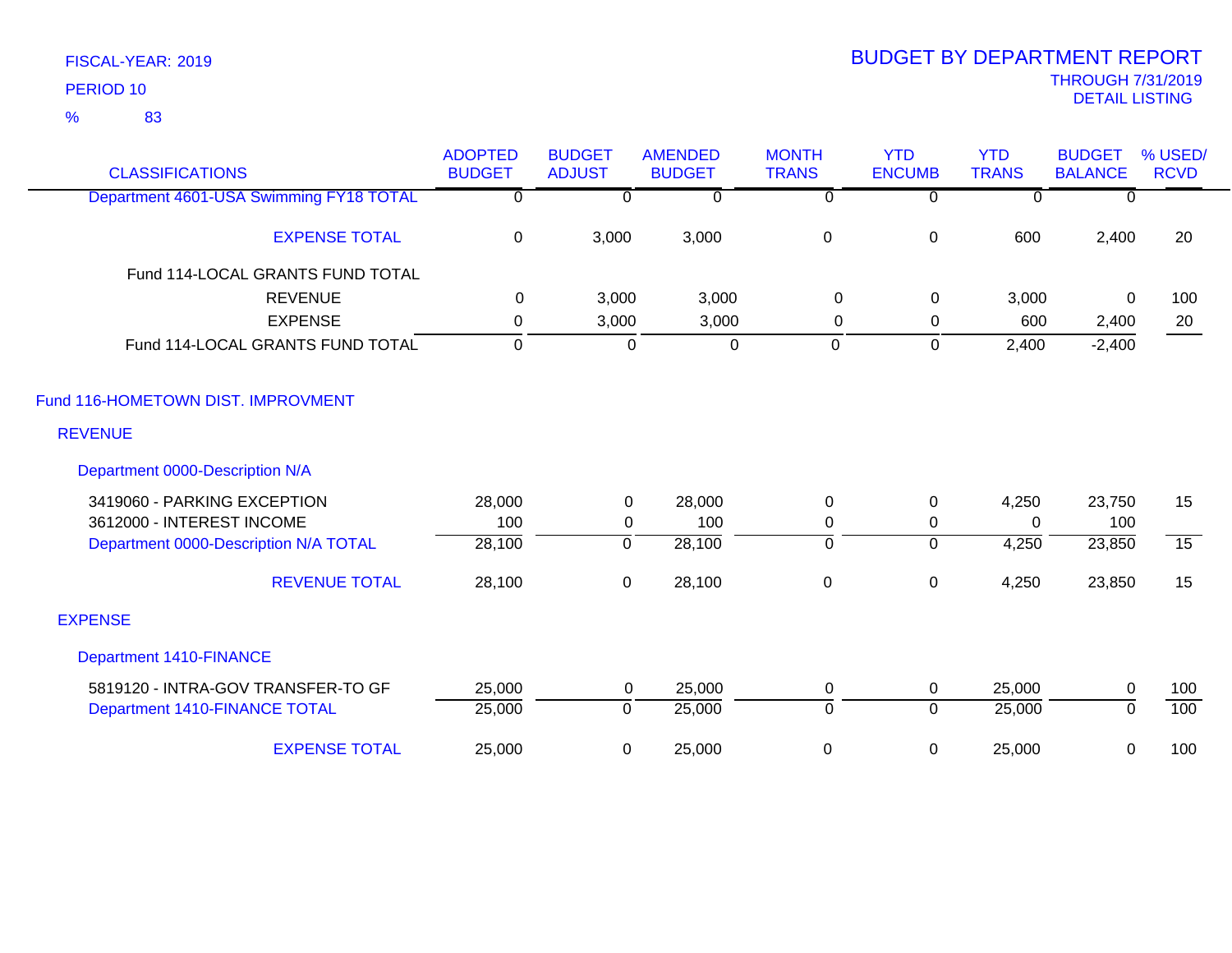FISCAL-YEAR: 2019
PERIOD 10
% 83

# BUDGET BY DEPARTMENT REPORT

THROUGH 7/31/2019
DETAIL LISTING

| CLASSIFICATIONS | ADOPTED BUDGET | BUDGET ADJUST | AMENDED BUDGET | MONTH TRANS | YTD ENCUMB | YTD TRANS | BUDGET BALANCE | % USED/ RCVD |
|---|---|---|---|---|---|---|---|---|
| Department 4601-USA Swimming FY18 TOTAL | 0 | 0 | 0 | 0 | 0 | 0 | 0 | |
| EXPENSE TOTAL | 0 | 3,000 | 3,000 | 0 | 0 | 600 | 2,400 | 20 |
| Fund 114-LOCAL GRANTS FUND TOTAL | | | | | | | | |
| REVENUE | 0 | 3,000 | 3,000 | 0 | 0 | 3,000 | 0 | 100 |
| EXPENSE | 0 | 3,000 | 3,000 | 0 | 0 | 600 | 2,400 | 20 |
| Fund 114-LOCAL GRANTS FUND TOTAL | 0 | 0 | 0 | 0 | 0 | 2,400 | -2,400 | |
| Fund 116-HOMETOWN DIST. IMPROVMENT | | | | | | | | |
| REVENUE | | | | | | | | |
| Department 0000-Description N/A | | | | | | | | |
| 3419060 - PARKING EXCEPTION | 28,000 | 0 | 28,000 | 0 | 0 | 4,250 | 23,750 | 15 |
| 3612000 - INTEREST INCOME | 100 | 0 | 100 | 0 | 0 | 0 | 100 | |
| Department 0000-Description N/A TOTAL | 28,100 | 0 | 28,100 | 0 | 0 | 4,250 | 23,850 | 15 |
| REVENUE TOTAL | 28,100 | 0 | 28,100 | 0 | 0 | 4,250 | 23,850 | 15 |
| EXPENSE | | | | | | | | |
| Department 1410-FINANCE | | | | | | | | |
| 5819120 - INTRA-GOV TRANSFER-TO GF | 25,000 | 0 | 25,000 | 0 | 0 | 25,000 | 0 | 100 |
| Department 1410-FINANCE TOTAL | 25,000 | 0 | 25,000 | 0 | 0 | 25,000 | 0 | 100 |
| EXPENSE TOTAL | 25,000 | 0 | 25,000 | 0 | 0 | 25,000 | 0 | 100 |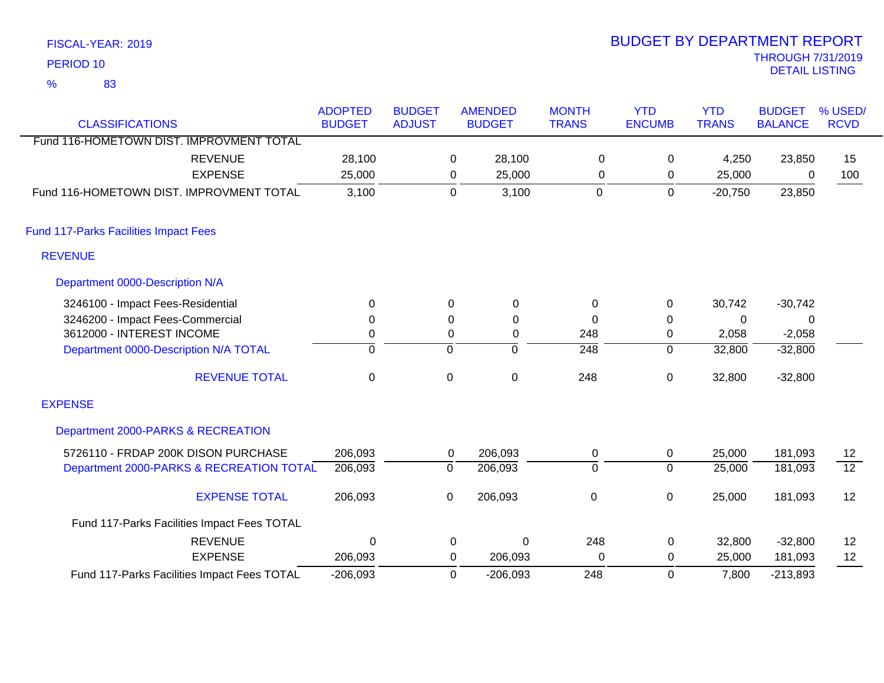FISCAL-YEAR: 2019
PERIOD 10
% 83

# BUDGET BY DEPARTMENT REPORT
THROUGH 7/31/2019
DETAIL LISTING

| CLASSIFICATIONS | ADOPTED BUDGET | BUDGET ADJUST | AMENDED BUDGET | MONTH TRANS | YTD ENCUMB | YTD TRANS | BUDGET BALANCE | % USED/ RCVD |
|---|---|---|---|---|---|---|---|---|
| Fund 116-HOMETOWN DIST. IMPROVMENT TOTAL | | | | | | | | |
| REVENUE | 28,100 | 0 | 28,100 | 0 | 0 | 4,250 | 23,850 | 15 |
| EXPENSE | 25,000 | 0 | 25,000 | 0 | 0 | 25,000 | 0 | 100 |
| Fund 116-HOMETOWN DIST. IMPROVMENT TOTAL | 3,100 | 0 | 3,100 | 0 | 0 | -20,750 | 23,850 | |
| **Fund 117-Parks Facilities Impact Fees** | | | | | | | | |
| **REVENUE** | | | | | | | | |
| **Department 0000-Description N/A** | | | | | | | | |
| 3246100 - Impact Fees-Residential | 0 | 0 | 0 | 0 | 0 | 30,742 | -30,742 | |
| 3246200 - Impact Fees-Commercial | 0 | 0 | 0 | 0 | 0 | 0 | 0 | |
| 3612000 - INTEREST INCOME | 0 | 0 | 0 | 248 | 0 | 2,058 | -2,058 | |
| Department 0000-Description N/A TOTAL | 0 | 0 | 0 | 248 | 0 | 32,800 | -32,800 | |
| REVENUE TOTAL | 0 | 0 | 0 | 248 | 0 | 32,800 | -32,800 | |
| **EXPENSE** | | | | | | | | |
| **Department 2000-PARKS & RECREATION** | | | | | | | | |
| 5726110 - FRDAP 200K DISON PURCHASE | 206,093 | 0 | 206,093 | 0 | 0 | 25,000 | 181,093 | 12 |
| Department 2000-PARKS & RECREATION TOTAL | 206,093 | 0 | 206,093 | 0 | 0 | 25,000 | 181,093 | 12 |
| EXPENSE TOTAL | 206,093 | 0 | 206,093 | 0 | 0 | 25,000 | 181,093 | 12 |
| Fund 117-Parks Facilities Impact Fees TOTAL | | | | | | | | |
| REVENUE | 0 | 0 | 0 | 248 | 0 | 32,800 | -32,800 | 12 |
| EXPENSE | 206,093 | 0 | 206,093 | 0 | 0 | 25,000 | 181,093 | 12 |
| Fund 117-Parks Facilities Impact Fees TOTAL | -206,093 | 0 | -206,093 | 248 | 0 | 7,800 | -213,893 | |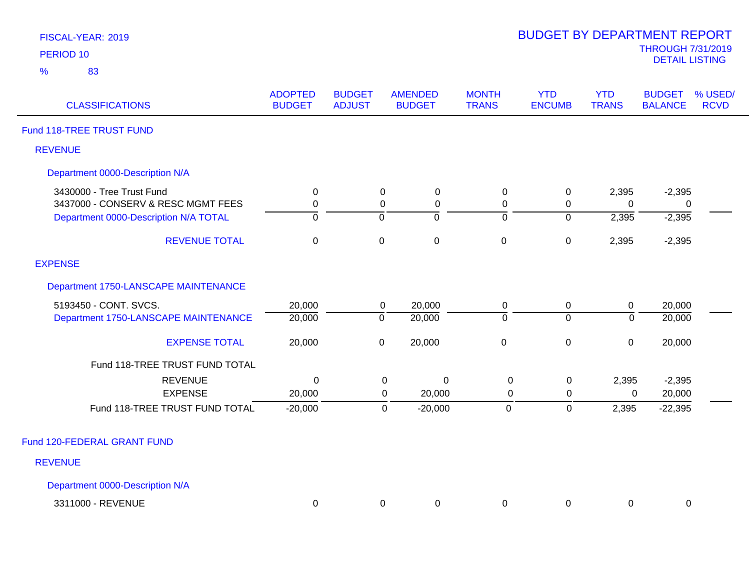FISCAL-YEAR: 2019

PERIOD 10

% 83

# BUDGET BY DEPARTMENT REPORT

THROUGH 7/31/2019

DETAIL LISTING

| CLASSIFICATIONS | ADOPTED BUDGET | BUDGET ADJUST | AMENDED BUDGET | MONTH TRANS | YTD ENCUMB | YTD TRANS | BUDGET BALANCE | % USED/ RCVD |
|---|---|---|---|---|---|---|---|---|
| **Fund 118-TREE TRUST FUND** | | | | | | | | |
| **REVENUE** | | | | | | | | |
| **Department 0000-Description N/A** | | | | | | | | |
| 3430000 - Tree Trust Fund | 0 | 0 | 0 | 0 | 0 | 2,395 | -2,395 | |
| 3437000 - CONSERV & RESC MGMT FEES | 0 | 0 | 0 | 0 | 0 | 0 | 0 | |
| Department 0000-Description N/A TOTAL | 0 | 0 | 0 | 0 | 0 | 2,395 | -2,395 | |
| REVENUE TOTAL | 0 | 0 | 0 | 0 | 0 | 2,395 | -2,395 | |
| **EXPENSE** | | | | | | | | |
| **Department 1750-LANSCAPE MAINTENANCE** | | | | | | | | |
| 5193450 - CONT. SVCS. | 20,000 | 0 | 20,000 | 0 | 0 | 0 | 20,000 | |
| Department 1750-LANSCAPE MAINTENANCE | 20,000 | 0 | 20,000 | 0 | 0 | 0 | 20,000 | |
| EXPENSE TOTAL | 20,000 | 0 | 20,000 | 0 | 0 | 0 | 20,000 | |
| Fund 118-TREE TRUST FUND TOTAL | | | | | | | | |
| REVENUE | 0 | 0 | 0 | 0 | 0 | 2,395 | -2,395 | |
| EXPENSE | 20,000 | 0 | 20,000 | 0 | 0 | 0 | 20,000 | |
| Fund 118-TREE TRUST FUND TOTAL | -20,000 | 0 | -20,000 | 0 | 0 | 2,395 | -22,395 | |
| **Fund 120-FEDERAL GRANT FUND** | | | | | | | | |
| **REVENUE** | | | | | | | | |
| **Department 0000-Description N/A** | | | | | | | | |
| 3311000 - REVENUE | 0 | 0 | 0 | 0 | 0 | 0 | 0 | |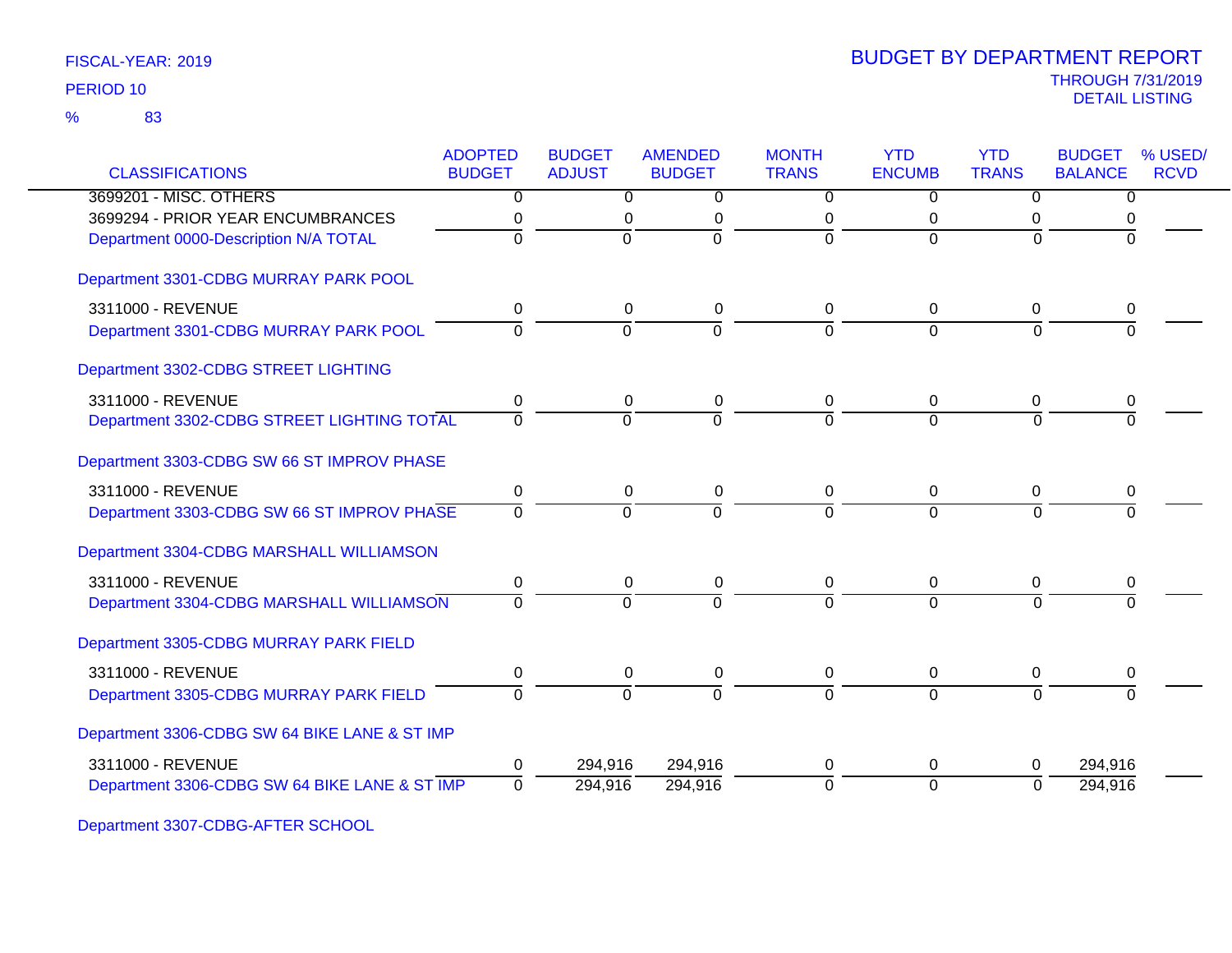FISCAL-YEAR: 2019

PERIOD 10

% 83

# BUDGET BY DEPARTMENT REPORT

THROUGH 7/31/2019

DETAIL LISTING

| CLASSIFICATIONS | ADOPTED BUDGET | BUDGET ADJUST | AMENDED BUDGET | MONTH TRANS | YTD ENCUMB | YTD TRANS | BUDGET BALANCE | % USED/ RCVD |
|---|---|---|---|---|---|---|---|---|
| 3699201 - MISC. OTHERS | 0 | 0 | 0 | 0 | 0 | 0 | 0 | |
| 3699294 - PRIOR YEAR ENCUMBRANCES | 0 | 0 | 0 | 0 | 0 | 0 | 0 | |
| Department 0000-Description N/A TOTAL | 0 | 0 | 0 | 0 | 0 | 0 | 0 | |
| Department 3301-CDBG MURRAY PARK POOL | | | | | | | | |
| 3311000 - REVENUE | 0 | 0 | 0 | 0 | 0 | 0 | 0 | |
| Department 3301-CDBG MURRAY PARK POOL | 0 | 0 | 0 | 0 | 0 | 0 | 0 | |
| Department 3302-CDBG STREET LIGHTING | | | | | | | | |
| 3311000 - REVENUE | 0 | 0 | 0 | 0 | 0 | 0 | 0 | |
| Department 3302-CDBG STREET LIGHTING TOTAL | 0 | 0 | 0 | 0 | 0 | 0 | 0 | |
| Department 3303-CDBG SW 66 ST IMPROV PHASE | | | | | | | | |
| 3311000 - REVENUE | 0 | 0 | 0 | 0 | 0 | 0 | 0 | |
| Department 3303-CDBG SW 66 ST IMPROV PHASE | 0 | 0 | 0 | 0 | 0 | 0 | 0 | |
| Department 3304-CDBG MARSHALL WILLIAMSON | | | | | | | | |
| 3311000 - REVENUE | 0 | 0 | 0 | 0 | 0 | 0 | 0 | |
| Department 3304-CDBG MARSHALL WILLIAMSON | 0 | 0 | 0 | 0 | 0 | 0 | 0 | |
| Department 3305-CDBG MURRAY PARK FIELD | | | | | | | | |
| 3311000 - REVENUE | 0 | 0 | 0 | 0 | 0 | 0 | 0 | |
| Department 3305-CDBG MURRAY PARK FIELD | 0 | 0 | 0 | 0 | 0 | 0 | 0 | |
| Department 3306-CDBG SW 64 BIKE LANE & ST IMP | | | | | | | | |
| 3311000 - REVENUE | 0 | 294,916 | 294,916 | 0 | 0 | 0 | 294,916 | |
| Department 3306-CDBG SW 64 BIKE LANE & ST IMP | 0 | 294,916 | 294,916 | 0 | 0 | 0 | 294,916 | |
| Department 3307-CDBG-AFTER SCHOOL | | | | | | | | |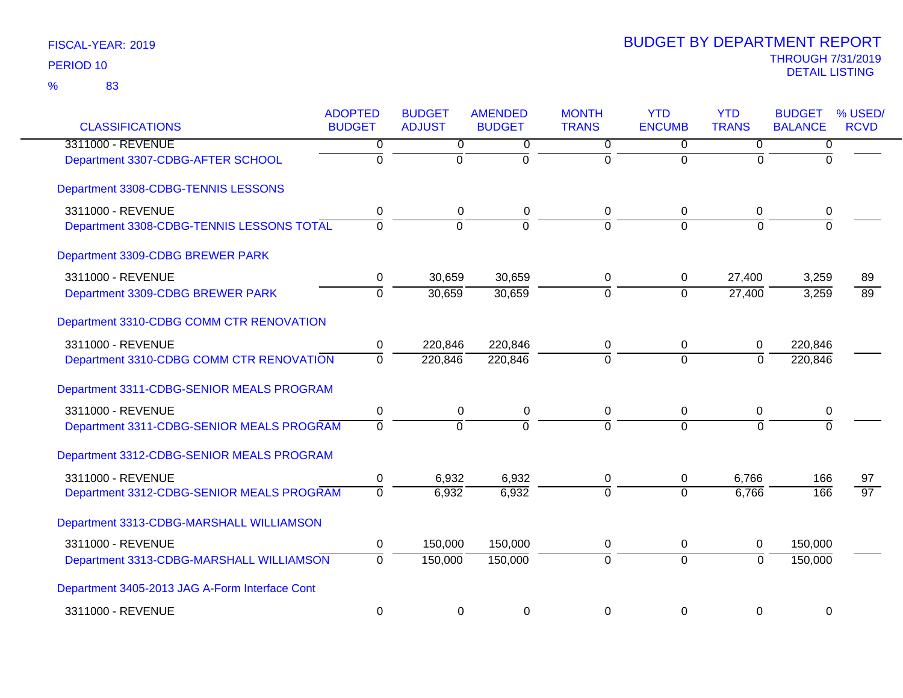FISCAL-YEAR: 2019

PERIOD 10

% 83

# BUDGET BY DEPARTMENT REPORT

THROUGH 7/31/2019

DETAIL LISTING

| CLASSIFICATIONS | ADOPTED BUDGET | BUDGET ADJUST | AMENDED BUDGET | MONTH TRANS | YTD ENCUMB | YTD TRANS | BUDGET BALANCE | % USED/ RCVD |
|---|---|---|---|---|---|---|---|---|
| 3311000 - REVENUE | 0 | 0 | 0 | 0 | 0 | 0 | 0 | |
| Department 3307-CDBG-AFTER SCHOOL | 0 | 0 | 0 | 0 | 0 | 0 | 0 | |
| Department 3308-CDBG-TENNIS LESSONS | | | | | | | | |
| 3311000 - REVENUE | 0 | 0 | 0 | 0 | 0 | 0 | 0 | |
| Department 3308-CDBG-TENNIS LESSONS TOTAL | 0 | 0 | 0 | 0 | 0 | 0 | 0 | |
| Department 3309-CDBG BREWER PARK | | | | | | | | |
| 3311000 - REVENUE | 0 | 30,659 | 30,659 | 0 | 0 | 27,400 | 3,259 | 89 |
| Department 3309-CDBG BREWER PARK | 0 | 30,659 | 30,659 | 0 | 0 | 27,400 | 3,259 | 89 |
| Department 3310-CDBG COMM CTR RENOVATION | | | | | | | | |
| 3311000 - REVENUE | 0 | 220,846 | 220,846 | 0 | 0 | 0 | 220,846 | |
| Department 3310-CDBG COMM CTR RENOVATION | 0 | 220,846 | 220,846 | 0 | 0 | 0 | 220,846 | |
| Department 3311-CDBG-SENIOR MEALS PROGRAM | | | | | | | | |
| 3311000 - REVENUE | 0 | 0 | 0 | 0 | 0 | 0 | 0 | |
| Department 3311-CDBG-SENIOR MEALS PROGRAM | 0 | 0 | 0 | 0 | 0 | 0 | 0 | |
| Department 3312-CDBG-SENIOR MEALS PROGRAM | | | | | | | | |
| 3311000 - REVENUE | 0 | 6,932 | 6,932 | 0 | 0 | 6,766 | 166 | 97 |
| Department 3312-CDBG-SENIOR MEALS PROGRAM | 0 | 6,932 | 6,932 | 0 | 0 | 6,766 | 166 | 97 |
| Department 3313-CDBG-MARSHALL WILLIAMSON | | | | | | | | |
| 3311000 - REVENUE | 0 | 150,000 | 150,000 | 0 | 0 | 0 | 150,000 | |
| Department 3313-CDBG-MARSHALL WILLIAMSON | 0 | 150,000 | 150,000 | 0 | 0 | 0 | 150,000 | |
| Department 3405-2013 JAG A-Form Interface Cont | | | | | | | | |
| 3311000 - REVENUE | 0 | 0 | 0 | 0 | 0 | 0 | 0 | |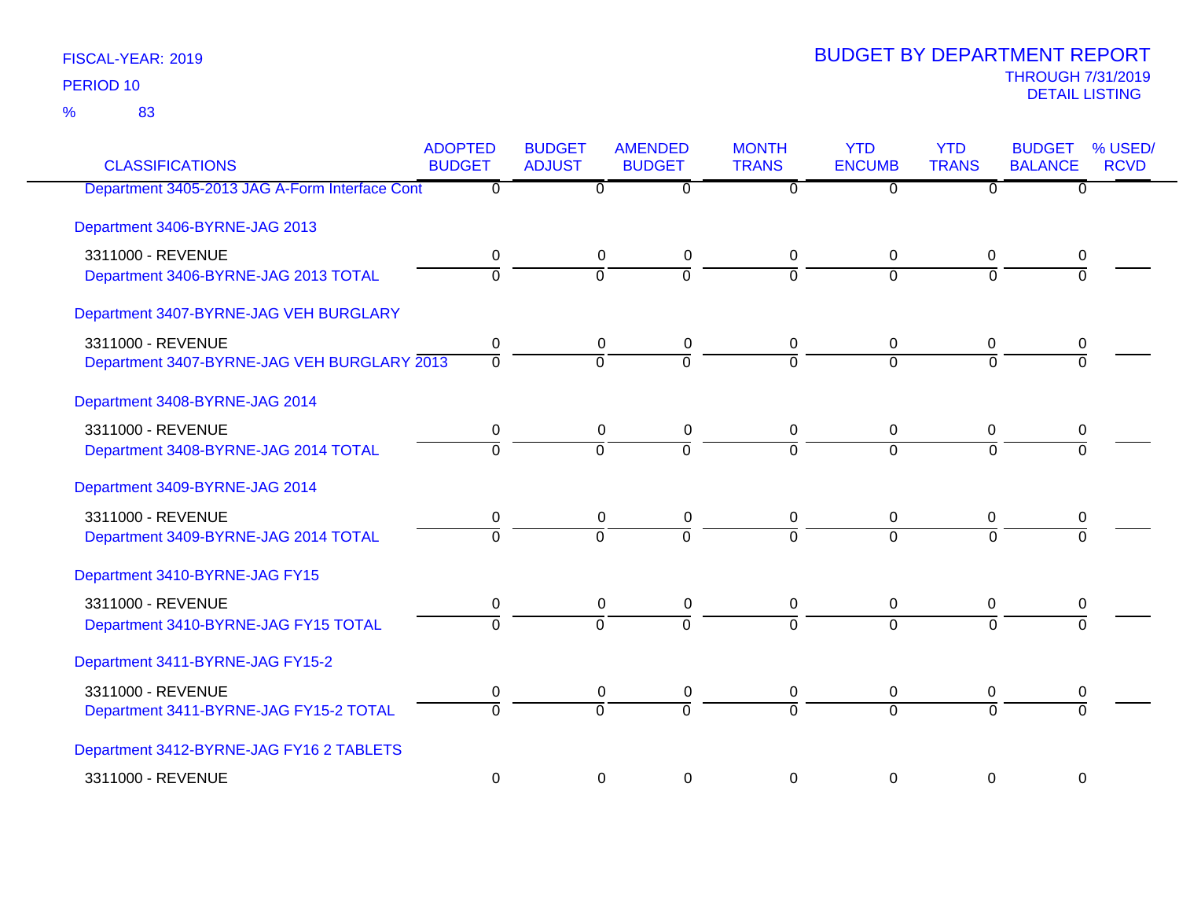FISCAL-YEAR: 2019

PERIOD 10

% 83

# BUDGET BY DEPARTMENT REPORT

THROUGH 7/31/2019

DETAIL LISTING

| CLASSIFICATIONS | ADOPTED BUDGET | BUDGET ADJUST | AMENDED BUDGET | MONTH TRANS | YTD ENCUMB | YTD TRANS | BUDGET BALANCE | % USED/ RCVD |
|---|---|---|---|---|---|---|---|---|
| Department 3405-2013 JAG A-Form Interface Cont | 0 | 0 | 0 | 0 | 0 | 0 | 0 | |
| **Department 3406-BYRNE-JAG 2013** | | | | | | | | |
| 3311000 - REVENUE | 0 | 0 | 0 | 0 | 0 | 0 | 0 | |
| Department 3406-BYRNE-JAG 2013 TOTAL | 0 | 0 | 0 | 0 | 0 | 0 | 0 | |
| **Department 3407-BYRNE-JAG VEH BURGLARY** | | | | | | | | |
| 3311000 - REVENUE | 0 | 0 | 0 | 0 | 0 | 0 | 0 | |
| Department 3407-BYRNE-JAG VEH BURGLARY 2013 | 0 | 0 | 0 | 0 | 0 | 0 | 0 | |
| **Department 3408-BYRNE-JAG 2014** | | | | | | | | |
| 3311000 - REVENUE | 0 | 0 | 0 | 0 | 0 | 0 | 0 | |
| Department 3408-BYRNE-JAG 2014 TOTAL | 0 | 0 | 0 | 0 | 0 | 0 | 0 | |
| **Department 3409-BYRNE-JAG 2014** | | | | | | | | |
| 3311000 - REVENUE | 0 | 0 | 0 | 0 | 0 | 0 | 0 | |
| Department 3409-BYRNE-JAG 2014 TOTAL | 0 | 0 | 0 | 0 | 0 | 0 | 0 | |
| **Department 3410-BYRNE-JAG FY15** | | | | | | | | |
| 3311000 - REVENUE | 0 | 0 | 0 | 0 | 0 | 0 | 0 | |
| Department 3410-BYRNE-JAG FY15 TOTAL | 0 | 0 | 0 | 0 | 0 | 0 | 0 | |
| **Department 3411-BYRNE-JAG FY15-2** | | | | | | | | |
| 3311000 - REVENUE | 0 | 0 | 0 | 0 | 0 | 0 | 0 | |
| Department 3411-BYRNE-JAG FY15-2 TOTAL | 0 | 0 | 0 | 0 | 0 | 0 | 0 | |
| **Department 3412-BYRNE-JAG FY16 2 TABLETS** | | | | | | | | |
| 3311000 - REVENUE | 0 | 0 | 0 | 0 | 0 | 0 | 0 | |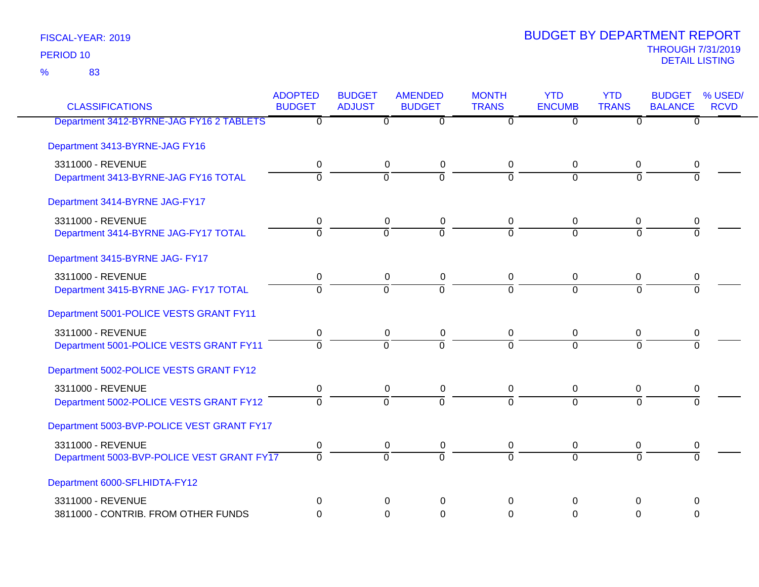FISCAL-YEAR: 2019
PERIOD 10
% 83

# BUDGET BY DEPARTMENT REPORT
THROUGH 7/31/2019
DETAIL LISTING

| CLASSIFICATIONS | ADOPTED BUDGET | BUDGET ADJUST | AMENDED BUDGET | MONTH TRANS | YTD ENCUMB | YTD TRANS | BUDGET BALANCE | % USED/ RCVD |
|---|---|---|---|---|---|---|---|---|
| Department 3412-BYRNE-JAG FY16 2 TABLETS | 0 | 0 | 0 | 0 | 0 | 0 | 0 | |
| Department 3413-BYRNE-JAG FY16 | | | | | | | | |
| 3311000 - REVENUE | 0 | 0 | 0 | 0 | 0 | 0 | 0 | |
| Department 3413-BYRNE-JAG FY16 TOTAL | 0 | 0 | 0 | 0 | 0 | 0 | 0 | |
| Department 3414-BYRNE JAG-FY17 | | | | | | | | |
| 3311000 - REVENUE | 0 | 0 | 0 | 0 | 0 | 0 | 0 | |
| Department 3414-BYRNE JAG-FY17 TOTAL | 0 | 0 | 0 | 0 | 0 | 0 | 0 | |
| Department 3415-BYRNE JAG- FY17 | | | | | | | | |
| 3311000 - REVENUE | 0 | 0 | 0 | 0 | 0 | 0 | 0 | |
| Department 3415-BYRNE JAG- FY17 TOTAL | 0 | 0 | 0 | 0 | 0 | 0 | 0 | |
| Department 5001-POLICE VESTS GRANT FY11 | | | | | | | | |
| 3311000 - REVENUE | 0 | 0 | 0 | 0 | 0 | 0 | 0 | |
| Department 5001-POLICE VESTS GRANT FY11 | 0 | 0 | 0 | 0 | 0 | 0 | 0 | |
| Department 5002-POLICE VESTS GRANT FY12 | | | | | | | | |
| 3311000 - REVENUE | 0 | 0 | 0 | 0 | 0 | 0 | 0 | |
| Department 5002-POLICE VESTS GRANT FY12 | 0 | 0 | 0 | 0 | 0 | 0 | 0 | |
| Department 5003-BVP-POLICE VEST GRANT FY17 | | | | | | | | |
| 3311000 - REVENUE | 0 | 0 | 0 | 0 | 0 | 0 | 0 | |
| Department 5003-BVP-POLICE VEST GRANT FY17 | 0 | 0 | 0 | 0 | 0 | 0 | 0 | |
| Department 6000-SFLHIDTA-FY12 | | | | | | | | |
| 3311000 - REVENUE | 0 | 0 | 0 | 0 | 0 | 0 | 0 | |
| 3811000 - CONTRIB. FROM OTHER FUNDS | 0 | 0 | 0 | 0 | 0 | 0 | 0 | |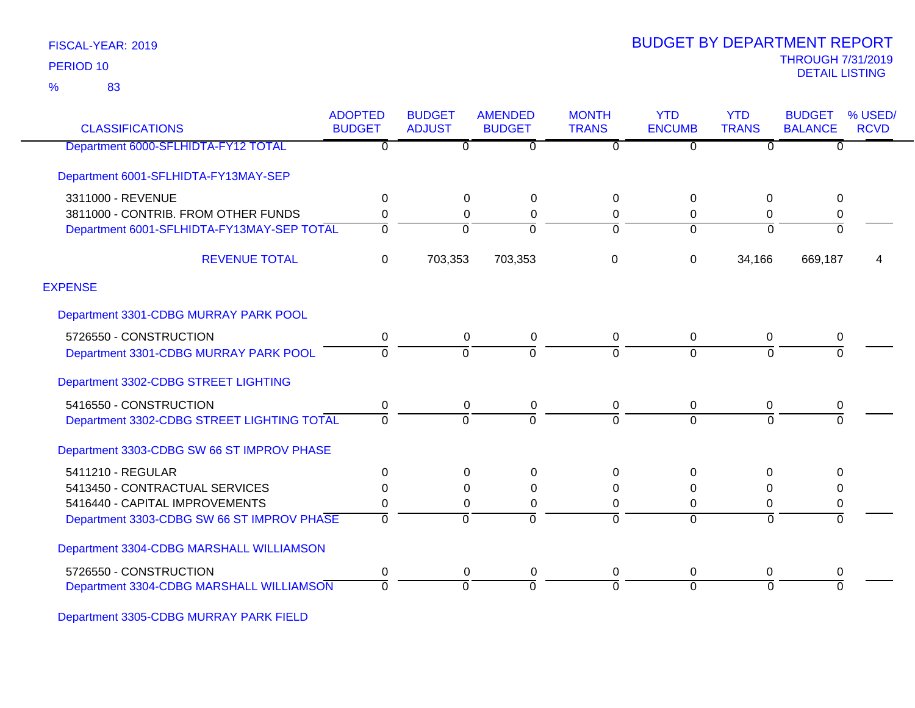FISCAL-YEAR: 2019
PERIOD 10
% 83

# BUDGET BY DEPARTMENT REPORT

THROUGH 7/31/2019
DETAIL LISTING

| CLASSIFICATIONS | ADOPTED BUDGET | BUDGET ADJUST | AMENDED BUDGET | MONTH TRANS | YTD ENCUMB | YTD TRANS | BUDGET BALANCE | % USED/ RCVD |
|---|---|---|---|---|---|---|---|---|
| Department 6000-SFLHIDTA-FY12 TOTAL | 0 | 0 | 0 | 0 | 0 | 0 | 0 | |
| Department 6001-SFLHIDTA-FY13MAY-SEP | | | | | | | | |
| 3311000 - REVENUE | 0 | 0 | 0 | 0 | 0 | 0 | 0 | |
| 3811000 - CONTRIB. FROM OTHER FUNDS | 0 | 0 | 0 | 0 | 0 | 0 | 0 | |
| Department 6001-SFLHIDTA-FY13MAY-SEP TOTAL | 0 | 0 | 0 | 0 | 0 | 0 | 0 | |
| REVENUE TOTAL | 0 | 703,353 | 703,353 | 0 | 0 | 34,166 | 669,187 | 4 |
| EXPENSE | | | | | | | | |
| Department 3301-CDBG MURRAY PARK POOL | | | | | | | | |
| 5726550 - CONSTRUCTION | 0 | 0 | 0 | 0 | 0 | 0 | 0 | |
| Department 3301-CDBG MURRAY PARK POOL | 0 | 0 | 0 | 0 | 0 | 0 | 0 | |
| Department 3302-CDBG STREET LIGHTING | | | | | | | | |
| 5416550 - CONSTRUCTION | 0 | 0 | 0 | 0 | 0 | 0 | 0 | |
| Department 3302-CDBG STREET LIGHTING TOTAL | 0 | 0 | 0 | 0 | 0 | 0 | 0 | |
| Department 3303-CDBG SW 66 ST IMPROV PHASE | | | | | | | | |
| 5411210 - REGULAR | 0 | 0 | 0 | 0 | 0 | 0 | 0 | |
| 5413450 - CONTRACTUAL SERVICES | 0 | 0 | 0 | 0 | 0 | 0 | 0 | |
| 5416440 - CAPITAL IMPROVEMENTS | 0 | 0 | 0 | 0 | 0 | 0 | 0 | |
| Department 3303-CDBG SW 66 ST IMPROV PHASE | 0 | 0 | 0 | 0 | 0 | 0 | 0 | |
| Department 3304-CDBG MARSHALL WILLIAMSON | | | | | | | | |
| 5726550 - CONSTRUCTION | 0 | 0 | 0 | 0 | 0 | 0 | 0 | |
| Department 3304-CDBG MARSHALL WILLIAMSON | 0 | 0 | 0 | 0 | 0 | 0 | 0 | |
| Department 3305-CDBG MURRAY PARK FIELD | | | | | | | | |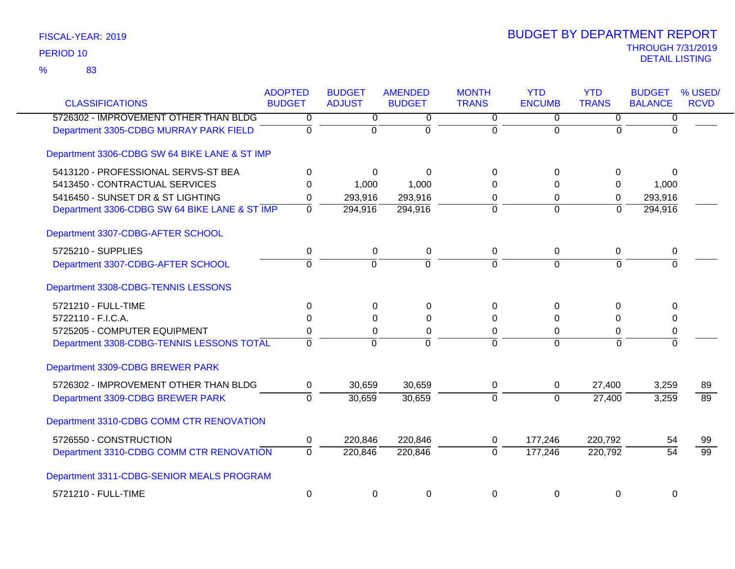FISCAL-YEAR: 2019

PERIOD 10

% 83

# BUDGET BY DEPARTMENT REPORT

THROUGH 7/31/2019

DETAIL LISTING

| CLASSIFICATIONS | ADOPTED BUDGET | BUDGET ADJUST | AMENDED BUDGET | MONTH TRANS | YTD ENCUMB | YTD TRANS | BUDGET BALANCE | % USED/ RCVD |
|---|---|---|---|---|---|---|---|---|
| 5726302 - IMPROVEMENT OTHER THAN BLDG | 0 | 0 | 0 | 0 | 0 | 0 | 0 | |
| Department 3305-CDBG MURRAY PARK FIELD | 0 | 0 | 0 | 0 | 0 | 0 | 0 | |
| Department 3306-CDBG SW 64 BIKE LANE & ST IMP | | | | | | | | |
| 5413120 - PROFESSIONAL SERVS-ST BEA | 0 | 0 | 0 | 0 | 0 | 0 | 0 | |
| 5413450 - CONTRACTUAL SERVICES | 0 | 1,000 | 1,000 | 0 | 0 | 0 | 1,000 | |
| 5416450 - SUNSET DR & ST LIGHTING | 0 | 293,916 | 293,916 | 0 | 0 | 0 | 293,916 | |
| Department 3306-CDBG SW 64 BIKE LANE & ST IMP | 0 | 294,916 | 294,916 | 0 | 0 | 0 | 294,916 | |
| Department 3307-CDBG-AFTER SCHOOL | | | | | | | | |
| 5725210 - SUPPLIES | 0 | 0 | 0 | 0 | 0 | 0 | 0 | |
| Department 3307-CDBG-AFTER SCHOOL | 0 | 0 | 0 | 0 | 0 | 0 | 0 | |
| Department 3308-CDBG-TENNIS LESSONS | | | | | | | | |
| 5721210 - FULL-TIME | 0 | 0 | 0 | 0 | 0 | 0 | 0 | |
| 5722110 - F.I.C.A. | 0 | 0 | 0 | 0 | 0 | 0 | 0 | |
| 5725205 - COMPUTER EQUIPMENT | 0 | 0 | 0 | 0 | 0 | 0 | 0 | |
| Department 3308-CDBG-TENNIS LESSONS TOTAL | 0 | 0 | 0 | 0 | 0 | 0 | 0 | |
| Department 3309-CDBG BREWER PARK | | | | | | | | |
| 5726302 - IMPROVEMENT OTHER THAN BLDG | 0 | 30,659 | 30,659 | 0 | 0 | 27,400 | 3,259 | 89 |
| Department 3309-CDBG BREWER PARK | 0 | 30,659 | 30,659 | 0 | 0 | 27,400 | 3,259 | 89 |
| Department 3310-CDBG COMM CTR RENOVATION | | | | | | | | |
| 5726550 - CONSTRUCTION | 0 | 220,846 | 220,846 | 0 | 177,246 | 220,792 | 54 | 99 |
| Department 3310-CDBG COMM CTR RENOVATION | 0 | 220,846 | 220,846 | 0 | 177,246 | 220,792 | 54 | 99 |
| Department 3311-CDBG-SENIOR MEALS PROGRAM | | | | | | | | |
| 5721210 - FULL-TIME | 0 | 0 | 0 | 0 | 0 | 0 | 0 | |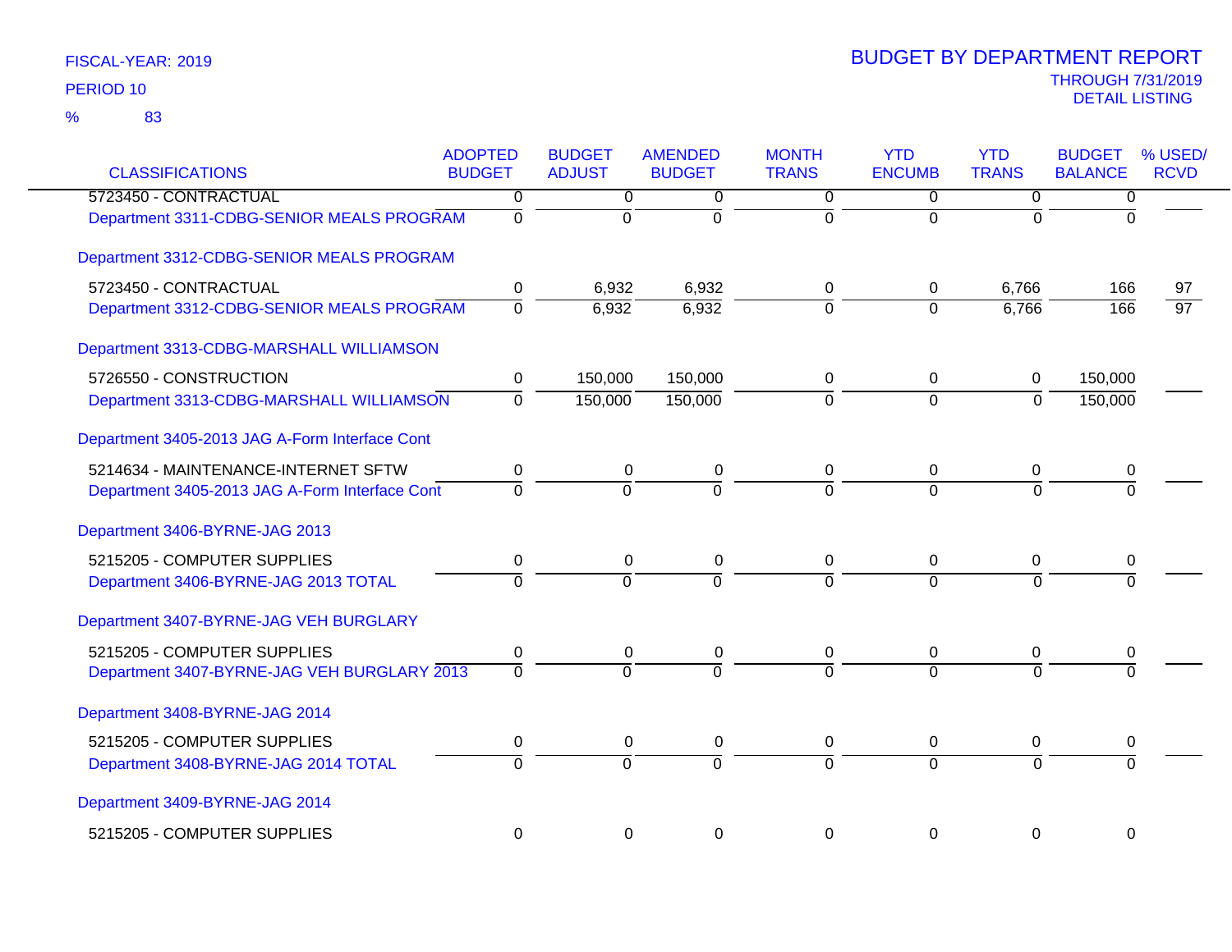FISCAL-YEAR: 2019

PERIOD 10

% 83

# BUDGET BY DEPARTMENT REPORT

THROUGH 7/31/2019

DETAIL LISTING

| CLASSIFICATIONS | ADOPTED BUDGET | BUDGET ADJUST | AMENDED BUDGET | MONTH TRANS | YTD ENCUMB | YTD TRANS | BUDGET BALANCE | % USED/ RCVD |
|---|---|---|---|---|---|---|---|---|
| 5723450 - CONTRACTUAL | 0 | 0 | 0 | 0 | 0 | 0 | 0 | |
| Department 3311-CDBG-SENIOR MEALS PROGRAM | 0 | 0 | 0 | 0 | 0 | 0 | 0 | |
| Department 3312-CDBG-SENIOR MEALS PROGRAM | | | | | | | | |
| 5723450 - CONTRACTUAL | 0 | 6,932 | 6,932 | 0 | 0 | 6,766 | 166 | 97 |
| Department 3312-CDBG-SENIOR MEALS PROGRAM | 0 | 6,932 | 6,932 | 0 | 0 | 6,766 | 166 | 97 |
| Department 3313-CDBG-MARSHALL WILLIAMSON | | | | | | | | |
| 5726550 - CONSTRUCTION | 0 | 150,000 | 150,000 | 0 | 0 | 0 | 150,000 | |
| Department 3313-CDBG-MARSHALL WILLIAMSON | 0 | 150,000 | 150,000 | 0 | 0 | 0 | 150,000 | |
| Department 3405-2013 JAG A-Form Interface Cont | | | | | | | | |
| 5214634 - MAINTENANCE-INTERNET SFTW | 0 | 0 | 0 | 0 | 0 | 0 | 0 | |
| Department 3405-2013 JAG A-Form Interface Cont | 0 | 0 | 0 | 0 | 0 | 0 | 0 | |
| Department 3406-BYRNE-JAG 2013 | | | | | | | | |
| 5215205 - COMPUTER SUPPLIES | 0 | 0 | 0 | 0 | 0 | 0 | 0 | |
| Department 3406-BYRNE-JAG 2013 TOTAL | 0 | 0 | 0 | 0 | 0 | 0 | 0 | |
| Department 3407-BYRNE-JAG VEH BURGLARY | | | | | | | | |
| 5215205 - COMPUTER SUPPLIES | 0 | 0 | 0 | 0 | 0 | 0 | 0 | |
| Department 3407-BYRNE-JAG VEH BURGLARY 2013 | 0 | 0 | 0 | 0 | 0 | 0 | 0 | |
| Department 3408-BYRNE-JAG 2014 | | | | | | | | |
| 5215205 - COMPUTER SUPPLIES | 0 | 0 | 0 | 0 | 0 | 0 | 0 | |
| Department 3408-BYRNE-JAG 2014 TOTAL | 0 | 0 | 0 | 0 | 0 | 0 | 0 | |
| Department 3409-BYRNE-JAG 2014 | | | | | | | | |
| 5215205 - COMPUTER SUPPLIES | 0 | 0 | 0 | 0 | 0 | 0 | 0 | |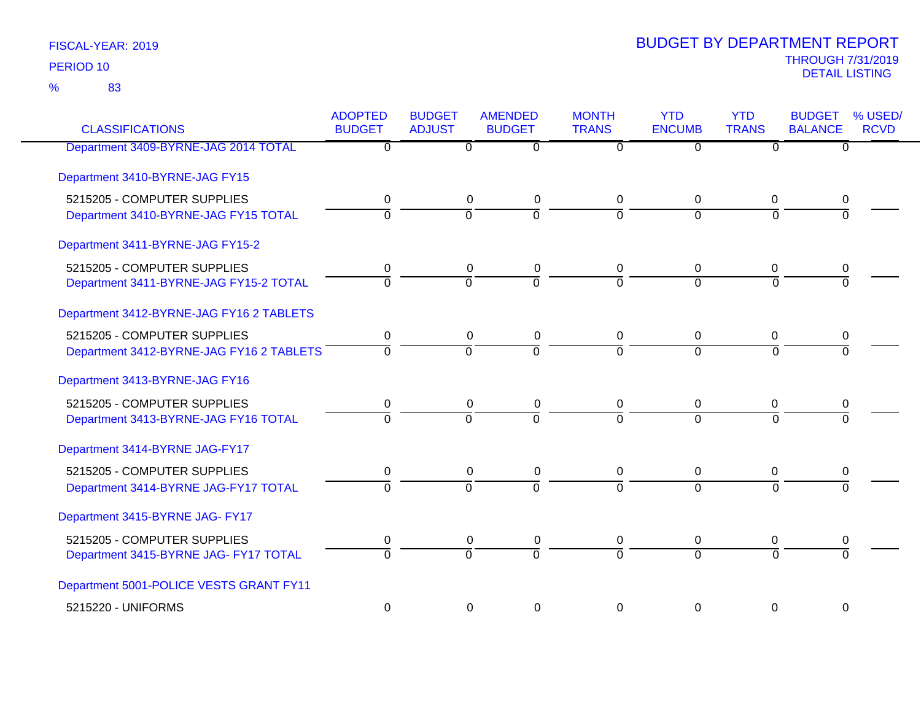FISCAL-YEAR: 2019
PERIOD 10
% 83

# BUDGET BY DEPARTMENT REPORT
THROUGH 7/31/2019
DETAIL LISTING

| CLASSIFICATIONS | ADOPTED BUDGET | BUDGET ADJUST | AMENDED BUDGET | MONTH TRANS | YTD ENCUMB | YTD TRANS | BUDGET BALANCE | % USED/ RCVD |
|---|---|---|---|---|---|---|---|---|
| Department 3409-BYRNE-JAG 2014 TOTAL | 0 | 0 | 0 | 0 | 0 | 0 | 0 | |
| **Department 3410-BYRNE-JAG FY15** | | | | | | | | |
| 5215205 - COMPUTER SUPPLIES | 0 | 0 | 0 | 0 | 0 | 0 | 0 | |
| Department 3410-BYRNE-JAG FY15 TOTAL | 0 | 0 | 0 | 0 | 0 | 0 | 0 | |
| **Department 3411-BYRNE-JAG FY15-2** | | | | | | | | |
| 5215205 - COMPUTER SUPPLIES | 0 | 0 | 0 | 0 | 0 | 0 | 0 | |
| Department 3411-BYRNE-JAG FY15-2 TOTAL | 0 | 0 | 0 | 0 | 0 | 0 | 0 | |
| **Department 3412-BYRNE-JAG FY16 2 TABLETS** | | | | | | | | |
| 5215205 - COMPUTER SUPPLIES | 0 | 0 | 0 | 0 | 0 | 0 | 0 | |
| Department 3412-BYRNE-JAG FY16 2 TABLETS | 0 | 0 | 0 | 0 | 0 | 0 | 0 | |
| **Department 3413-BYRNE-JAG FY16** | | | | | | | | |
| 5215205 - COMPUTER SUPPLIES | 0 | 0 | 0 | 0 | 0 | 0 | 0 | |
| Department 3413-BYRNE-JAG FY16 TOTAL | 0 | 0 | 0 | 0 | 0 | 0 | 0 | |
| **Department 3414-BYRNE JAG-FY17** | | | | | | | | |
| 5215205 - COMPUTER SUPPLIES | 0 | 0 | 0 | 0 | 0 | 0 | 0 | |
| Department 3414-BYRNE JAG-FY17 TOTAL | 0 | 0 | 0 | 0 | 0 | 0 | 0 | |
| **Department 3415-BYRNE JAG- FY17** | | | | | | | | |
| 5215205 - COMPUTER SUPPLIES | 0 | 0 | 0 | 0 | 0 | 0 | 0 | |
| Department 3415-BYRNE JAG- FY17 TOTAL | 0 | 0 | 0 | 0 | 0 | 0 | 0 | |
| **Department 5001-POLICE VESTS GRANT FY11** | | | | | | | | |
| 5215220 - UNIFORMS | 0 | 0 | 0 | 0 | 0 | 0 | 0 | |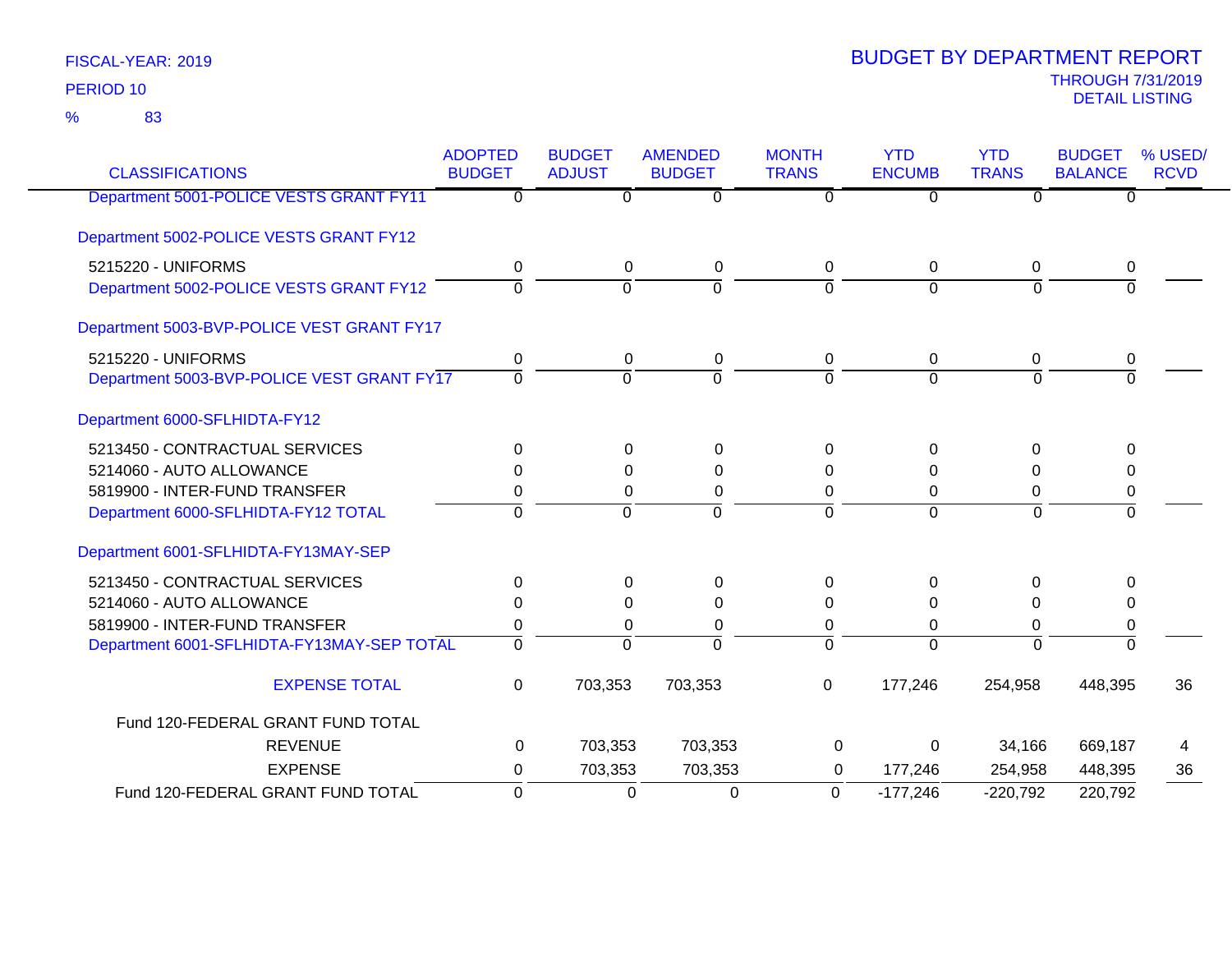FISCAL-YEAR: 2019

PERIOD 10

% 83

# BUDGET BY DEPARTMENT REPORT

THROUGH 7/31/2019

DETAIL LISTING

| CLASSIFICATIONS | ADOPTED BUDGET | BUDGET ADJUST | AMENDED BUDGET | MONTH TRANS | YTD ENCUMB | YTD TRANS | BUDGET BALANCE | % USED/ RCVD |
|---|---|---|---|---|---|---|---|---|
| Department 5001-POLICE VESTS GRANT FY11 | 0 | 0 | 0 | 0 | 0 | 0 | 0 | |
| Department 5002-POLICE VESTS GRANT FY12 | | | | | | | | |
| 5215220 - UNIFORMS | 0 | 0 | 0 | 0 | 0 | 0 | 0 | |
| Department 5002-POLICE VESTS GRANT FY12 | 0 | 0 | 0 | 0 | 0 | 0 | 0 | |
| Department 5003-BVP-POLICE VEST GRANT FY17 | | | | | | | | |
| 5215220 - UNIFORMS | 0 | 0 | 0 | 0 | 0 | 0 | 0 | |
| Department 5003-BVP-POLICE VEST GRANT FY17 | 0 | 0 | 0 | 0 | 0 | 0 | 0 | |
| Department 6000-SFLHIDTA-FY12 | | | | | | | | |
| 5213450 - CONTRACTUAL SERVICES | 0 | 0 | 0 | 0 | 0 | 0 | 0 | |
| 5214060 - AUTO ALLOWANCE | 0 | 0 | 0 | 0 | 0 | 0 | 0 | |
| 5819900 - INTER-FUND TRANSFER | 0 | 0 | 0 | 0 | 0 | 0 | 0 | |
| Department 6000-SFLHIDTA-FY12 TOTAL | 0 | 0 | 0 | 0 | 0 | 0 | 0 | |
| Department 6001-SFLHIDTA-FY13MAY-SEP | | | | | | | | |
| 5213450 - CONTRACTUAL SERVICES | 0 | 0 | 0 | 0 | 0 | 0 | 0 | |
| 5214060 - AUTO ALLOWANCE | 0 | 0 | 0 | 0 | 0 | 0 | 0 | |
| 5819900 - INTER-FUND TRANSFER | 0 | 0 | 0 | 0 | 0 | 0 | 0 | |
| Department 6001-SFLHIDTA-FY13MAY-SEP TOTAL | 0 | 0 | 0 | 0 | 0 | 0 | 0 | |
| EXPENSE TOTAL | 0 | 703,353 | 703,353 | 0 | 177,246 | 254,958 | 448,395 | 36 |
| Fund 120-FEDERAL GRANT FUND TOTAL | | | | | | | | |
| REVENUE | 0 | 703,353 | 703,353 | 0 | 0 | 34,166 | 669,187 | 4 |
| EXPENSE | 0 | 703,353 | 703,353 | 0 | 177,246 | 254,958 | 448,395 | 36 |
| Fund 120-FEDERAL GRANT FUND TOTAL | 0 | 0 | 0 | 0 | -177,246 | -220,792 | 220,792 | |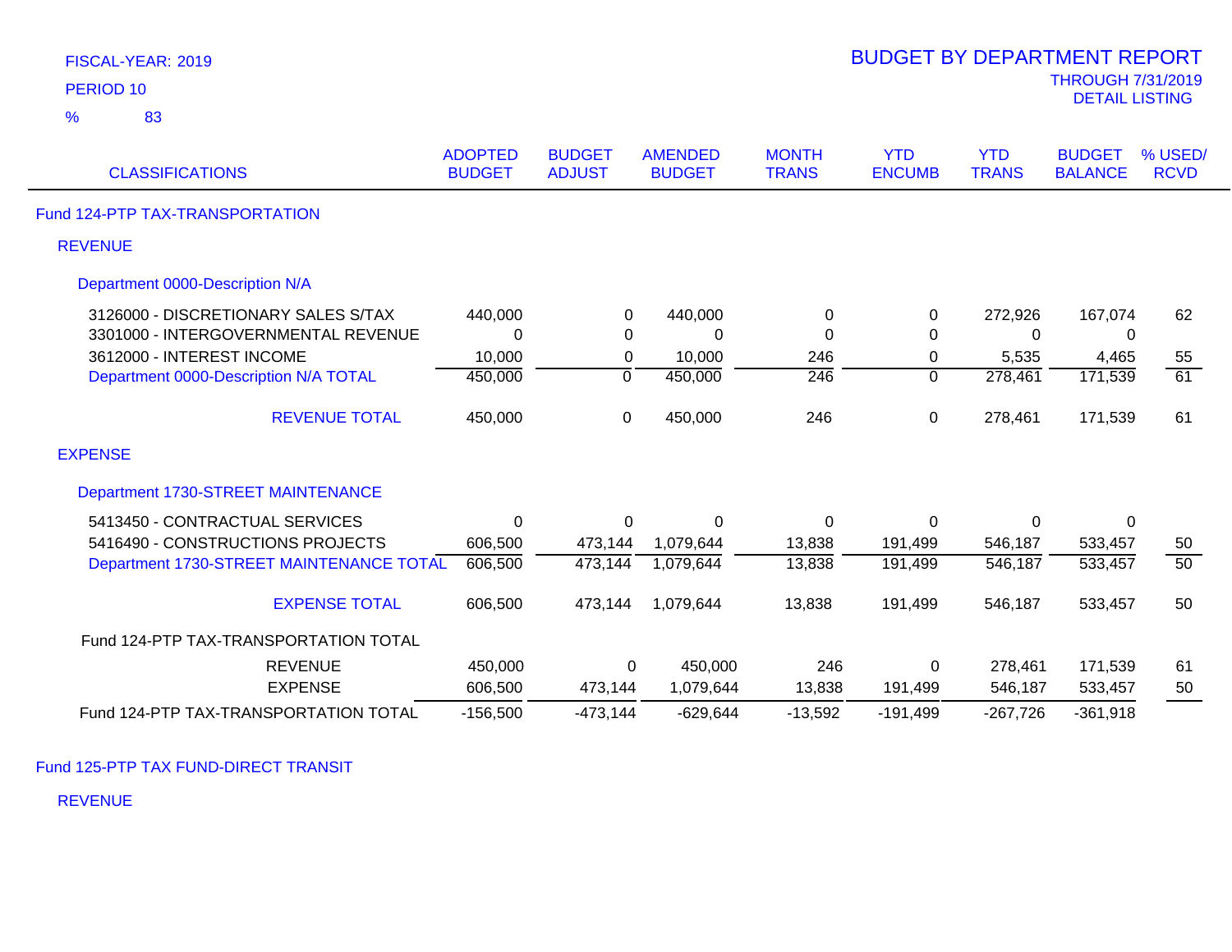FISCAL-YEAR: 2019

PERIOD 10

% 83

# BUDGET BY DEPARTMENT REPORT

THROUGH 7/31/2019

DETAIL LISTING

| CLASSIFICATIONS | ADOPTED BUDGET | BUDGET ADJUST | AMENDED BUDGET | MONTH TRANS | YTD ENCUMB | YTD TRANS | BUDGET BALANCE | % USED/ RCVD |
|---|---|---|---|---|---|---|---|---|
| **Fund 124-PTP TAX-TRANSPORTATION** | | | | | | | | |
| **REVENUE** | | | | | | | | |
| **Department 0000-Description N/A** | | | | | | | | |
| 3126000 - DISCRETIONARY SALES S/TAX | 440,000 | 0 | 440,000 | 0 | 0 | 272,926 | 167,074 | 62 |
| 3301000 - INTERGOVERNMENTAL REVENUE | 0 | 0 | 0 | 0 | 0 | 0 | 0 | |
| 3612000 - INTEREST INCOME | 10,000 | 0 | 10,000 | 246 | 0 | 5,535 | 4,465 | 55 |
| Department 0000-Description N/A TOTAL | 450,000 | 0 | 450,000 | 246 | 0 | 278,461 | 171,539 | 61 |
| REVENUE TOTAL | 450,000 | 0 | 450,000 | 246 | 0 | 278,461 | 171,539 | 61 |
| **EXPENSE** | | | | | | | | |
| **Department 1730-STREET MAINTENANCE** | | | | | | | | |
| 5413450 - CONTRACTUAL SERVICES | 0 | 0 | 0 | 0 | 0 | 0 | 0 | |
| 5416490 - CONSTRUCTIONS PROJECTS | 606,500 | 473,144 | 1,079,644 | 13,838 | 191,499 | 546,187 | 533,457 | 50 |
| Department 1730-STREET MAINTENANCE TOTAL | 606,500 | 473,144 | 1,079,644 | 13,838 | 191,499 | 546,187 | 533,457 | 50 |
| EXPENSE TOTAL | 606,500 | 473,144 | 1,079,644 | 13,838 | 191,499 | 546,187 | 533,457 | 50 |
| Fund 124-PTP TAX-TRANSPORTATION TOTAL | | | | | | | | |
| REVENUE | 450,000 | 0 | 450,000 | 246 | 0 | 278,461 | 171,539 | 61 |
| EXPENSE | 606,500 | 473,144 | 1,079,644 | 13,838 | 191,499 | 546,187 | 533,457 | 50 |
| Fund 124-PTP TAX-TRANSPORTATION TOTAL | -156,500 | -473,144 | -629,644 | -13,592 | -191,499 | -267,726 | -361,918 | |

**Fund 125-PTP TAX FUND-DIRECT TRANSIT**

**REVENUE**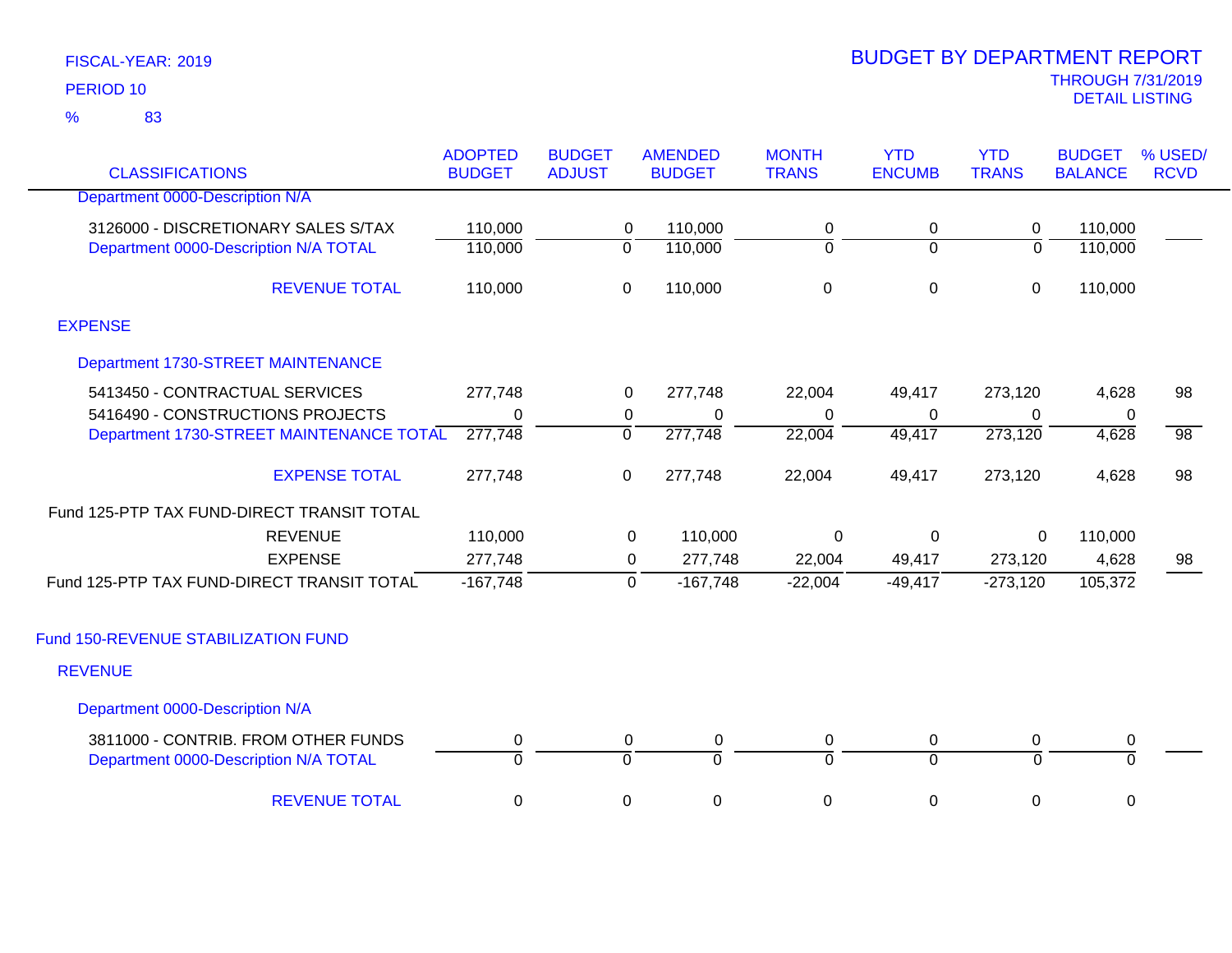FISCAL-YEAR: 2019

PERIOD 10

% 83

# BUDGET BY DEPARTMENT REPORT

THROUGH 7/31/2019
DETAIL LISTING

| CLASSIFICATIONS | ADOPTED BUDGET | BUDGET ADJUST | AMENDED BUDGET | MONTH TRANS | YTD ENCUMB | YTD TRANS | BUDGET BALANCE | % USED/ RCVD |
|---|---|---|---|---|---|---|---|---|
| Department 0000-Description N/A | | | | | | | | |
| 3126000 - DISCRETIONARY SALES S/TAX | 110,000 | 0 | 110,000 | 0 | 0 | 0 | 110,000 | |
| Department 0000-Description N/A TOTAL | 110,000 | 0 | 110,000 | 0 | 0 | 0 | 110,000 | |
| REVENUE TOTAL | 110,000 | 0 | 110,000 | 0 | 0 | 0 | 110,000 | |
| EXPENSE | | | | | | | | |
| Department 1730-STREET MAINTENANCE | | | | | | | | |
| 5413450 - CONTRACTUAL SERVICES | 277,748 | 0 | 277,748 | 22,004 | 49,417 | 273,120 | 4,628 | 98 |
| 5416490 - CONSTRUCTIONS PROJECTS | 0 | 0 | 0 | 0 | 0 | 0 | 0 | |
| Department 1730-STREET MAINTENANCE TOTAL | 277,748 | 0 | 277,748 | 22,004 | 49,417 | 273,120 | 4,628 | 98 |
| EXPENSE TOTAL | 277,748 | 0 | 277,748 | 22,004 | 49,417 | 273,120 | 4,628 | 98 |
| Fund 125-PTP TAX FUND-DIRECT TRANSIT TOTAL | | | | | | | | |
| REVENUE | 110,000 | 0 | 110,000 | 0 | 0 | 0 | 110,000 | |
| EXPENSE | 277,748 | 0 | 277,748 | 22,004 | 49,417 | 273,120 | 4,628 | 98 |
| Fund 125-PTP TAX FUND-DIRECT TRANSIT TOTAL | -167,748 | 0 | -167,748 | -22,004 | -49,417 | -273,120 | 105,372 | |
| Fund 150-REVENUE STABILIZATION FUND | | | | | | | | |
| REVENUE | | | | | | | | |
| Department 0000-Description N/A | | | | | | | | |
| 3811000 - CONTRIB. FROM OTHER FUNDS | 0 | 0 | 0 | 0 | 0 | 0 | 0 | |
| Department 0000-Description N/A TOTAL | 0 | 0 | 0 | 0 | 0 | 0 | 0 | |
| REVENUE TOTAL | 0 | 0 | 0 | 0 | 0 | 0 | 0 | |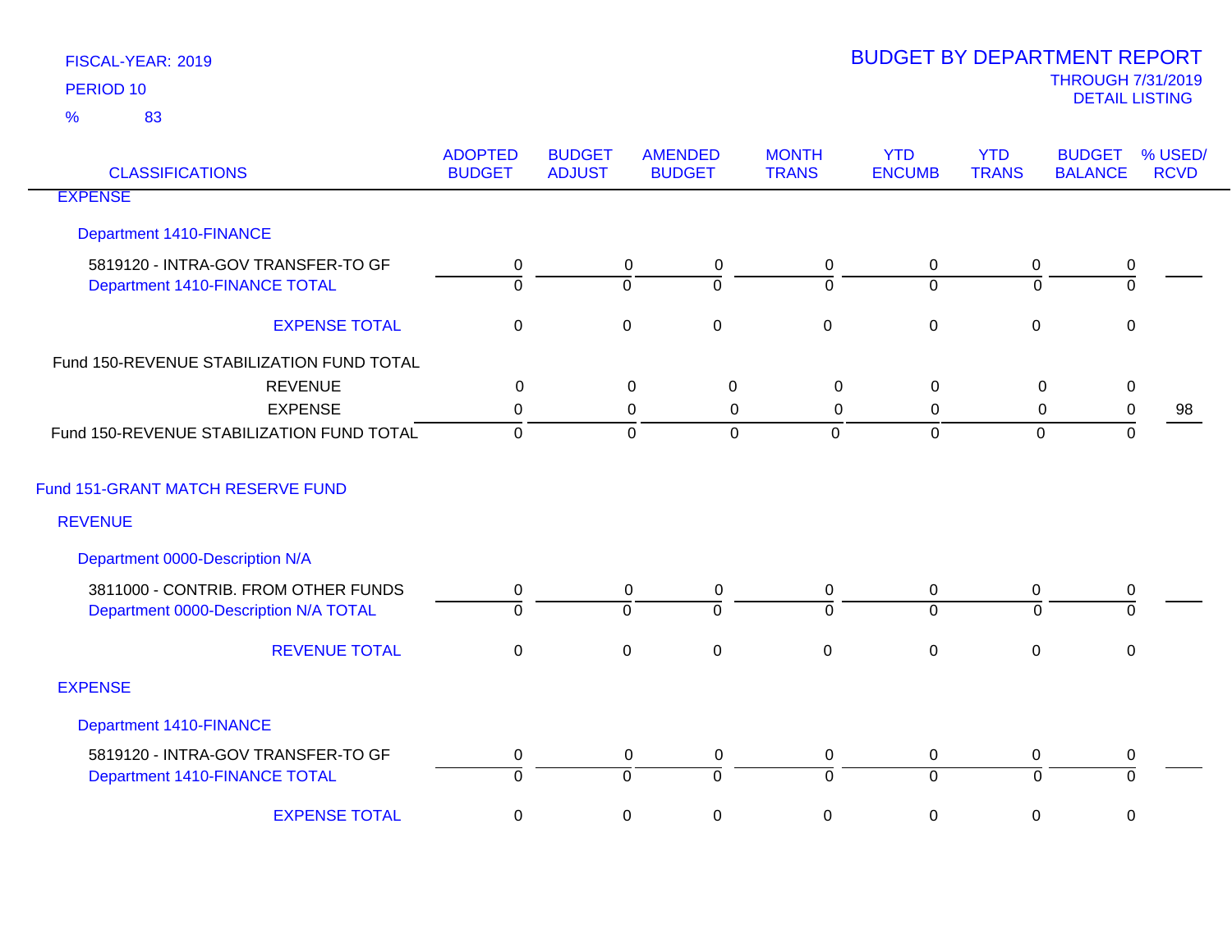FISCAL-YEAR: 2019

PERIOD 10

% 83

# BUDGET BY DEPARTMENT REPORT

THROUGH 7/31/2019

DETAIL LISTING

| CLASSIFICATIONS | ADOPTED BUDGET | BUDGET ADJUST | AMENDED BUDGET | MONTH TRANS | YTD ENCUMB | YTD TRANS | BUDGET BALANCE | % USED/ RCVD |
|---|---|---|---|---|---|---|---|---|
| EXPENSE | | | | | | | | |
| Department 1410-FINANCE | | | | | | | | |
| 5819120 - INTRA-GOV TRANSFER-TO GF | 0 | 0 | 0 | 0 | 0 | 0 | 0 | |
| Department 1410-FINANCE TOTAL | 0 | 0 | 0 | 0 | 0 | 0 | 0 | |
| EXPENSE TOTAL | 0 | 0 | 0 | 0 | 0 | 0 | 0 | |
| Fund 150-REVENUE STABILIZATION FUND TOTAL | | | | | | | | |
| REVENUE | 0 | 0 | 0 | 0 | 0 | 0 | 0 | |
| EXPENSE | 0 | 0 | 0 | 0 | 0 | 0 | 0 | 98 |
| Fund 150-REVENUE STABILIZATION FUND TOTAL | 0 | 0 | 0 | 0 | 0 | 0 | 0 | |
| Fund 151-GRANT MATCH RESERVE FUND | | | | | | | | |
| REVENUE | | | | | | | | |
| Department 0000-Description N/A | | | | | | | | |
| 3811000 - CONTRIB. FROM OTHER FUNDS | 0 | 0 | 0 | 0 | 0 | 0 | 0 | |
| Department 0000-Description N/A TOTAL | 0 | 0 | 0 | 0 | 0 | 0 | 0 | |
| REVENUE TOTAL | 0 | 0 | 0 | 0 | 0 | 0 | 0 | |
| EXPENSE | | | | | | | | |
| Department 1410-FINANCE | | | | | | | | |
| 5819120 - INTRA-GOV TRANSFER-TO GF | 0 | 0 | 0 | 0 | 0 | 0 | 0 | |
| Department 1410-FINANCE TOTAL | 0 | 0 | 0 | 0 | 0 | 0 | 0 | |
| EXPENSE TOTAL | 0 | 0 | 0 | 0 | 0 | 0 | 0 | |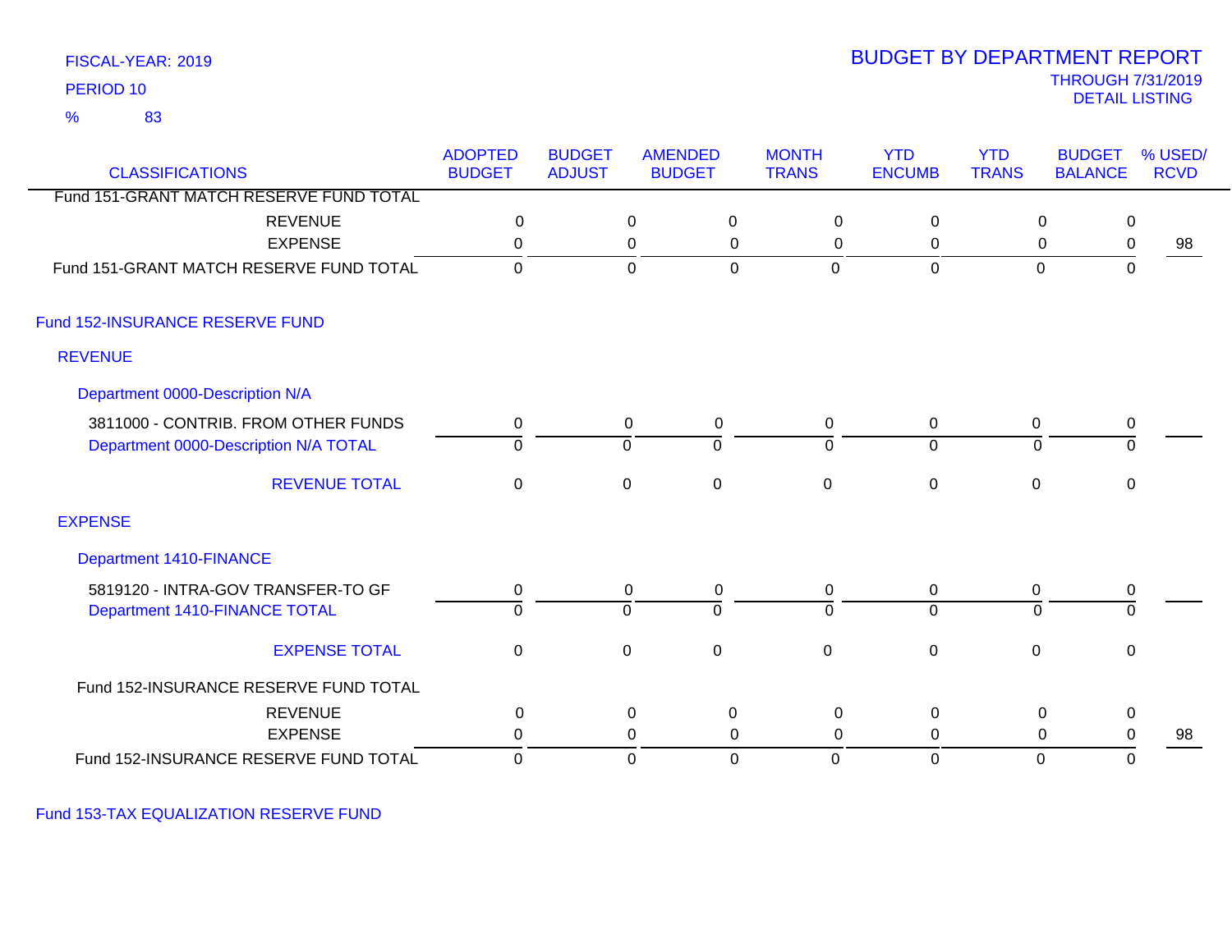FISCAL-YEAR: 2019
PERIOD 10
% 83

# BUDGET BY DEPARTMENT REPORT

THROUGH 7/31/2019
DETAIL LISTING

| CLASSIFICATIONS | ADOPTED BUDGET | BUDGET ADJUST | AMENDED BUDGET | MONTH TRANS | YTD ENCUMB | YTD TRANS | BUDGET BALANCE | % USED/ RCVD |
|---|---|---|---|---|---|---|---|---|
| Fund 151-GRANT MATCH RESERVE FUND TOTAL | | | | | | | | |
| REVENUE | 0 | 0 | 0 | 0 | 0 | 0 | 0 | |
| EXPENSE | 0 | 0 | 0 | 0 | 0 | 0 | 0 | 98 |
| Fund 151-GRANT MATCH RESERVE FUND TOTAL | 0 | 0 | 0 | 0 | 0 | 0 | 0 | |
| **Fund 152-INSURANCE RESERVE FUND** | | | | | | | | |
| **REVENUE** | | | | | | | | |
| **Department 0000-Description N/A** | | | | | | | | |
| 3811000 - CONTRIB. FROM OTHER FUNDS | 0 | 0 | 0 | 0 | 0 | 0 | 0 | |
| Department 0000-Description N/A TOTAL | 0 | 0 | 0 | 0 | 0 | 0 | 0 | |
| REVENUE TOTAL | 0 | 0 | 0 | 0 | 0 | 0 | 0 | |
| **EXPENSE** | | | | | | | | |
| **Department 1410-FINANCE** | | | | | | | | |
| 5819120 - INTRA-GOV TRANSFER-TO GF | 0 | 0 | 0 | 0 | 0 | 0 | 0 | |
| Department 1410-FINANCE TOTAL | 0 | 0 | 0 | 0 | 0 | 0 | 0 | |
| EXPENSE TOTAL | 0 | 0 | 0 | 0 | 0 | 0 | 0 | |
| Fund 152-INSURANCE RESERVE FUND TOTAL | | | | | | | | |
| REVENUE | 0 | 0 | 0 | 0 | 0 | 0 | 0 | |
| EXPENSE | 0 | 0 | 0 | 0 | 0 | 0 | 0 | 98 |
| Fund 152-INSURANCE RESERVE FUND TOTAL | 0 | 0 | 0 | 0 | 0 | 0 | 0 | |
| **Fund 153-TAX EQUALIZATION RESERVE FUND** | | | | | | | | |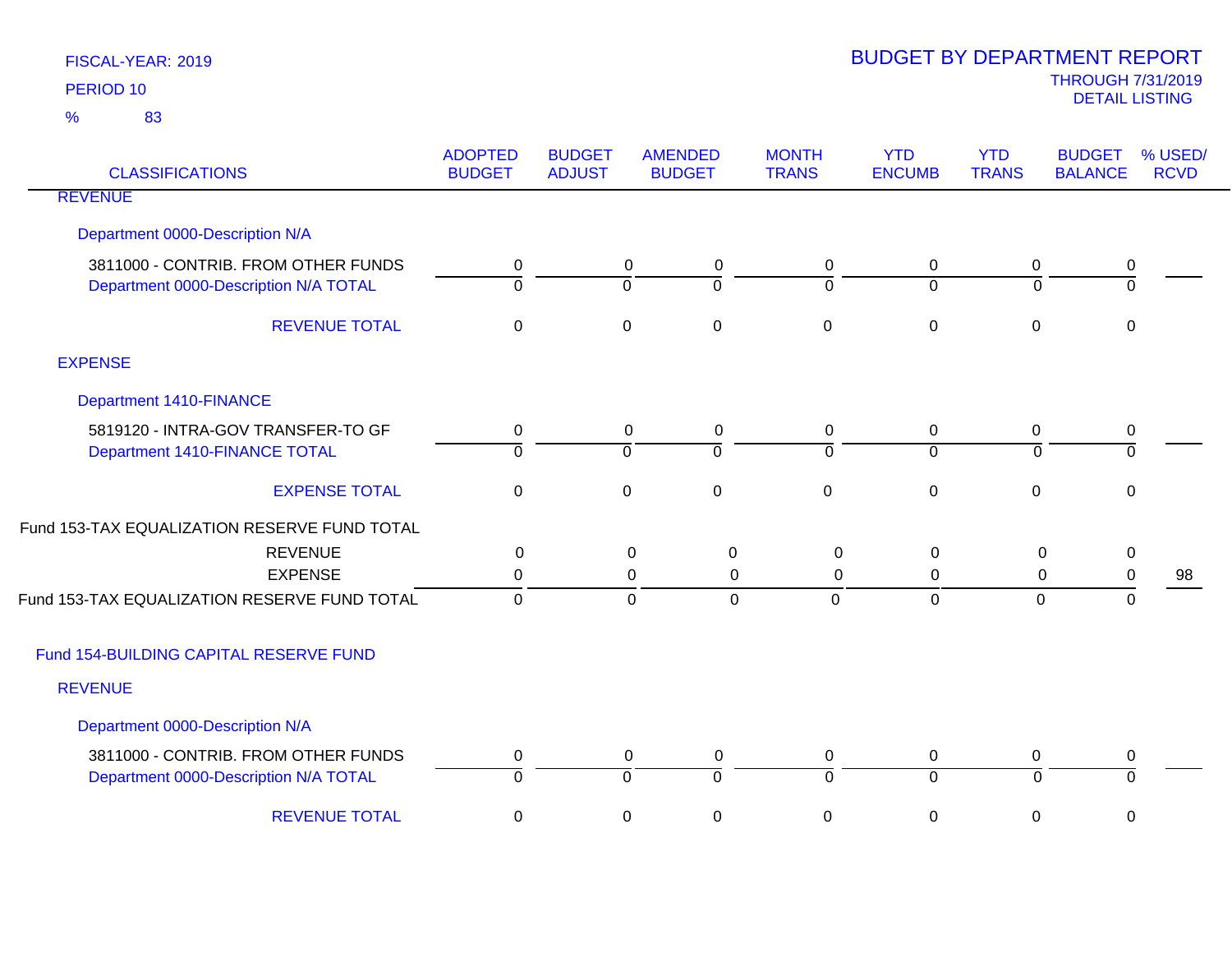FISCAL-YEAR: 2019

PERIOD 10

% 83

# BUDGET BY DEPARTMENT REPORT

THROUGH 7/31/2019

DETAIL LISTING

| CLASSIFICATIONS | ADOPTED BUDGET | BUDGET ADJUST | AMENDED BUDGET | MONTH TRANS | YTD ENCUMB | YTD TRANS | BUDGET BALANCE | % USED/ RCVD |
|---|---|---|---|---|---|---|---|---|
| REVENUE | | | | | | | | |
| Department 0000-Description N/A | | | | | | | | |
| 3811000 - CONTRIB. FROM OTHER FUNDS | 0 | 0 | 0 | 0 | 0 | 0 | 0 | |
| Department 0000-Description N/A TOTAL | 0 | 0 | 0 | 0 | 0 | 0 | 0 | |
| REVENUE TOTAL | 0 | 0 | 0 | 0 | 0 | 0 | 0 | |
| EXPENSE | | | | | | | | |
| Department 1410-FINANCE | | | | | | | | |
| 5819120 - INTRA-GOV TRANSFER-TO GF | 0 | 0 | 0 | 0 | 0 | 0 | 0 | |
| Department 1410-FINANCE TOTAL | 0 | 0 | 0 | 0 | 0 | 0 | 0 | |
| EXPENSE TOTAL | 0 | 0 | 0 | 0 | 0 | 0 | 0 | |
| Fund 153-TAX EQUALIZATION RESERVE FUND TOTAL | | | | | | | | |
| REVENUE | 0 | 0 | 0 | 0 | 0 | 0 | 0 | |
| EXPENSE | 0 | 0 | 0 | 0 | 0 | 0 | 0 | 98 |
| Fund 153-TAX EQUALIZATION RESERVE FUND TOTAL | 0 | 0 | 0 | 0 | 0 | 0 | 0 | |
| Fund 154-BUILDING CAPITAL RESERVE FUND | | | | | | | | |
| REVENUE | | | | | | | | |
| Department 0000-Description N/A | | | | | | | | |
| 3811000 - CONTRIB. FROM OTHER FUNDS | 0 | 0 | 0 | 0 | 0 | 0 | 0 | |
| Department 0000-Description N/A TOTAL | 0 | 0 | 0 | 0 | 0 | 0 | 0 | |
| REVENUE TOTAL | 0 | 0 | 0 | 0 | 0 | 0 | 0 | |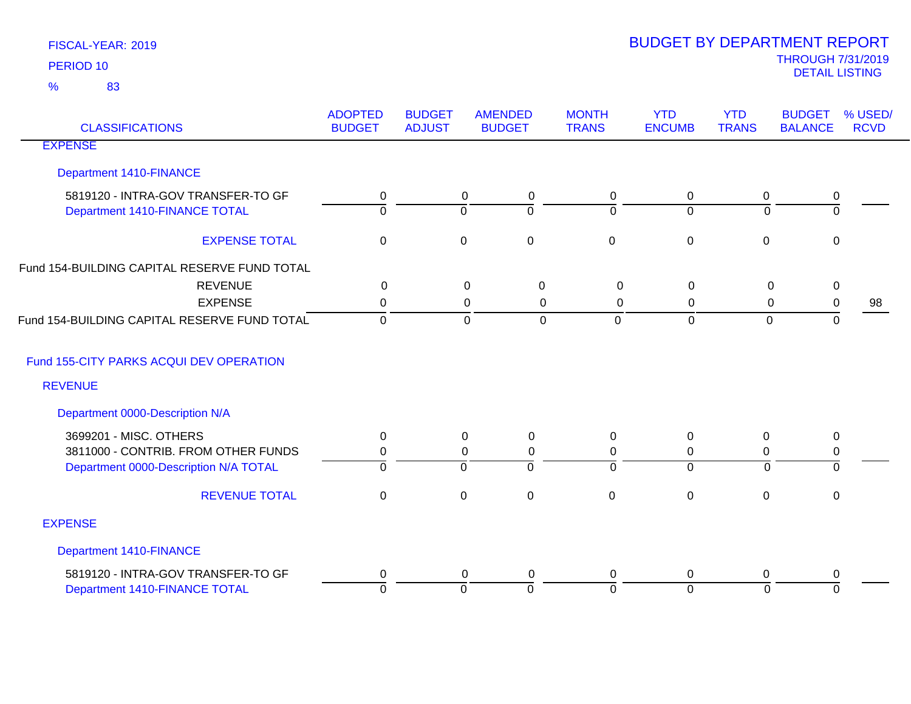FISCAL-YEAR: 2019
PERIOD 10
% 83

# BUDGET BY DEPARTMENT REPORT
THROUGH 7/31/2019
DETAIL LISTING

| CLASSIFICATIONS | ADOPTED BUDGET | BUDGET ADJUST | AMENDED BUDGET | MONTH TRANS | YTD ENCUMB | YTD TRANS | BUDGET BALANCE | % USED/ RCVD |
|---|---|---|---|---|---|---|---|---|
| **EXPENSE** | | | | | | | | |
| **Department 1410-FINANCE** | | | | | | | | |
| 5819120 - INTRA-GOV TRANSFER-TO GF | 0 | 0 | 0 | 0 | 0 | 0 | 0 | |
| Department 1410-FINANCE TOTAL | 0 | 0 | 0 | 0 | 0 | 0 | 0 | |
| EXPENSE TOTAL | 0 | 0 | 0 | 0 | 0 | 0 | 0 | |
| **Fund 154-BUILDING CAPITAL RESERVE FUND TOTAL** | | | | | | | | |
| REVENUE | 0 | 0 | 0 | 0 | 0 | 0 | 0 | |
| EXPENSE | 0 | 0 | 0 | 0 | 0 | 0 | 0 | 98 |
| Fund 154-BUILDING CAPITAL RESERVE FUND TOTAL | 0 | 0 | 0 | 0 | 0 | 0 | 0 | |
| **Fund 155-CITY PARKS ACQUI DEV OPERATION** | | | | | | | | |
| **REVENUE** | | | | | | | | |
| **Department 0000-Description N/A** | | | | | | | | |
| 3699201 - MISC. OTHERS | 0 | 0 | 0 | 0 | 0 | 0 | 0 | |
| 3811000 - CONTRIB. FROM OTHER FUNDS | 0 | 0 | 0 | 0 | 0 | 0 | 0 | |
| Department 0000-Description N/A TOTAL | 0 | 0 | 0 | 0 | 0 | 0 | 0 | |
| REVENUE TOTAL | 0 | 0 | 0 | 0 | 0 | 0 | 0 | |
| **EXPENSE** | | | | | | | | |
| **Department 1410-FINANCE** | | | | | | | | |
| 5819120 - INTRA-GOV TRANSFER-TO GF | 0 | 0 | 0 | 0 | 0 | 0 | 0 | |
| Department 1410-FINANCE TOTAL | 0 | 0 | 0 | 0 | 0 | 0 | 0 | |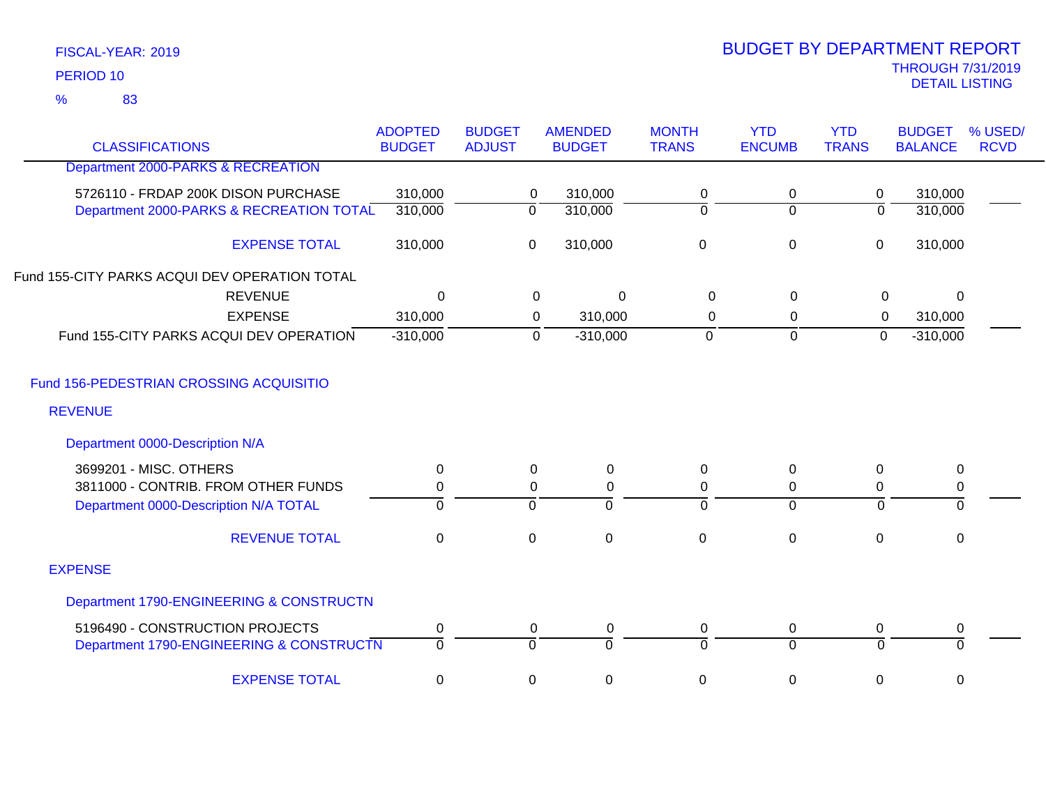FISCAL-YEAR: 2019

PERIOD 10

% 83

# BUDGET BY DEPARTMENT REPORT

THROUGH 7/31/2019

DETAIL LISTING

| CLASSIFICATIONS | ADOPTED BUDGET | BUDGET ADJUST | AMENDED BUDGET | MONTH TRANS | YTD ENCUMB | YTD TRANS | BUDGET BALANCE | % USED/ RCVD |
|---|---|---|---|---|---|---|---|---|
| Department 2000-PARKS & RECREATION | | | | | | | | |
| 5726110 - FRDAP 200K DISON PURCHASE | 310,000 | 0 | 310,000 | 0 | 0 | 0 | 310,000 | |
| Department 2000-PARKS & RECREATION TOTAL | 310,000 | 0 | 310,000 | 0 | 0 | 0 | 310,000 | |
| EXPENSE TOTAL | 310,000 | 0 | 310,000 | 0 | 0 | 0 | 310,000 | |
| Fund 155-CITY PARKS ACQUI DEV OPERATION TOTAL | | | | | | | | |
| REVENUE | 0 | 0 | 0 | 0 | 0 | 0 | 0 | |
| EXPENSE | 310,000 | 0 | 310,000 | 0 | 0 | 0 | 310,000 | |
| Fund 155-CITY PARKS ACQUI DEV OPERATION | -310,000 | 0 | -310,000 | 0 | 0 | 0 | -310,000 | |
| Fund 156-PEDESTRIAN CROSSING ACQUISITIO | | | | | | | | |
| REVENUE | | | | | | | | |
| Department 0000-Description N/A | | | | | | | | |
| 3699201 - MISC. OTHERS | 0 | 0 | 0 | 0 | 0 | 0 | 0 | |
| 3811000 - CONTRIB. FROM OTHER FUNDS | 0 | 0 | 0 | 0 | 0 | 0 | 0 | |
| Department 0000-Description N/A TOTAL | 0 | 0 | 0 | 0 | 0 | 0 | 0 | |
| REVENUE TOTAL | 0 | 0 | 0 | 0 | 0 | 0 | 0 | |
| EXPENSE | | | | | | | | |
| Department 1790-ENGINEERING & CONSTRUCTN | | | | | | | | |
| 5196490 - CONSTRUCTION PROJECTS | 0 | 0 | 0 | 0 | 0 | 0 | 0 | |
| Department 1790-ENGINEERING & CONSTRUCTN | 0 | 0 | 0 | 0 | 0 | 0 | 0 | |
| EXPENSE TOTAL | 0 | 0 | 0 | 0 | 0 | 0 | 0 | |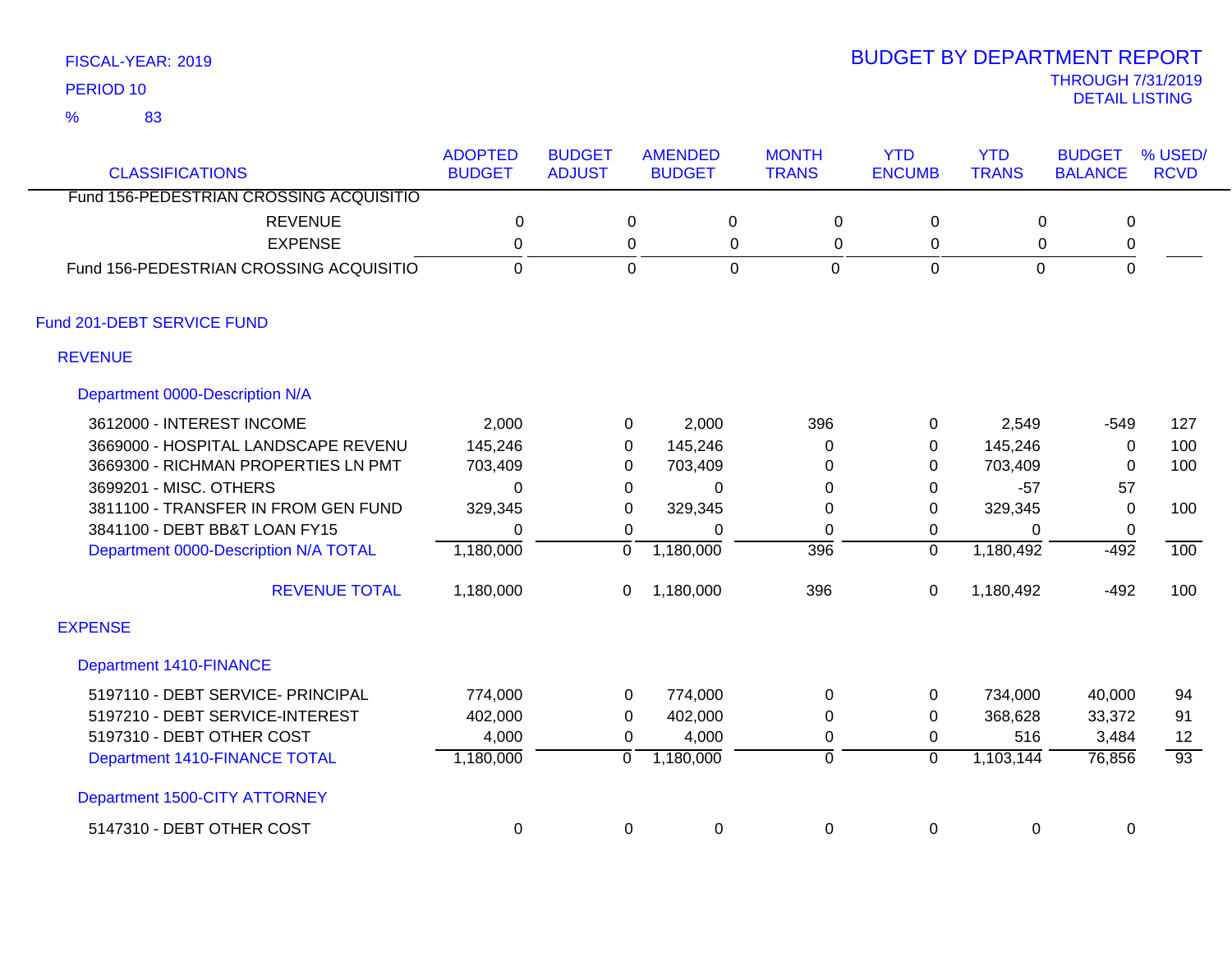FISCAL-YEAR: 2019

PERIOD 10

% 83

# BUDGET BY DEPARTMENT REPORT

THROUGH 7/31/2019

DETAIL LISTING

| CLASSIFICATIONS | ADOPTED BUDGET | BUDGET ADJUST | AMENDED BUDGET | MONTH TRANS | YTD ENCUMB | YTD TRANS | BUDGET BALANCE | % USED/ RCVD |
|---|---|---|---|---|---|---|---|---|
| Fund 156-PEDESTRIAN CROSSING ACQUISITIO | | | | | | | | |
| REVENUE | 0 | 0 | 0 | 0 | 0 | 0 | 0 | |
| EXPENSE | 0 | 0 | 0 | 0 | 0 | 0 | 0 | |
| Fund 156-PEDESTRIAN CROSSING ACQUISITIO | 0 | 0 | 0 | 0 | 0 | 0 | 0 | |
| **Fund 201-DEBT SERVICE FUND** | | | | | | | | |
| **REVENUE** | | | | | | | | |
| **Department 0000-Description N/A** | | | | | | | | |
| 3612000 - INTEREST INCOME | 2,000 | 0 | 2,000 | 396 | 0 | 2,549 | -549 | 127 |
| 3669000 - HOSPITAL LANDSCAPE REVENU | 145,246 | 0 | 145,246 | 0 | 0 | 145,246 | 0 | 100 |
| 3669300 - RICHMAN PROPERTIES LN PMT | 703,409 | 0 | 703,409 | 0 | 0 | 703,409 | 0 | 100 |
| 3699201 - MISC. OTHERS | 0 | 0 | 0 | 0 | 0 | -57 | 57 | |
| 3811100 - TRANSFER IN FROM GEN FUND | 329,345 | 0 | 329,345 | 0 | 0 | 329,345 | 0 | 100 |
| 3841100 - DEBT BB&T LOAN FY15 | 0 | 0 | 0 | 0 | 0 | 0 | 0 | |
| Department 0000-Description N/A TOTAL | 1,180,000 | 0 | 1,180,000 | 396 | 0 | 1,180,492 | -492 | 100 |
| REVENUE TOTAL | 1,180,000 | 0 | 1,180,000 | 396 | 0 | 1,180,492 | -492 | 100 |
| **EXPENSE** | | | | | | | | |
| **Department 1410-FINANCE** | | | | | | | | |
| 5197110 - DEBT SERVICE- PRINCIPAL | 774,000 | 0 | 774,000 | 0 | 0 | 734,000 | 40,000 | 94 |
| 5197210 - DEBT SERVICE-INTEREST | 402,000 | 0 | 402,000 | 0 | 0 | 368,628 | 33,372 | 91 |
| 5197310 - DEBT OTHER COST | 4,000 | 0 | 4,000 | 0 | 0 | 516 | 3,484 | 12 |
| Department 1410-FINANCE TOTAL | 1,180,000 | 0 | 1,180,000 | 0 | 0 | 1,103,144 | 76,856 | 93 |
| **Department 1500-CITY ATTORNEY** | | | | | | | | |
| 5147310 - DEBT OTHER COST | 0 | 0 | 0 | 0 | 0 | 0 | 0 | |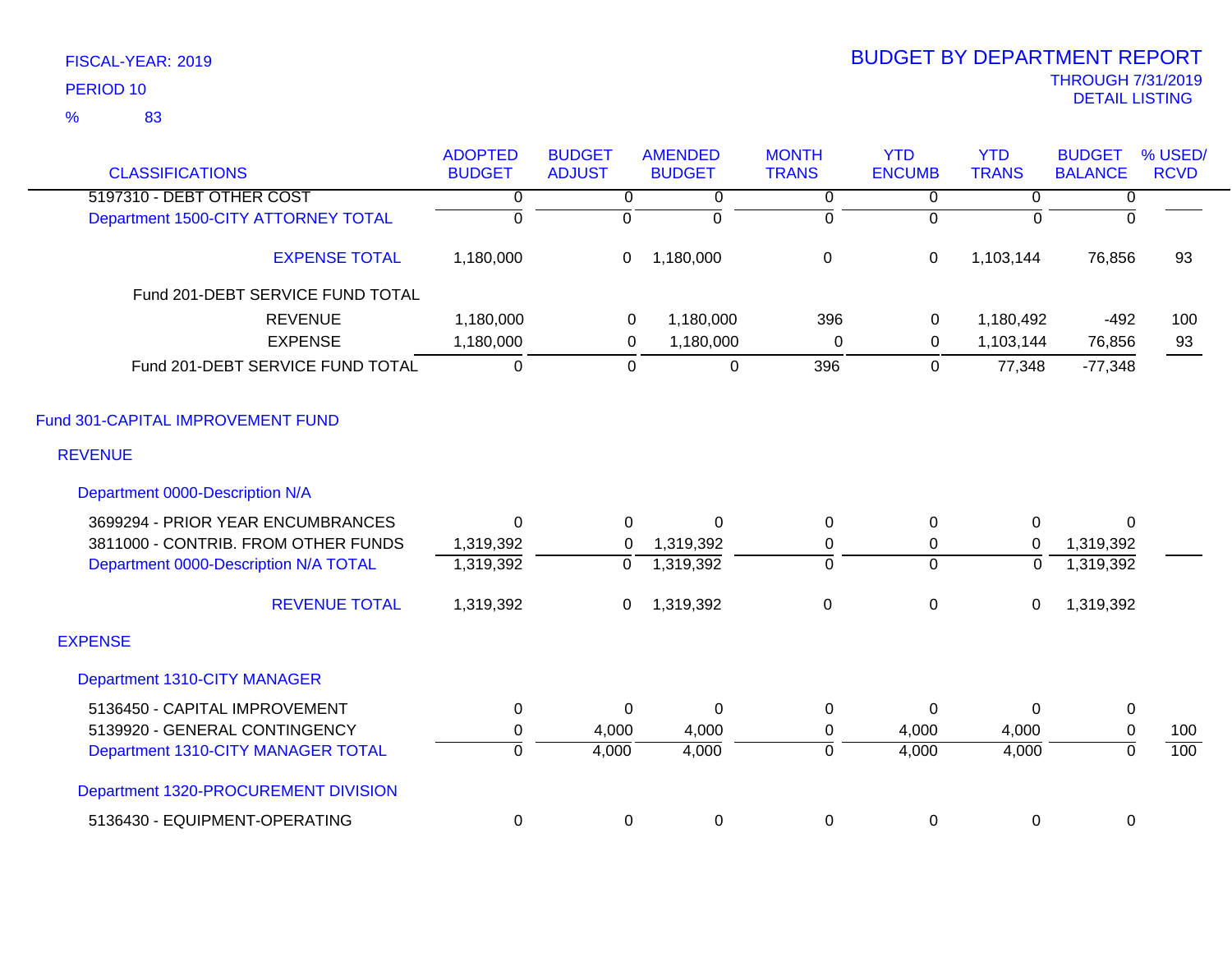FISCAL-YEAR: 2019

PERIOD 10

% 83

# BUDGET BY DEPARTMENT REPORT

THROUGH 7/31/2019
DETAIL LISTING

| CLASSIFICATIONS | ADOPTED BUDGET | BUDGET ADJUST | AMENDED BUDGET | MONTH TRANS | YTD ENCUMB | YTD TRANS | BUDGET BALANCE | % USED/ RCVD |
|---|---|---|---|---|---|---|---|---|
| 5197310 - DEBT OTHER COST | 0 | 0 | 0 | 0 | 0 | 0 | 0 | |
| Department 1500-CITY ATTORNEY TOTAL | 0 | 0 | 0 | 0 | 0 | 0 | 0 | |
| EXPENSE TOTAL | 1,180,000 | 0 | 1,180,000 | 0 | 0 | 1,103,144 | 76,856 | 93 |
| Fund 201-DEBT SERVICE FUND TOTAL | | | | | | | | |
| REVENUE | 1,180,000 | 0 | 1,180,000 | 396 | 0 | 1,180,492 | -492 | 100 |
| EXPENSE | 1,180,000 | 0 | 1,180,000 | 0 | 0 | 1,103,144 | 76,856 | 93 |
| Fund 201-DEBT SERVICE FUND TOTAL | 0 | 0 | 0 | 396 | 0 | 77,348 | -77,348 | |
| **Fund 301-CAPITAL IMPROVEMENT FUND** | | | | | | | | |
| **REVENUE** | | | | | | | | |
| Department 0000-Description N/A | | | | | | | | |
| 3699294 - PRIOR YEAR ENCUMBRANCES | 0 | 0 | 0 | 0 | 0 | 0 | 0 | |
| 3811000 - CONTRIB. FROM OTHER FUNDS | 1,319,392 | 0 | 1,319,392 | 0 | 0 | 0 | 1,319,392 | |
| Department 0000-Description N/A TOTAL | 1,319,392 | 0 | 1,319,392 | 0 | 0 | 0 | 1,319,392 | |
| REVENUE TOTAL | 1,319,392 | 0 | 1,319,392 | 0 | 0 | 0 | 1,319,392 | |
| **EXPENSE** | | | | | | | | |
| Department 1310-CITY MANAGER | | | | | | | | |
| 5136450 - CAPITAL IMPROVEMENT | 0 | 0 | 0 | 0 | 0 | 0 | 0 | |
| 5139920 - GENERAL CONTINGENCY | 0 | 4,000 | 4,000 | 0 | 4,000 | 4,000 | 0 | 100 |
| Department 1310-CITY MANAGER TOTAL | 0 | 4,000 | 4,000 | 0 | 4,000 | 4,000 | 0 | 100 |
| Department 1320-PROCUREMENT DIVISION | | | | | | | | |
| 5136430 - EQUIPMENT-OPERATING | 0 | 0 | 0 | 0 | 0 | 0 | 0 | |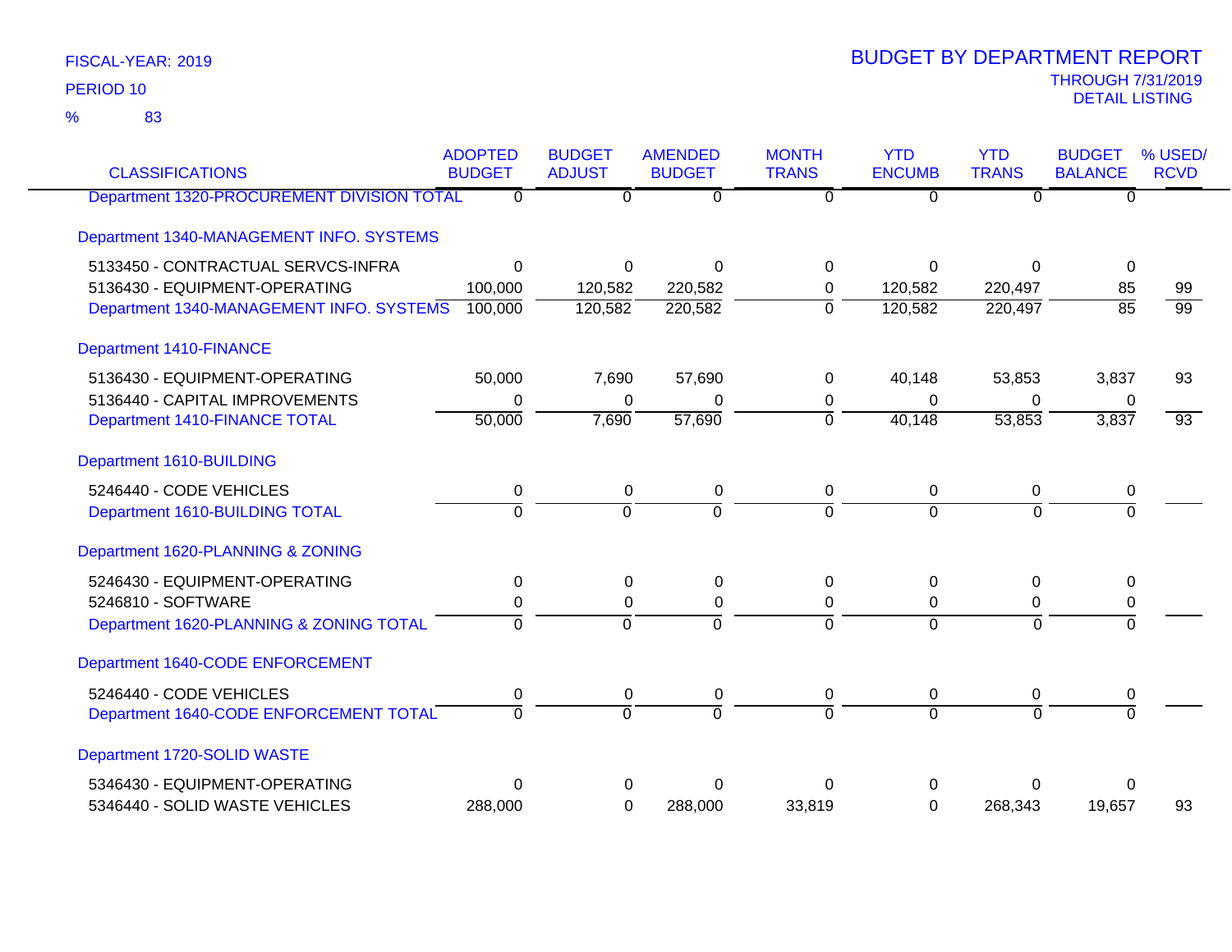FISCAL-YEAR: 2019

PERIOD 10

% 83

# BUDGET BY DEPARTMENT REPORT

THROUGH 7/31/2019

DETAIL LISTING

| CLASSIFICATIONS | ADOPTED BUDGET | BUDGET ADJUST | AMENDED BUDGET | MONTH TRANS | YTD ENCUMB | YTD TRANS | BUDGET BALANCE | % USED/ RCVD |
|---|---|---|---|---|---|---|---|---|
| Department 1320-PROCUREMENT DIVISION TOTAL | 0 | 0 | 0 | 0 | 0 | 0 | 0 | |
| **Department 1340-MANAGEMENT INFO. SYSTEMS** | | | | | | | | |
| 5133450 - CONTRACTUAL SERVCS-INFRA | 0 | 0 | 0 | 0 | 0 | 0 | 0 | |
| 5136430 - EQUIPMENT-OPERATING | 100,000 | 120,582 | 220,582 | 0 | 120,582 | 220,497 | 85 | 99 |
| Department 1340-MANAGEMENT INFO. SYSTEMS | 100,000 | 120,582 | 220,582 | 0 | 120,582 | 220,497 | 85 | 99 |
| **Department 1410-FINANCE** | | | | | | | | |
| 5136430 - EQUIPMENT-OPERATING | 50,000 | 7,690 | 57,690 | 0 | 40,148 | 53,853 | 3,837 | 93 |
| 5136440 - CAPITAL IMPROVEMENTS | 0 | 0 | 0 | 0 | 0 | 0 | 0 | |
| Department 1410-FINANCE TOTAL | 50,000 | 7,690 | 57,690 | 0 | 40,148 | 53,853 | 3,837 | 93 |
| **Department 1610-BUILDING** | | | | | | | | |
| 5246440 - CODE VEHICLES | 0 | 0 | 0 | 0 | 0 | 0 | 0 | |
| Department 1610-BUILDING TOTAL | 0 | 0 | 0 | 0 | 0 | 0 | 0 | |
| **Department 1620-PLANNING & ZONING** | | | | | | | | |
| 5246430 - EQUIPMENT-OPERATING | 0 | 0 | 0 | 0 | 0 | 0 | 0 | |
| 5246810 - SOFTWARE | 0 | 0 | 0 | 0 | 0 | 0 | 0 | |
| Department 1620-PLANNING & ZONING TOTAL | 0 | 0 | 0 | 0 | 0 | 0 | 0 | |
| **Department 1640-CODE ENFORCEMENT** | | | | | | | | |
| 5246440 - CODE VEHICLES | 0 | 0 | 0 | 0 | 0 | 0 | 0 | |
| Department 1640-CODE ENFORCEMENT TOTAL | 0 | 0 | 0 | 0 | 0 | 0 | 0 | |
| **Department 1720-SOLID WASTE** | | | | | | | | |
| 5346430 - EQUIPMENT-OPERATING | 0 | 0 | 0 | 0 | 0 | 0 | 0 | |
| 5346440 - SOLID WASTE VEHICLES | 288,000 | 0 | 288,000 | 33,819 | 0 | 268,343 | 19,657 | 93 |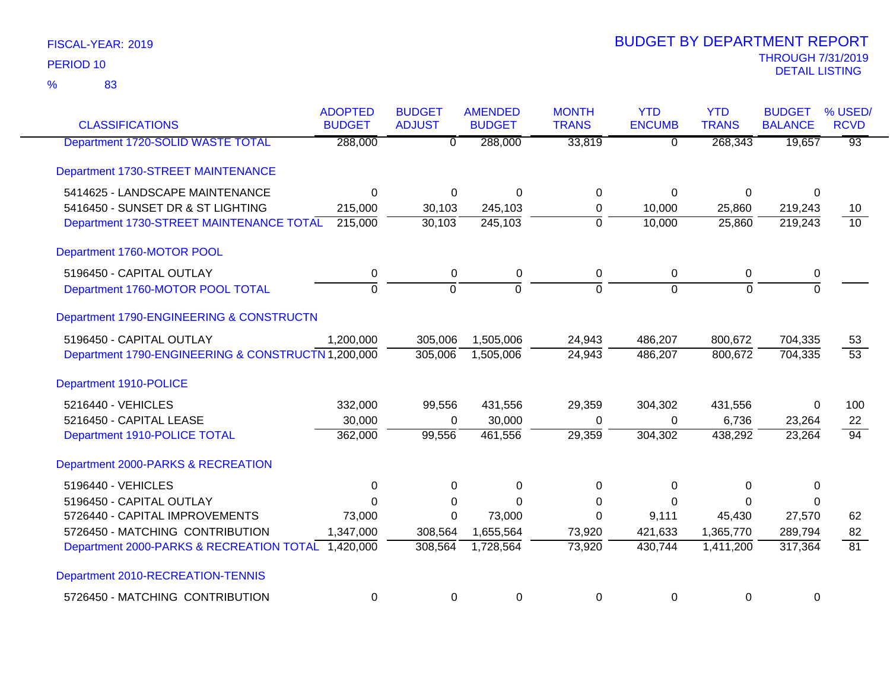FISCAL-YEAR: 2019
PERIOD 10
% 83

# BUDGET BY DEPARTMENT REPORT

THROUGH 7/31/2019
DETAIL LISTING

| CLASSIFICATIONS | ADOPTED BUDGET | BUDGET ADJUST | AMENDED BUDGET | MONTH TRANS | YTD ENCUMB | YTD TRANS | BUDGET BALANCE | % USED/ RCVD |
|---|---|---|---|---|---|---|---|---|
| Department 1720-SOLID WASTE TOTAL | 288,000 | 0 | 288,000 | 33,819 | 0 | 268,343 | 19,657 | 93 |
| **Department 1730-STREET MAINTENANCE** | | | | | | | | |
| 5414625 - LANDSCAPE MAINTENANCE | 0 | 0 | 0 | 0 | 0 | 0 | 0 | |
| 5416450 - SUNSET DR & ST LIGHTING | 215,000 | 30,103 | 245,103 | 0 | 10,000 | 25,860 | 219,243 | 10 |
| Department 1730-STREET MAINTENANCE TOTAL | 215,000 | 30,103 | 245,103 | 0 | 10,000 | 25,860 | 219,243 | 10 |
| **Department 1760-MOTOR POOL** | | | | | | | | |
| 5196450 - CAPITAL OUTLAY | 0 | 0 | 0 | 0 | 0 | 0 | 0 | |
| Department 1760-MOTOR POOL TOTAL | 0 | 0 | 0 | 0 | 0 | 0 | 0 | |
| **Department 1790-ENGINEERING & CONSTRUCTN** | | | | | | | | |
| 5196450 - CAPITAL OUTLAY | 1,200,000 | 305,006 | 1,505,006 | 24,943 | 486,207 | 800,672 | 704,335 | 53 |
| Department 1790-ENGINEERING & CONSTRUCTN | 1,200,000 | 305,006 | 1,505,006 | 24,943 | 486,207 | 800,672 | 704,335 | 53 |
| **Department 1910-POLICE** | | | | | | | | |
| 5216440 - VEHICLES | 332,000 | 99,556 | 431,556 | 29,359 | 304,302 | 431,556 | 0 | 100 |
| 5216450 - CAPITAL LEASE | 30,000 | 0 | 30,000 | 0 | 0 | 6,736 | 23,264 | 22 |
| Department 1910-POLICE TOTAL | 362,000 | 99,556 | 461,556 | 29,359 | 304,302 | 438,292 | 23,264 | 94 |
| **Department 2000-PARKS & RECREATION** | | | | | | | | |
| 5196440 - VEHICLES | 0 | 0 | 0 | 0 | 0 | 0 | 0 | |
| 5196450 - CAPITAL OUTLAY | 0 | 0 | 0 | 0 | 0 | 0 | 0 | |
| 5726440 - CAPITAL IMPROVEMENTS | 73,000 | 0 | 73,000 | 0 | 9,111 | 45,430 | 27,570 | 62 |
| 5726450 - MATCHING CONTRIBUTION | 1,347,000 | 308,564 | 1,655,564 | 73,920 | 421,633 | 1,365,770 | 289,794 | 82 |
| Department 2000-PARKS & RECREATION TOTAL | 1,420,000 | 308,564 | 1,728,564 | 73,920 | 430,744 | 1,411,200 | 317,364 | 81 |
| **Department 2010-RECREATION-TENNIS** | | | | | | | | |
| 5726450 - MATCHING CONTRIBUTION | 0 | 0 | 0 | 0 | 0 | 0 | 0 | |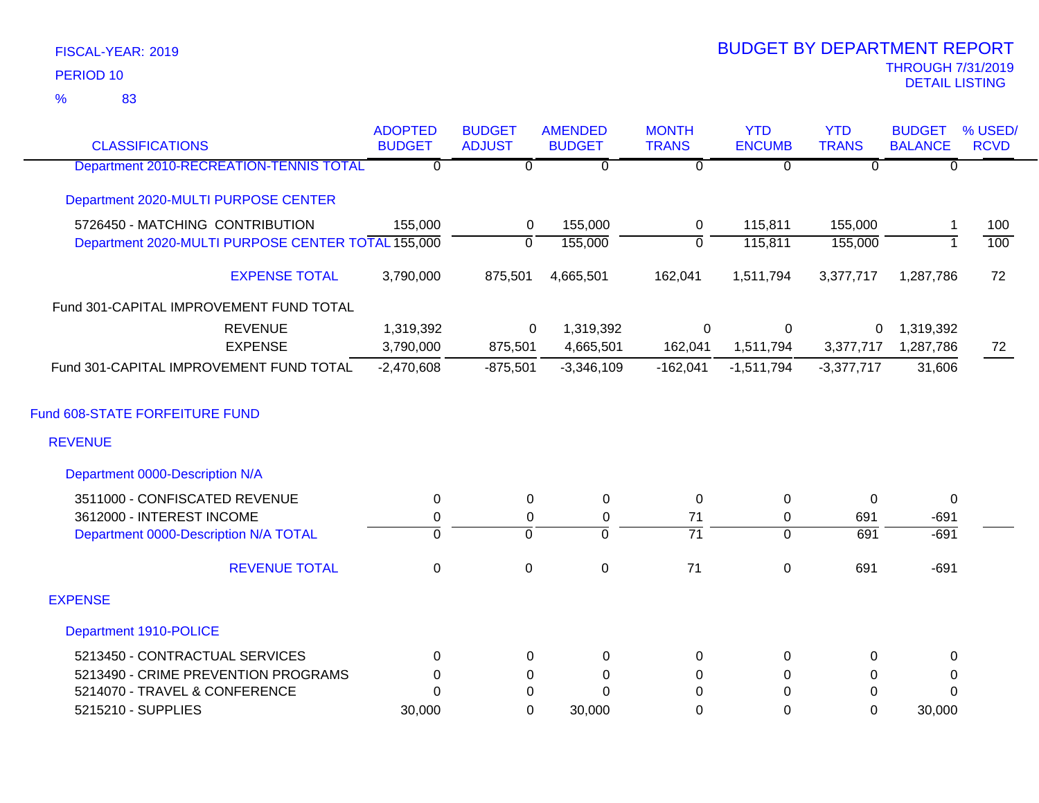FISCAL-YEAR: 2019

PERIOD 10

% 83

# BUDGET BY DEPARTMENT REPORT

THROUGH 7/31/2019

DETAIL LISTING

| CLASSIFICATIONS | ADOPTED BUDGET | BUDGET ADJUST | AMENDED BUDGET | MONTH TRANS | YTD ENCUMB | YTD TRANS | BUDGET BALANCE | % USED/ RCVD |
|---|---|---|---|---|---|---|---|---|
| Department 2010-RECREATION-TENNIS TOTAL | 0 | 0 | 0 | 0 | 0 | 0 | 0 | |
| Department 2020-MULTI PURPOSE CENTER | | | | | | | | |
| 5726450 - MATCHING CONTRIBUTION | 155,000 | 0 | 155,000 | 0 | 115,811 | 155,000 | 1 | 100 |
| Department 2020-MULTI PURPOSE CENTER TOTAL | 155,000 | 0 | 155,000 | 0 | 115,811 | 155,000 | 1 | 100 |
| EXPENSE TOTAL | 3,790,000 | 875,501 | 4,665,501 | 162,041 | 1,511,794 | 3,377,717 | 1,287,786 | 72 |
| Fund 301-CAPITAL IMPROVEMENT FUND TOTAL | | | | | | | | |
| REVENUE | 1,319,392 | 0 | 1,319,392 | 0 | 0 | 0 | 1,319,392 | |
| EXPENSE | 3,790,000 | 875,501 | 4,665,501 | 162,041 | 1,511,794 | 3,377,717 | 1,287,786 | 72 |
| Fund 301-CAPITAL IMPROVEMENT FUND TOTAL | -2,470,608 | -875,501 | -3,346,109 | -162,041 | -1,511,794 | -3,377,717 | 31,606 | |
| Fund 608-STATE FORFEITURE FUND | | | | | | | | |
| REVENUE | | | | | | | | |
| Department 0000-Description N/A | | | | | | | | |
| 3511000 - CONFISCATED REVENUE | 0 | 0 | 0 | 0 | 0 | 0 | 0 | |
| 3612000 - INTEREST INCOME | 0 | 0 | 0 | 71 | 0 | 691 | -691 | |
| Department 0000-Description N/A TOTAL | 0 | 0 | 0 | 71 | 0 | 691 | -691 | |
| REVENUE TOTAL | 0 | 0 | 0 | 71 | 0 | 691 | -691 | |
| EXPENSE | | | | | | | | |
| Department 1910-POLICE | | | | | | | | |
| 5213450 - CONTRACTUAL SERVICES | 0 | 0 | 0 | 0 | 0 | 0 | 0 | |
| 5213490 - CRIME PREVENTION PROGRAMS | 0 | 0 | 0 | 0 | 0 | 0 | 0 | |
| 5214070 - TRAVEL & CONFERENCE | 0 | 0 | 0 | 0 | 0 | 0 | 0 | |
| 5215210 - SUPPLIES | 30,000 | 0 | 30,000 | 0 | 0 | 0 | 30,000 | |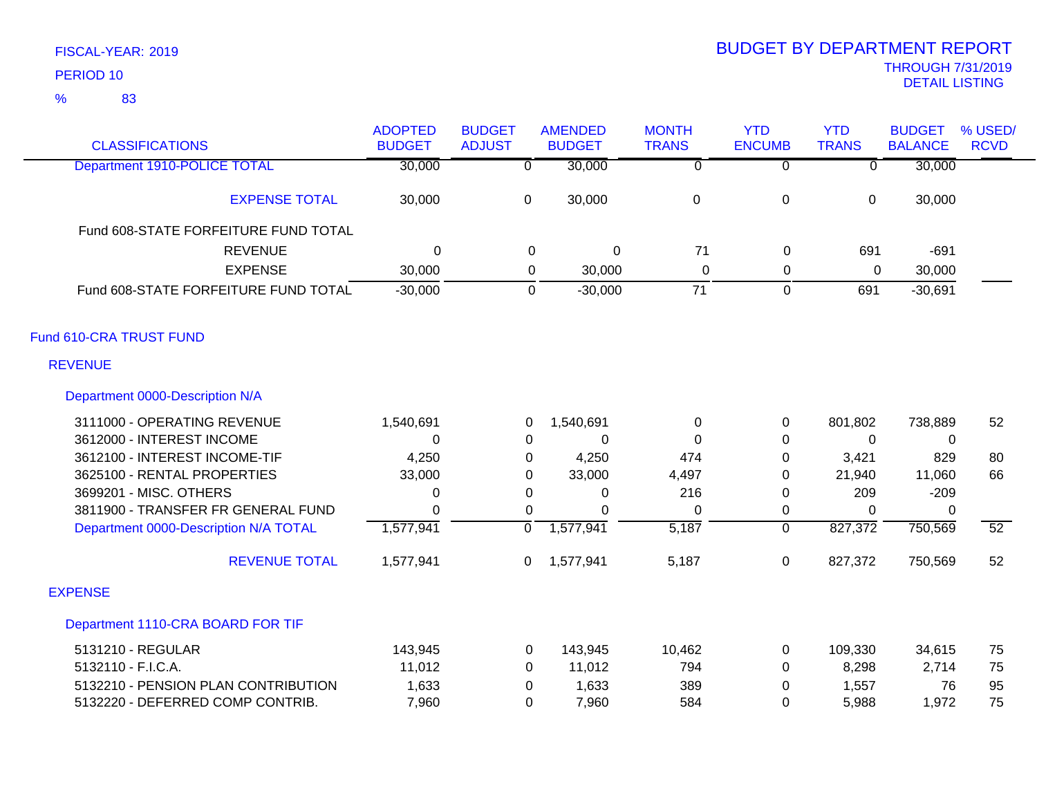FISCAL-YEAR: 2019

PERIOD 10

% 83

# BUDGET BY DEPARTMENT REPORT

THROUGH 7/31/2019

DETAIL LISTING

| CLASSIFICATIONS | ADOPTED BUDGET | BUDGET ADJUST | AMENDED BUDGET | MONTH TRANS | YTD ENCUMB | YTD TRANS | BUDGET BALANCE | % USED/ RCVD |
|---|---|---|---|---|---|---|---|---|
| Department 1910-POLICE TOTAL | 30,000 | 0 | 30,000 | 0 | 0 | 0 | 30,000 | |
| EXPENSE TOTAL | 30,000 | 0 | 30,000 | 0 | 0 | 0 | 30,000 | |
| Fund 608-STATE FORFEITURE FUND TOTAL | | | | | | | | |
| REVENUE | 0 | 0 | 0 | 71 | 0 | 691 | -691 | |
| EXPENSE | 30,000 | 0 | 30,000 | 0 | 0 | 0 | 30,000 | |
| Fund 608-STATE FORFEITURE FUND TOTAL | -30,000 | 0 | -30,000 | 71 | 0 | 691 | -30,691 | |
| **Fund 610-CRA TRUST FUND** | | | | | | | | |
| **REVENUE** | | | | | | | | |
| **Department 0000-Description N/A** | | | | | | | | |
| 3111000 - OPERATING REVENUE | 1,540,691 | 0 | 1,540,691 | 0 | 0 | 801,802 | 738,889 | 52 |
| 3612000 - INTEREST INCOME | 0 | 0 | 0 | 0 | 0 | 0 | 0 | |
| 3612100 - INTEREST INCOME-TIF | 4,250 | 0 | 4,250 | 474 | 0 | 3,421 | 829 | 80 |
| 3625100 - RENTAL PROPERTIES | 33,000 | 0 | 33,000 | 4,497 | 0 | 21,940 | 11,060 | 66 |
| 3699201 - MISC. OTHERS | 0 | 0 | 0 | 216 | 0 | 209 | -209 | |
| 3811900 - TRANSFER FR GENERAL FUND | 0 | 0 | 0 | 0 | 0 | 0 | 0 | |
| Department 0000-Description N/A TOTAL | 1,577,941 | 0 | 1,577,941 | 5,187 | 0 | 827,372 | 750,569 | 52 |
| REVENUE TOTAL | 1,577,941 | 0 | 1,577,941 | 5,187 | 0 | 827,372 | 750,569 | 52 |
| **EXPENSE** | | | | | | | | |
| **Department 1110-CRA BOARD FOR TIF** | | | | | | | | |
| 5131210 - REGULAR | 143,945 | 0 | 143,945 | 10,462 | 0 | 109,330 | 34,615 | 75 |
| 5132110 - F.I.C.A. | 11,012 | 0 | 11,012 | 794 | 0 | 8,298 | 2,714 | 75 |
| 5132210 - PENSION PLAN CONTRIBUTION | 1,633 | 0 | 1,633 | 389 | 0 | 1,557 | 76 | 95 |
| 5132220 - DEFERRED COMP CONTRIB. | 7,960 | 0 | 7,960 | 584 | 0 | 5,988 | 1,972 | 75 |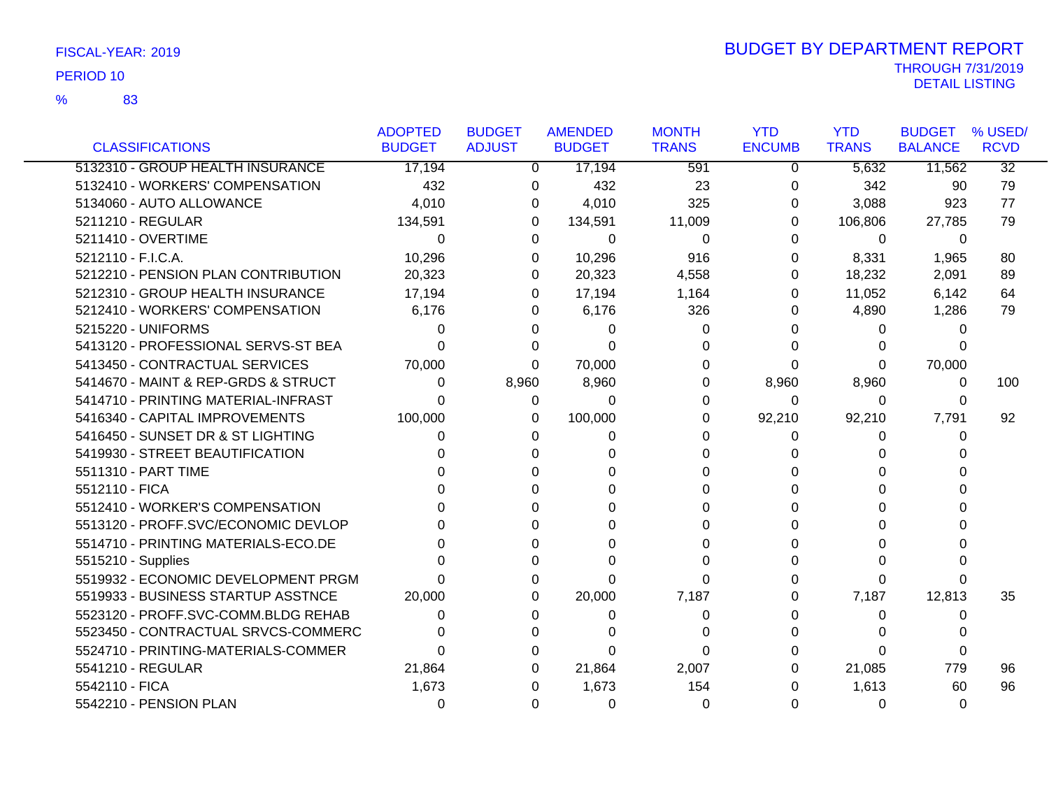FISCAL-YEAR: 2019

PERIOD 10

% 83

# BUDGET BY DEPARTMENT REPORT

THROUGH 7/31/2019
DETAIL LISTING

| CLASSIFICATIONS | ADOPTED BUDGET | BUDGET ADJUST | AMENDED BUDGET | MONTH TRANS | YTD ENCUMB | YTD TRANS | BUDGET BALANCE | % USED/ RCVD |
|---|---|---|---|---|---|---|---|---|
| 5132310 - GROUP HEALTH INSURANCE | 17,194 | 0 | 17,194 | 591 | 0 | 5,632 | 11,562 | 32 |
| 5132410 - WORKERS' COMPENSATION | 432 | 0 | 432 | 23 | 0 | 342 | 90 | 79 |
| 5134060 - AUTO ALLOWANCE | 4,010 | 0 | 4,010 | 325 | 0 | 3,088 | 923 | 77 |
| 5211210 - REGULAR | 134,591 | 0 | 134,591 | 11,009 | 0 | 106,806 | 27,785 | 79 |
| 5211410 - OVERTIME | 0 | 0 | 0 | 0 | 0 | 0 | 0 | |
| 5212110 - F.I.C.A. | 10,296 | 0 | 10,296 | 916 | 0 | 8,331 | 1,965 | 80 |
| 5212210 - PENSION PLAN CONTRIBUTION | 20,323 | 0 | 20,323 | 4,558 | 0 | 18,232 | 2,091 | 89 |
| 5212310 - GROUP HEALTH INSURANCE | 17,194 | 0 | 17,194 | 1,164 | 0 | 11,052 | 6,142 | 64 |
| 5212410 - WORKERS' COMPENSATION | 6,176 | 0 | 6,176 | 326 | 0 | 4,890 | 1,286 | 79 |
| 5215220 - UNIFORMS | 0 | 0 | 0 | 0 | 0 | 0 | 0 | |
| 5413120 - PROFESSIONAL SERVS-ST BEA | 0 | 0 | 0 | 0 | 0 | 0 | 0 | |
| 5413450 - CONTRACTUAL SERVICES | 70,000 | 0 | 70,000 | 0 | 0 | 0 | 70,000 | |
| 5414670 - MAINT & REP-GRDS & STRUCT | 0 | 8,960 | 8,960 | 0 | 8,960 | 8,960 | 0 | 100 |
| 5414710 - PRINTING MATERIAL-INFRAST | 0 | 0 | 0 | 0 | 0 | 0 | 0 | |
| 5416340 - CAPITAL IMPROVEMENTS | 100,000 | 0 | 100,000 | 0 | 92,210 | 92,210 | 7,791 | 92 |
| 5416450 - SUNSET DR & ST LIGHTING | 0 | 0 | 0 | 0 | 0 | 0 | 0 | |
| 5419930 - STREET BEAUTIFICATION | 0 | 0 | 0 | 0 | 0 | 0 | 0 | |
| 5511310 - PART TIME | 0 | 0 | 0 | 0 | 0 | 0 | 0 | |
| 5512110 - FICA | 0 | 0 | 0 | 0 | 0 | 0 | 0 | |
| 5512410 - WORKER'S COMPENSATION | 0 | 0 | 0 | 0 | 0 | 0 | 0 | |
| 5513120 - PROFF.SVC/ECONOMIC DEVLOP | 0 | 0 | 0 | 0 | 0 | 0 | 0 | |
| 5514710 - PRINTING MATERIALS-ECO.DE | 0 | 0 | 0 | 0 | 0 | 0 | 0 | |
| 5515210 - Supplies | 0 | 0 | 0 | 0 | 0 | 0 | 0 | |
| 5519932 - ECONOMIC DEVELOPMENT PRGM | 0 | 0 | 0 | 0 | 0 | 0 | 0 | |
| 5519933 - BUSINESS STARTUP ASSTNCE | 20,000 | 0 | 20,000 | 7,187 | 0 | 7,187 | 12,813 | 35 |
| 5523120 - PROFF.SVC-COMM.BLDG REHAB | 0 | 0 | 0 | 0 | 0 | 0 | 0 | |
| 5523450 - CONTRACTUAL SRVCS-COMMERC | 0 | 0 | 0 | 0 | 0 | 0 | 0 | |
| 5524710 - PRINTING-MATERIALS-COMMER | 0 | 0 | 0 | 0 | 0 | 0 | 0 | |
| 5541210 - REGULAR | 21,864 | 0 | 21,864 | 2,007 | 0 | 21,085 | 779 | 96 |
| 5542110 - FICA | 1,673 | 0 | 1,673 | 154 | 0 | 1,613 | 60 | 96 |
| 5542210 - PENSION PLAN | 0 | 0 | 0 | 0 | 0 | 0 | 0 | |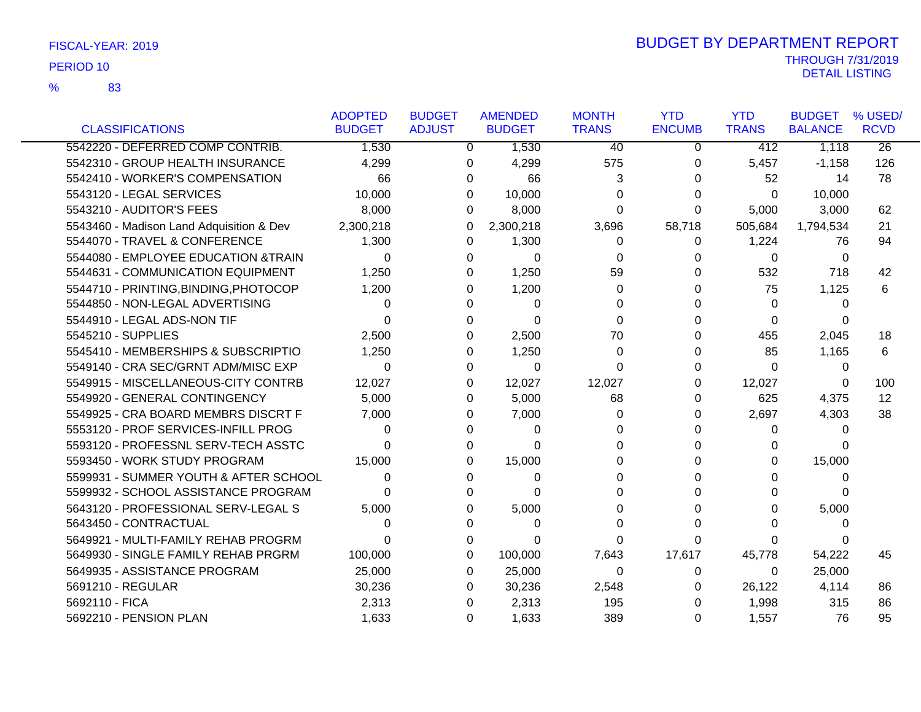FISCAL-YEAR: 2019

PERIOD 10

% 83

# BUDGET BY DEPARTMENT REPORT

THROUGH 7/31/2019

DETAIL LISTING

| CLASSIFICATIONS | ADOPTED BUDGET | BUDGET ADJUST | AMENDED BUDGET | MONTH TRANS | YTD ENCUMB | YTD TRANS | BUDGET BALANCE | % USED/ RCVD |
|---|---|---|---|---|---|---|---|---|
| 5542220 - DEFERRED COMP CONTRIB. | 1,530 | 0 | 1,530 | 40 | 0 | 412 | 1,118 | 26 |
| 5542310 - GROUP HEALTH INSURANCE | 4,299 | 0 | 4,299 | 575 | 0 | 5,457 | -1,158 | 126 |
| 5542410 - WORKER'S COMPENSATION | 66 | 0 | 66 | 3 | 0 | 52 | 14 | 78 |
| 5543120 - LEGAL SERVICES | 10,000 | 0 | 10,000 | 0 | 0 | 0 | 10,000 | |
| 5543210 - AUDITOR'S FEES | 8,000 | 0 | 8,000 | 0 | 0 | 5,000 | 3,000 | 62 |
| 5543460 - Madison Land Adquisition & Dev | 2,300,218 | 0 | 2,300,218 | 3,696 | 58,718 | 505,684 | 1,794,534 | 21 |
| 5544070 - TRAVEL & CONFERENCE | 1,300 | 0 | 1,300 | 0 | 0 | 1,224 | 76 | 94 |
| 5544080 - EMPLOYEE EDUCATION &TRAIN | 0 | 0 | 0 | 0 | 0 | 0 | 0 | |
| 5544631 - COMMUNICATION EQUIPMENT | 1,250 | 0 | 1,250 | 59 | 0 | 532 | 718 | 42 |
| 5544710 - PRINTING,BINDING,PHOTOCOP | 1,200 | 0 | 1,200 | 0 | 0 | 75 | 1,125 | 6 |
| 5544850 - NON-LEGAL ADVERTISING | 0 | 0 | 0 | 0 | 0 | 0 | 0 | |
| 5544910 - LEGAL ADS-NON TIF | 0 | 0 | 0 | 0 | 0 | 0 | 0 | |
| 5545210 - SUPPLIES | 2,500 | 0 | 2,500 | 70 | 0 | 455 | 2,045 | 18 |
| 5545410 - MEMBERSHIPS & SUBSCRIPTIO | 1,250 | 0 | 1,250 | 0 | 0 | 85 | 1,165 | 6 |
| 5549140 - CRA SEC/GRNT ADM/MISC EXP | 0 | 0 | 0 | 0 | 0 | 0 | 0 | |
| 5549915 - MISCELLANEOUS-CITY CONTRB | 12,027 | 0 | 12,027 | 12,027 | 0 | 12,027 | 0 | 100 |
| 5549920 - GENERAL CONTINGENCY | 5,000 | 0 | 5,000 | 68 | 0 | 625 | 4,375 | 12 |
| 5549925 - CRA BOARD MEMBRS DISCRT F | 7,000 | 0 | 7,000 | 0 | 0 | 2,697 | 4,303 | 38 |
| 5553120 - PROF SERVICES-INFILL PROG | 0 | 0 | 0 | 0 | 0 | 0 | 0 | |
| 5593120 - PROFESSNL SERV-TECH ASSTC | 0 | 0 | 0 | 0 | 0 | 0 | 0 | |
| 5593450 - WORK STUDY PROGRAM | 15,000 | 0 | 15,000 | 0 | 0 | 0 | 15,000 | |
| 5599931 - SUMMER YOUTH & AFTER SCHOOL | 0 | 0 | 0 | 0 | 0 | 0 | 0 | |
| 5599932 - SCHOOL ASSISTANCE PROGRAM | 0 | 0 | 0 | 0 | 0 | 0 | 0 | |
| 5643120 - PROFESSIONAL SERV-LEGAL S | 5,000 | 0 | 5,000 | 0 | 0 | 0 | 5,000 | |
| 5643450 - CONTRACTUAL | 0 | 0 | 0 | 0 | 0 | 0 | 0 | |
| 5649921 - MULTI-FAMILY REHAB PROGRM | 0 | 0 | 0 | 0 | 0 | 0 | 0 | |
| 5649930 - SINGLE FAMILY REHAB PRGRM | 100,000 | 0 | 100,000 | 7,643 | 17,617 | 45,778 | 54,222 | 45 |
| 5649935 - ASSISTANCE PROGRAM | 25,000 | 0 | 25,000 | 0 | 0 | 0 | 25,000 | |
| 5691210 - REGULAR | 30,236 | 0 | 30,236 | 2,548 | 0 | 26,122 | 4,114 | 86 |
| 5692110 - FICA | 2,313 | 0 | 2,313 | 195 | 0 | 1,998 | 315 | 86 |
| 5692210 - PENSION PLAN | 1,633 | 0 | 1,633 | 389 | 0 | 1,557 | 76 | 95 |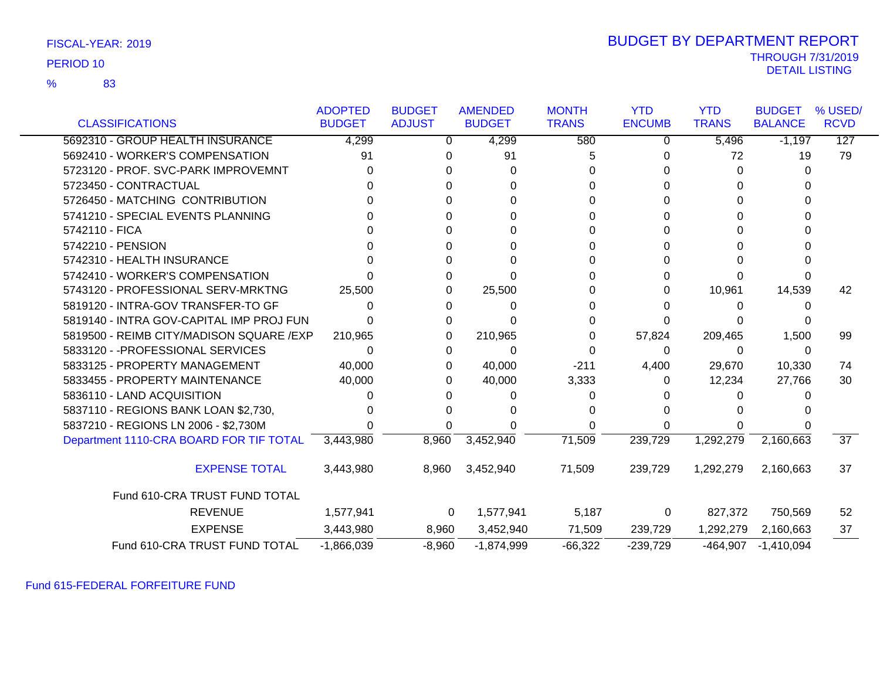FISCAL-YEAR: 2019

PERIOD 10

% 83

# BUDGET BY DEPARTMENT REPORT

THROUGH 7/31/2019
DETAIL LISTING

| CLASSIFICATIONS | ADOPTED BUDGET | BUDGET ADJUST | AMENDED BUDGET | MONTH TRANS | YTD ENCUMB | YTD TRANS | BUDGET BALANCE | % USED/ RCVD |
|---|---|---|---|---|---|---|---|---|
| 5692310 - GROUP HEALTH INSURANCE | 4,299 | 0 | 4,299 | 580 | 0 | 5,496 | -1,197 | 127 |
| 5692410 - WORKER'S COMPENSATION | 91 | 0 | 91 | 5 | 0 | 72 | 19 | 79 |
| 5723120 - PROF. SVC-PARK IMPROVEMNT | 0 | 0 | 0 | 0 | 0 | 0 | 0 | |
| 5723450 - CONTRACTUAL | 0 | 0 | 0 | 0 | 0 | 0 | 0 | |
| 5726450 - MATCHING CONTRIBUTION | 0 | 0 | 0 | 0 | 0 | 0 | 0 | |
| 5741210 - SPECIAL EVENTS PLANNING | 0 | 0 | 0 | 0 | 0 | 0 | 0 | |
| 5742110 - FICA | 0 | 0 | 0 | 0 | 0 | 0 | 0 | |
| 5742210 - PENSION | 0 | 0 | 0 | 0 | 0 | 0 | 0 | |
| 5742310 - HEALTH INSURANCE | 0 | 0 | 0 | 0 | 0 | 0 | 0 | |
| 5742410 - WORKER'S COMPENSATION | 0 | 0 | 0 | 0 | 0 | 0 | 0 | |
| 5743120 - PROFESSIONAL SERV-MRKTNG | 25,500 | 0 | 25,500 | 0 | 0 | 10,961 | 14,539 | 42 |
| 5819120 - INTRA-GOV TRANSFER-TO GF | 0 | 0 | 0 | 0 | 0 | 0 | 0 | |
| 5819140 - INTRA GOV-CAPITAL IMP PROJ FUN | 0 | 0 | 0 | 0 | 0 | 0 | 0 | |
| 5819500 - REIMB CITY/MADISON SQUARE /EXP | 210,965 | 0 | 210,965 | 0 | 57,824 | 209,465 | 1,500 | 99 |
| 5833120 - -PROFESSIONAL SERVICES | 0 | 0 | 0 | 0 | 0 | 0 | 0 | |
| 5833125 - PROPERTY MANAGEMENT | 40,000 | 0 | 40,000 | -211 | 4,400 | 29,670 | 10,330 | 74 |
| 5833455 - PROPERTY MAINTENANCE | 40,000 | 0 | 40,000 | 3,333 | 0 | 12,234 | 27,766 | 30 |
| 5836110 - LAND ACQUISITION | 0 | 0 | 0 | 0 | 0 | 0 | 0 | |
| 5837110 - REGIONS BANK LOAN $2,730, | 0 | 0 | 0 | 0 | 0 | 0 | 0 | |
| 5837210 - REGIONS LN 2006 - $2,730M | 0 | 0 | 0 | 0 | 0 | 0 | 0 | |
| Department 1110-CRA BOARD FOR TIF TOTAL | 3,443,980 | 8,960 | 3,452,940 | 71,509 | 239,729 | 1,292,279 | 2,160,663 | 37 |
| EXPENSE TOTAL | 3,443,980 | 8,960 | 3,452,940 | 71,509 | 239,729 | 1,292,279 | 2,160,663 | 37 |
| Fund 610-CRA TRUST FUND TOTAL | | | | | | | | |
| REVENUE | 1,577,941 | 0 | 1,577,941 | 5,187 | 0 | 827,372 | 750,569 | 52 |
| EXPENSE | 3,443,980 | 8,960 | 3,452,940 | 71,509 | 239,729 | 1,292,279 | 2,160,663 | 37 |
| Fund 610-CRA TRUST FUND TOTAL | -1,866,039 | -8,960 | -1,874,999 | -66,322 | -239,729 | -464,907 | -1,410,094 | |

Fund 615-FEDERAL FORFEITURE FUND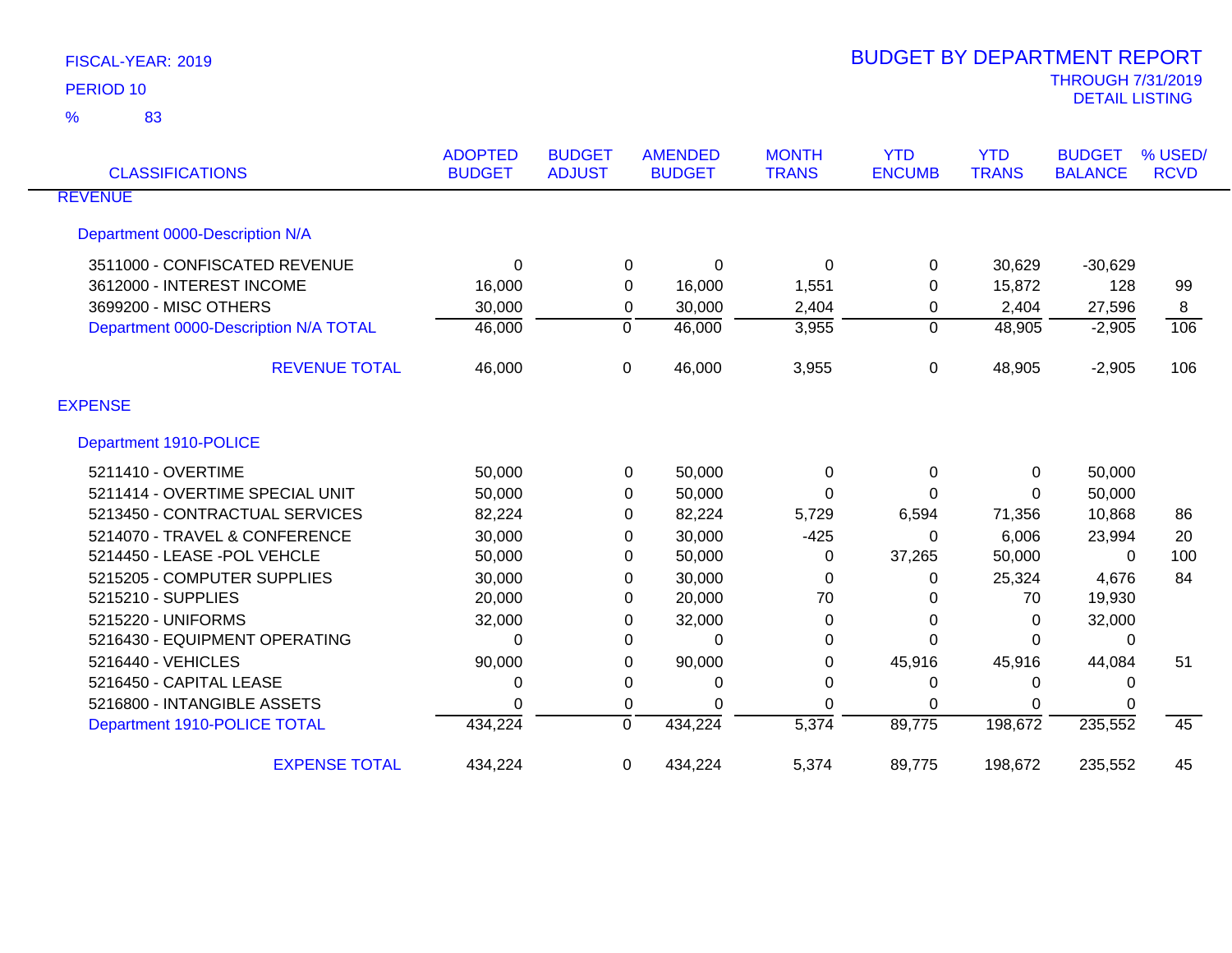FISCAL-YEAR: 2019

PERIOD 10

% 83

# BUDGET BY DEPARTMENT REPORT

THROUGH 7/31/2019

DETAIL LISTING

| CLASSIFICATIONS | ADOPTED BUDGET | BUDGET ADJUST | AMENDED BUDGET | MONTH TRANS | YTD ENCUMB | YTD TRANS | BUDGET BALANCE | % USED/ RCVD |
|---|---|---|---|---|---|---|---|---|
| **REVENUE** | | | | | | | | |
| Department 0000-Description N/A | | | | | | | | |
| 3511000 - CONFISCATED REVENUE | 0 | 0 | 0 | 0 | 0 | 30,629 | -30,629 | |
| 3612000 - INTEREST INCOME | 16,000 | 0 | 16,000 | 1,551 | 0 | 15,872 | 128 | 99 |
| 3699200 - MISC OTHERS | 30,000 | 0 | 30,000 | 2,404 | 0 | 2,404 | 27,596 | 8 |
| Department 0000-Description N/A TOTAL | 46,000 | 0 | 46,000 | 3,955 | 0 | 48,905 | -2,905 | 106 |
| REVENUE TOTAL | 46,000 | 0 | 46,000 | 3,955 | 0 | 48,905 | -2,905 | 106 |
| **EXPENSE** | | | | | | | | |
| Department 1910-POLICE | | | | | | | | |
| 5211410 - OVERTIME | 50,000 | 0 | 50,000 | 0 | 0 | 0 | 50,000 | |
| 5211414 - OVERTIME SPECIAL UNIT | 50,000 | 0 | 50,000 | 0 | 0 | 0 | 50,000 | |
| 5213450 - CONTRACTUAL SERVICES | 82,224 | 0 | 82,224 | 5,729 | 6,594 | 71,356 | 10,868 | 86 |
| 5214070 - TRAVEL & CONFERENCE | 30,000 | 0 | 30,000 | -425 | 0 | 6,006 | 23,994 | 20 |
| 5214450 - LEASE -POL VEHCLE | 50,000 | 0 | 50,000 | 0 | 37,265 | 50,000 | 0 | 100 |
| 5215205 - COMPUTER SUPPLIES | 30,000 | 0 | 30,000 | 0 | 0 | 25,324 | 4,676 | 84 |
| 5215210 - SUPPLIES | 20,000 | 0 | 20,000 | 70 | 0 | 70 | 19,930 | |
| 5215220 - UNIFORMS | 32,000 | 0 | 32,000 | 0 | 0 | 0 | 32,000 | |
| 5216430 - EQUIPMENT OPERATING | 0 | 0 | 0 | 0 | 0 | 0 | 0 | |
| 5216440 - VEHICLES | 90,000 | 0 | 90,000 | 0 | 45,916 | 45,916 | 44,084 | 51 |
| 5216450 - CAPITAL LEASE | 0 | 0 | 0 | 0 | 0 | 0 | 0 | |
| 5216800 - INTANGIBLE ASSETS | 0 | 0 | 0 | 0 | 0 | 0 | 0 | |
| Department 1910-POLICE TOTAL | 434,224 | 0 | 434,224 | 5,374 | 89,775 | 198,672 | 235,552 | 45 |
| EXPENSE TOTAL | 434,224 | 0 | 434,224 | 5,374 | 89,775 | 198,672 | 235,552 | 45 |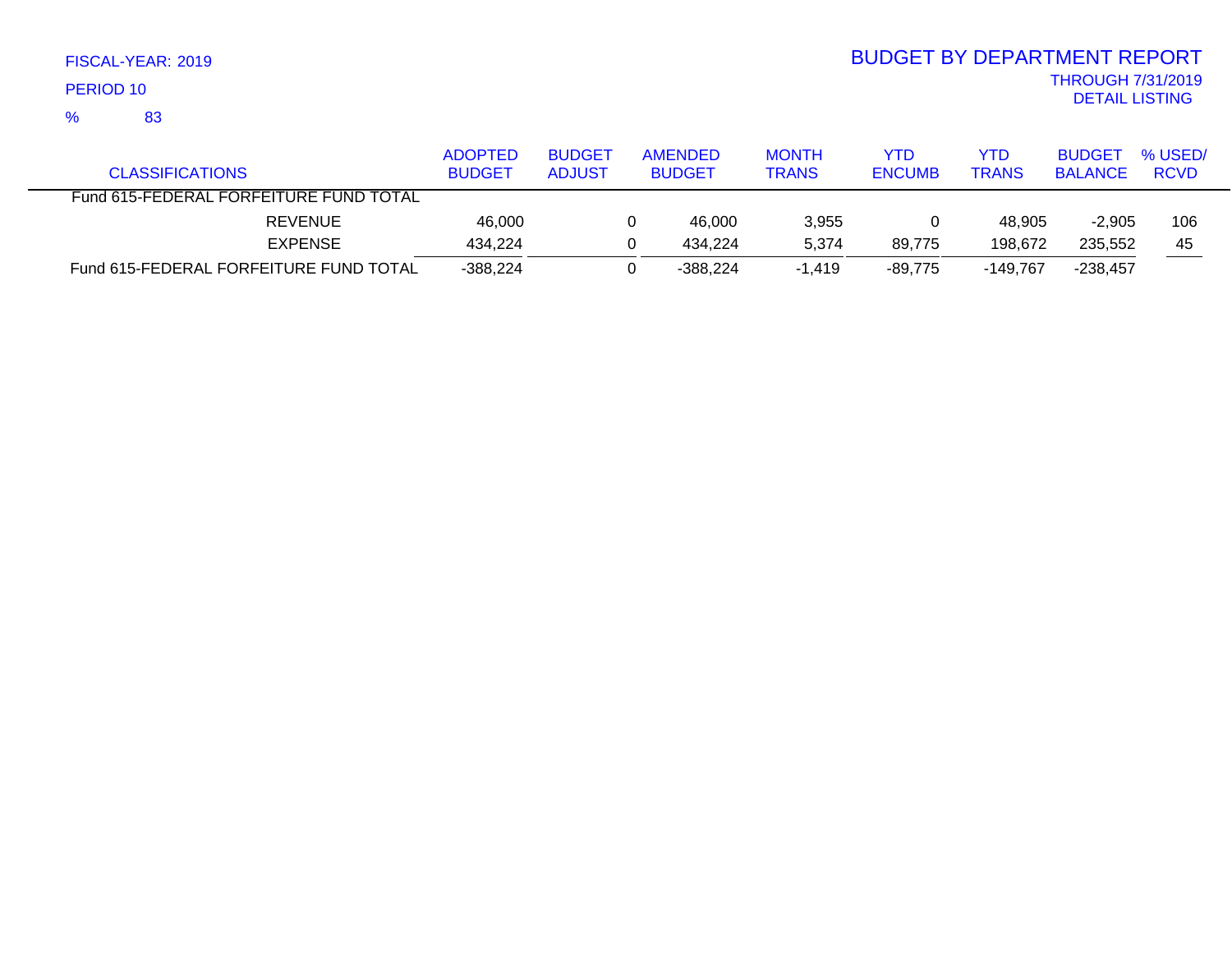FISCAL-YEAR: 2019

PERIOD 10

% 83

# BUDGET BY DEPARTMENT REPORT

THROUGH 7/31/2019

DETAIL LISTING

| CLASSIFICATIONS | ADOPTED BUDGET | BUDGET ADJUST | AMENDED BUDGET | MONTH TRANS | YTD ENCUMB | YTD TRANS | BUDGET BALANCE | % USED/ RCVD |
|---|---|---|---|---|---|---|---|---|
| Fund 615-FEDERAL FORFEITURE FUND TOTAL | | | | | | | | |
| REVENUE | 46,000 | 0 | 46,000 | 3,955 | 0 | 48,905 | -2,905 | 106 |
| EXPENSE | 434,224 | 0 | 434,224 | 5,374 | 89,775 | 198,672 | 235,552 | 45 |
| Fund 615-FEDERAL FORFEITURE FUND TOTAL | -388,224 | 0 | -388,224 | -1,419 | -89,775 | -149,767 | -238,457 | |